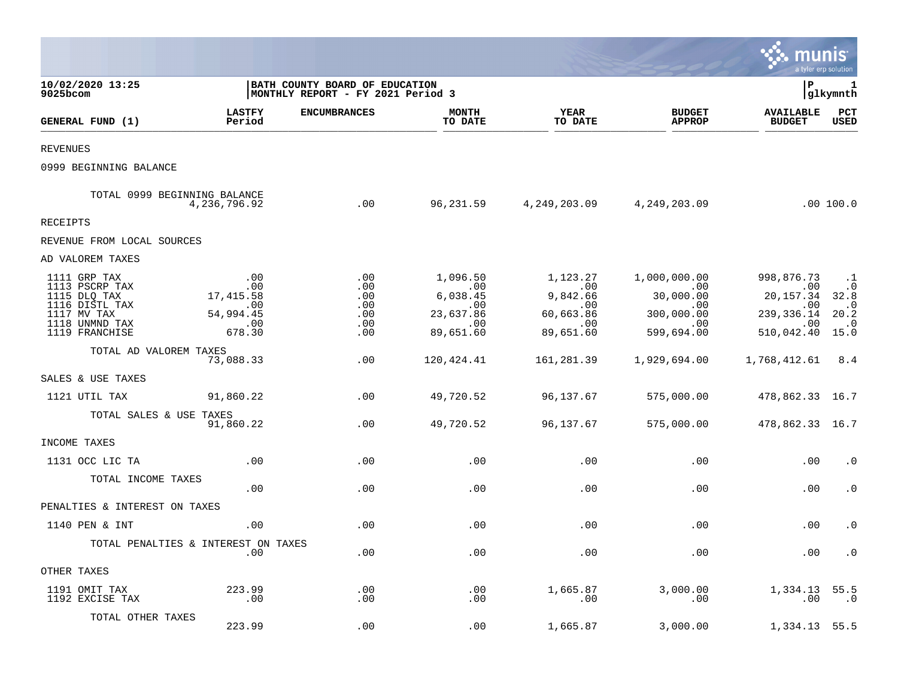10/02/2020 13:25 | BATH COUNTY BOARD OF EDUCATION | P 1
9025bcom | MONTHLY REPORT - FY 2021 Period 3 | glkymnth

| GENERAL FUND (1) | LASTFY Period | ENCUMBRANCES | MONTH TO DATE | YEAR TO DATE | BUDGET APPROP | AVAILABLE BUDGET | PCT USED |
|---|---|---|---|---|---|---|---|
| REVENUES | | | | | | | |
| 0999 BEGINNING BALANCE | | | | | | | |
| TOTAL 0999 BEGINNING BALANCE | 4,236,796.92 | .00 | 96,231.59 | 4,249,203.09 | 4,249,203.09 | .00 | 100.0 |
| RECEIPTS | | | | | | | |
| REVENUE FROM LOCAL SOURCES | | | | | | | |
| AD VALOREM TAXES | | | | | | | |
| 1111 GRP TAX | .00 | .00 | 1,096.50 | 1,123.27 | 1,000,000.00 | 998,876.73 | .1 |
| 1113 PSCRP TAX | .00 | .00 | .00 | .00 | .00 | .00 | .0 |
| 1115 DLQ TAX | 17,415.58 | .00 | 6,038.45 | 9,842.66 | 30,000.00 | 20,157.34 | 32.8 |
| 1116 DISTL TAX | .00 | .00 | .00 | .00 | .00 | .00 | .0 |
| 1117 MV TAX | 54,994.45 | .00 | 23,637.86 | 60,663.86 | 300,000.00 | 239,336.14 | 20.2 |
| 1118 UNMND TAX | .00 | .00 | .00 | .00 | .00 | .00 | .0 |
| 1119 FRANCHISE | 678.30 | .00 | 89,651.60 | 89,651.60 | 599,694.00 | 510,042.40 | 15.0 |
| TOTAL AD VALOREM TAXES | 73,088.33 | .00 | 120,424.41 | 161,281.39 | 1,929,694.00 | 1,768,412.61 | 8.4 |
| SALES & USE TAXES | | | | | | | |
| 1121 UTIL TAX | 91,860.22 | .00 | 49,720.52 | 96,137.67 | 575,000.00 | 478,862.33 | 16.7 |
| TOTAL SALES & USE TAXES | 91,860.22 | .00 | 49,720.52 | 96,137.67 | 575,000.00 | 478,862.33 | 16.7 |
| INCOME TAXES | | | | | | | |
| 1131 OCC LIC TA | .00 | .00 | .00 | .00 | .00 | .00 | .0 |
| TOTAL INCOME TAXES | .00 | .00 | .00 | .00 | .00 | .00 | .0 |
| PENALTIES & INTEREST ON TAXES | | | | | | | |
| 1140 PEN & INT | .00 | .00 | .00 | .00 | .00 | .00 | .0 |
| TOTAL PENALTIES & INTEREST ON TAXES | .00 | .00 | .00 | .00 | .00 | .00 | .0 |
| OTHER TAXES | | | | | | | |
| 1191 OMIT TAX | 223.99 | .00 | .00 | 1,665.87 | 3,000.00 | 1,334.13 | 55.5 |
| 1192 EXCISE TAX | .00 | .00 | .00 | .00 | .00 | .00 | .0 |
| TOTAL OTHER TAXES | 223.99 | .00 | .00 | 1,665.87 | 3,000.00 | 1,334.13 | 55.5 |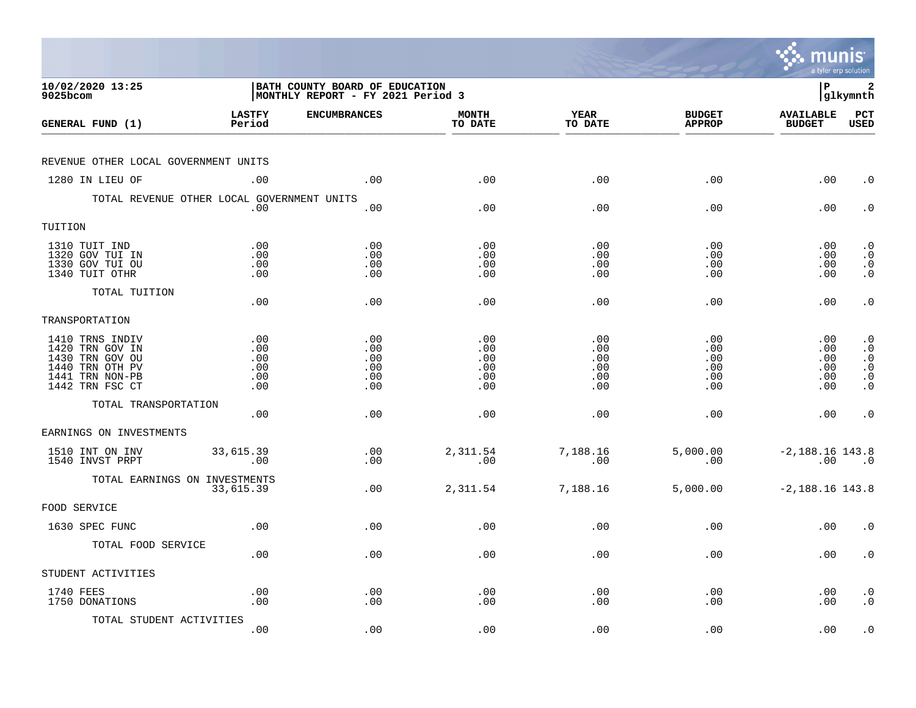**BATH COUNTY BOARD OF EDUCATION**
**MONTHLY REPORT - FY 2021 Period 3**

10/02/2020 13:25
9025bcom

| GENERAL FUND (1) | LASTFY Period | ENCUMBRANCES | MONTH TO DATE | YEAR TO DATE | BUDGET APPROP | AVAILABLE BUDGET | PCT USED |
|---|---|---|---|---|---|---|---|
| **REVENUE OTHER LOCAL GOVERNMENT UNITS** | | | | | | | |
| 1280 IN LIEU OF | .00 | .00 | .00 | .00 | .00 | .00 | .0 |
| TOTAL REVENUE OTHER LOCAL GOVERNMENT UNITS | .00 | .00 | .00 | .00 | .00 | .00 | .0 |
| **TUITION** | | | | | | | |
| 1310 TUIT IND | .00 | .00 | .00 | .00 | .00 | .00 | .0 |
| 1320 GOV TUI IN | .00 | .00 | .00 | .00 | .00 | .00 | .0 |
| 1330 GOV TUI OU | .00 | .00 | .00 | .00 | .00 | .00 | .0 |
| 1340 TUIT OTHR | .00 | .00 | .00 | .00 | .00 | .00 | .0 |
| TOTAL TUITION | .00 | .00 | .00 | .00 | .00 | .00 | .0 |
| **TRANSPORTATION** | | | | | | | |
| 1410 TRNS INDIV | .00 | .00 | .00 | .00 | .00 | .00 | .0 |
| 1420 TRN GOV IN | .00 | .00 | .00 | .00 | .00 | .00 | .0 |
| 1430 TRN GOV OU | .00 | .00 | .00 | .00 | .00 | .00 | .0 |
| 1440 TRN OTH PV | .00 | .00 | .00 | .00 | .00 | .00 | .0 |
| 1441 TRN NON-PB | .00 | .00 | .00 | .00 | .00 | .00 | .0 |
| 1442 TRN FSC CT | .00 | .00 | .00 | .00 | .00 | .00 | .0 |
| TOTAL TRANSPORTATION | .00 | .00 | .00 | .00 | .00 | .00 | .0 |
| **EARNINGS ON INVESTMENTS** | | | | | | | |
| 1510 INT ON INV | 33,615.39 | .00 | 2,311.54 | 7,188.16 | 5,000.00 | -2,188.16 | 143.8 |
| 1540 INVST PRPT | .00 | .00 | .00 | .00 | .00 | .00 | .0 |
| TOTAL EARNINGS ON INVESTMENTS | 33,615.39 | .00 | 2,311.54 | 7,188.16 | 5,000.00 | -2,188.16 | 143.8 |
| **FOOD SERVICE** | | | | | | | |
| 1630 SPEC FUNC | .00 | .00 | .00 | .00 | .00 | .00 | .0 |
| TOTAL FOOD SERVICE | .00 | .00 | .00 | .00 | .00 | .00 | .0 |
| **STUDENT ACTIVITIES** | | | | | | | |
| 1740 FEES | .00 | .00 | .00 | .00 | .00 | .00 | .0 |
| 1750 DONATIONS | .00 | .00 | .00 | .00 | .00 | .00 | .0 |
| TOTAL STUDENT ACTIVITIES | .00 | .00 | .00 | .00 | .00 | .00 | .0 |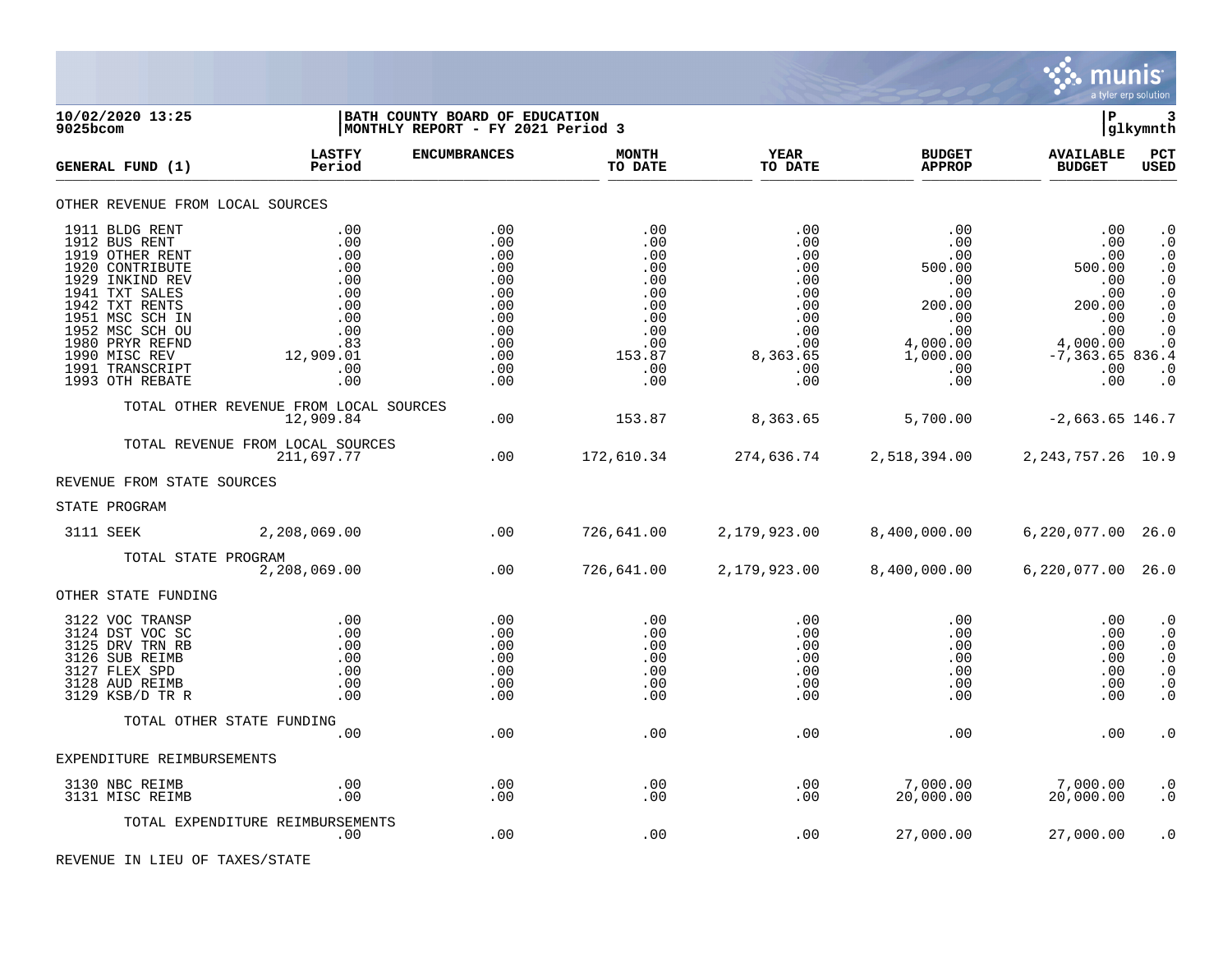10/02/2020 13:25 | BATH COUNTY BOARD OF EDUCATION | P 3
9025bcom | MONTHLY REPORT - FY 2021 Period 3 | glkymnth

| GENERAL FUND (1) | LASTFY Period | ENCUMBRANCES | MONTH TO DATE | YEAR TO DATE | BUDGET APPROP | AVAILABLE BUDGET | PCT USED |
|---|---|---|---|---|---|---|---|
| **OTHER REVENUE FROM LOCAL SOURCES** | | | | | | | |
| 1911 BLDG RENT | .00 | .00 | .00 | .00 | .00 | .00 | .0 |
| 1912 BUS RENT | .00 | .00 | .00 | .00 | .00 | .00 | .0 |
| 1919 OTHER RENT | .00 | .00 | .00 | .00 | .00 | .00 | .0 |
| 1920 CONTRIBUTE | .00 | .00 | .00 | .00 | 500.00 | 500.00 | .0 |
| 1929 INKIND REV | .00 | .00 | .00 | .00 | .00 | .00 | .0 |
| 1941 TXT SALES | .00 | .00 | .00 | .00 | .00 | .00 | .0 |
| 1942 TXT RENTS | .00 | .00 | .00 | .00 | 200.00 | 200.00 | .0 |
| 1951 MSC SCH IN | .00 | .00 | .00 | .00 | .00 | .00 | .0 |
| 1952 MSC SCH OU | .00 | .00 | .00 | .00 | .00 | .00 | .0 |
| 1980 PRYR REFND | .83 | .00 | .00 | .00 | 4,000.00 | 4,000.00 | .0 |
| 1990 MISC REV | 12,909.01 | .00 | 153.87 | 8,363.65 | 1,000.00 | -7,363.65 | 836.4 |
| 1991 TRANSCRIPT | .00 | .00 | .00 | .00 | .00 | .00 | .0 |
| 1993 OTH REBATE | .00 | .00 | .00 | .00 | .00 | .00 | .0 |
| TOTAL OTHER REVENUE FROM LOCAL SOURCES | 12,909.84 | .00 | 153.87 | 8,363.65 | 5,700.00 | -2,663.65 | 146.7 |
| TOTAL REVENUE FROM LOCAL SOURCES | 211,697.77 | .00 | 172,610.34 | 274,636.74 | 2,518,394.00 | 2,243,757.26 | 10.9 |
| **REVENUE FROM STATE SOURCES** | | | | | | | |
| **STATE PROGRAM** | | | | | | | |
| 3111 SEEK | 2,208,069.00 | .00 | 726,641.00 | 2,179,923.00 | 8,400,000.00 | 6,220,077.00 | 26.0 |
| TOTAL STATE PROGRAM | 2,208,069.00 | .00 | 726,641.00 | 2,179,923.00 | 8,400,000.00 | 6,220,077.00 | 26.0 |
| **OTHER STATE FUNDING** | | | | | | | |
| 3122 VOC TRANSP | .00 | .00 | .00 | .00 | .00 | .00 | .0 |
| 3124 DST VOC SC | .00 | .00 | .00 | .00 | .00 | .00 | .0 |
| 3125 DRV TRN RB | .00 | .00 | .00 | .00 | .00 | .00 | .0 |
| 3126 SUB REIMB | .00 | .00 | .00 | .00 | .00 | .00 | .0 |
| 3127 FLEX SPD | .00 | .00 | .00 | .00 | .00 | .00 | .0 |
| 3128 AUD REIMB | .00 | .00 | .00 | .00 | .00 | .00 | .0 |
| 3129 KSB/D TR R | .00 | .00 | .00 | .00 | .00 | .00 | .0 |
| TOTAL OTHER STATE FUNDING | .00 | .00 | .00 | .00 | .00 | .00 | .0 |
| **EXPENDITURE REIMBURSEMENTS** | | | | | | | |
| 3130 NBC REIMB | .00 | .00 | .00 | .00 | 7,000.00 | 7,000.00 | .0 |
| 3131 MISC REIMB | .00 | .00 | .00 | .00 | 20,000.00 | 20,000.00 | .0 |
| TOTAL EXPENDITURE REIMBURSEMENTS | .00 | .00 | .00 | .00 | 27,000.00 | 27,000.00 | .0 |
| **REVENUE IN LIEU OF TAXES/STATE** | | | | | | | |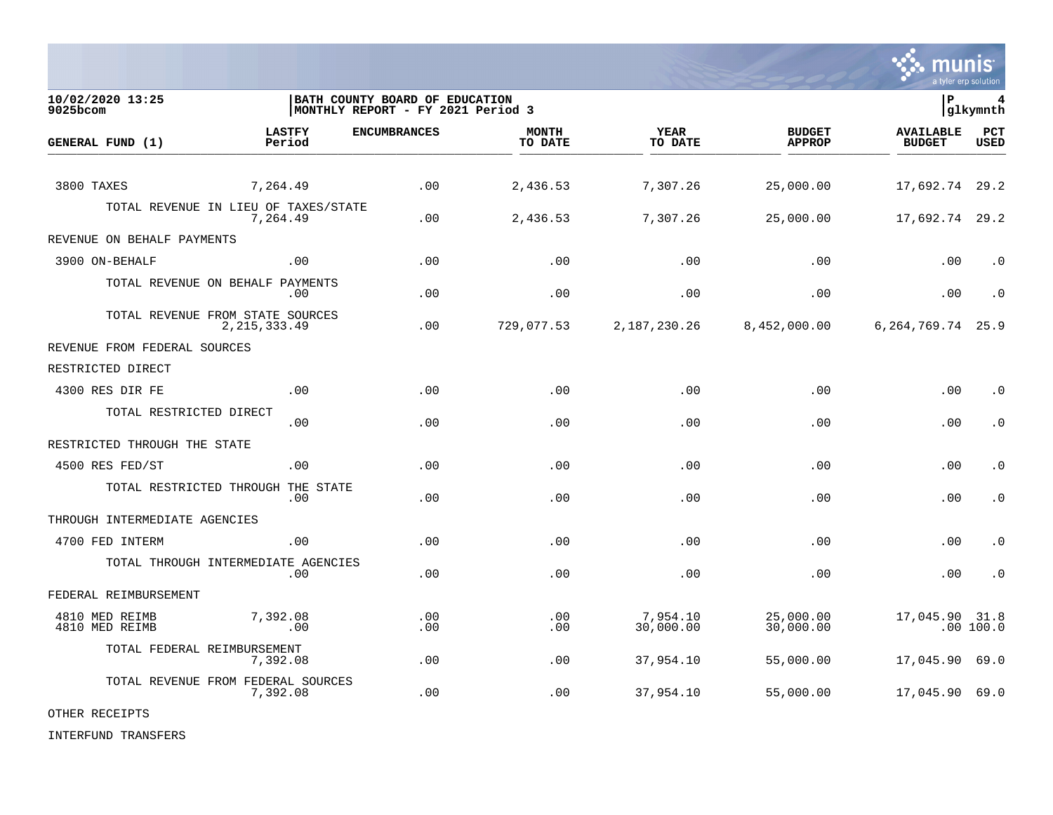**10/02/2020 13:25**
**9025bcom**

**BATH COUNTY BOARD OF EDUCATION**
**MONTHLY REPORT - FY 2021 Period 3**

| GENERAL FUND (1) | LASTFY Period | ENCUMBRANCES | MONTH TO DATE | YEAR TO DATE | BUDGET APPROP | AVAILABLE BUDGET | PCT USED |
|---|---|---|---|---|---|---|---|
| 3800 TAXES | 7,264.49 | .00 | 2,436.53 | 7,307.26 | 25,000.00 | 17,692.74 | 29.2 |
| TOTAL REVENUE IN LIEU OF TAXES/STATE | 7,264.49 | .00 | 2,436.53 | 7,307.26 | 25,000.00 | 17,692.74 | 29.2 |
| REVENUE ON BEHALF PAYMENTS | | | | | | | |
| 3900 ON-BEHALF | .00 | .00 | .00 | .00 | .00 | .00 | .0 |
| TOTAL REVENUE ON BEHALF PAYMENTS | .00 | .00 | .00 | .00 | .00 | .00 | .0 |
| TOTAL REVENUE FROM STATE SOURCES | 2,215,333.49 | .00 | 729,077.53 | 2,187,230.26 | 8,452,000.00 | 6,264,769.74 | 25.9 |
| REVENUE FROM FEDERAL SOURCES | | | | | | | |
| RESTRICTED DIRECT | | | | | | | |
| 4300 RES DIR FE | .00 | .00 | .00 | .00 | .00 | .00 | .0 |
| TOTAL RESTRICTED DIRECT | .00 | .00 | .00 | .00 | .00 | .00 | .0 |
| RESTRICTED THROUGH THE STATE | | | | | | | |
| 4500 RES FED/ST | .00 | .00 | .00 | .00 | .00 | .00 | .0 |
| TOTAL RESTRICTED THROUGH THE STATE | .00 | .00 | .00 | .00 | .00 | .00 | .0 |
| THROUGH INTERMEDIATE AGENCIES | | | | | | | |
| 4700 FED INTERM | .00 | .00 | .00 | .00 | .00 | .00 | .0 |
| TOTAL THROUGH INTERMEDIATE AGENCIES | .00 | .00 | .00 | .00 | .00 | .00 | .0 |
| FEDERAL REIMBURSEMENT | | | | | | | |
| 4810 MED REIMB | 7,392.08 | .00 | .00 | 7,954.10 | 25,000.00 | 17,045.90 | 31.8 |
| 4810 MED REIMB | .00 | .00 | .00 | 30,000.00 | 30,000.00 | .00 | 100.0 |
| TOTAL FEDERAL REIMBURSEMENT | 7,392.08 | .00 | .00 | 37,954.10 | 55,000.00 | 17,045.90 | 69.0 |
| TOTAL REVENUE FROM FEDERAL SOURCES | 7,392.08 | .00 | .00 | 37,954.10 | 55,000.00 | 17,045.90 | 69.0 |
| OTHER RECEIPTS | | | | | | | |
| INTERFUND TRANSFERS | | | | | | | |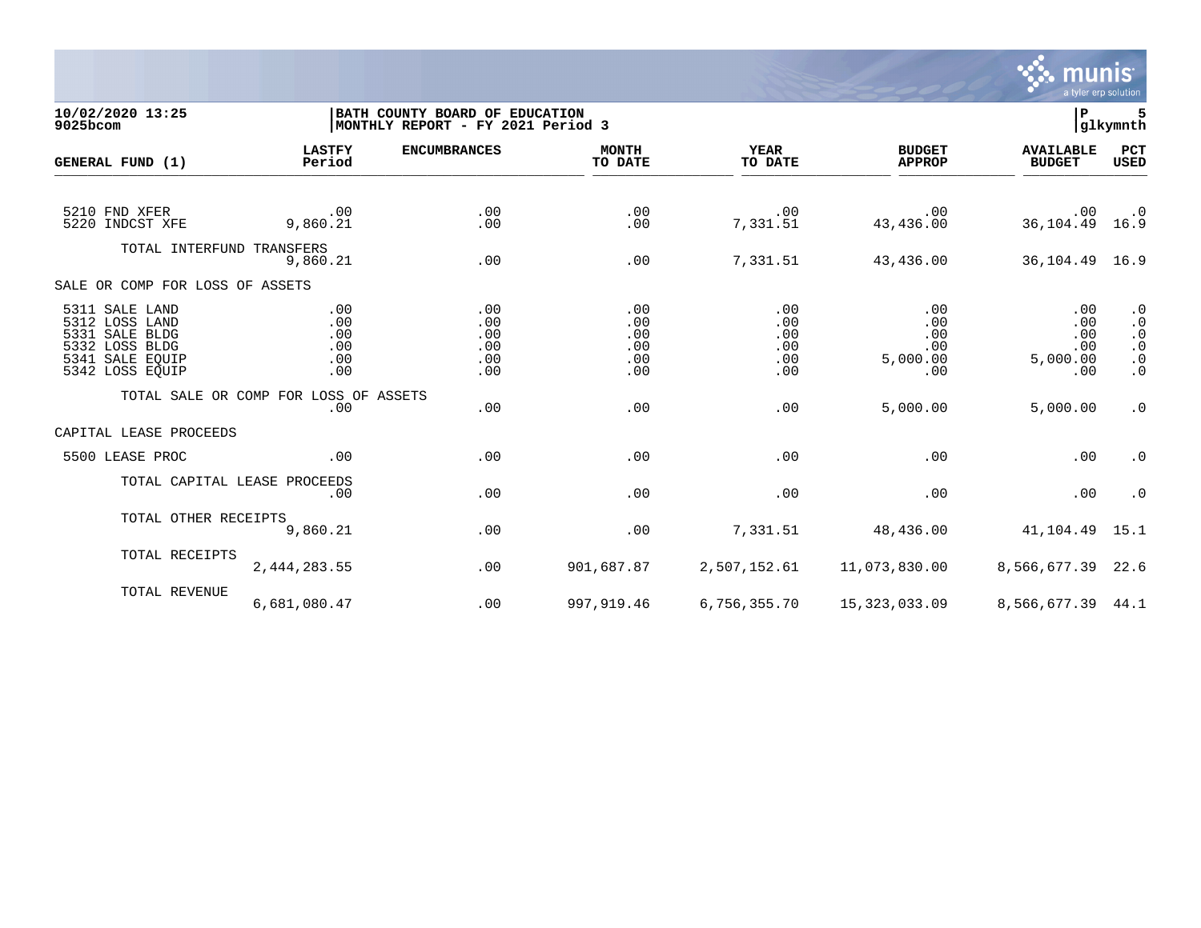10/02/2020 13:25
9025bcom

BATH COUNTY BOARD OF EDUCATION
MONTHLY REPORT - FY 2021 Period 3

P 5
glkymnth

| GENERAL FUND (1) | LASTFY Period | ENCUMBRANCES | MONTH TO DATE | YEAR TO DATE | BUDGET APPROP | AVAILABLE BUDGET | PCT USED |
|---|---|---|---|---|---|---|---|
| 5210 FND XFER | .00 | .00 | .00 | .00 | .00 | .00 | .0 |
| 5220 INDCST XFE | 9,860.21 | .00 | .00 | 7,331.51 | 43,436.00 | 36,104.49 | 16.9 |
| TOTAL INTERFUND TRANSFERS | 9,860.21 | .00 | .00 | 7,331.51 | 43,436.00 | 36,104.49 | 16.9 |
| SALE OR COMP FOR LOSS OF ASSETS | | | | | | | |
| 5311 SALE LAND | .00 | .00 | .00 | .00 | .00 | .00 | .0 |
| 5312 LOSS LAND | .00 | .00 | .00 | .00 | .00 | .00 | .0 |
| 5331 SALE BLDG | .00 | .00 | .00 | .00 | .00 | .00 | .0 |
| 5332 LOSS BLDG | .00 | .00 | .00 | .00 | .00 | .00 | .0 |
| 5341 SALE EQUIP | .00 | .00 | .00 | .00 | 5,000.00 | 5,000.00 | .0 |
| 5342 LOSS EQUIP | .00 | .00 | .00 | .00 | .00 | .00 | .0 |
| TOTAL SALE OR COMP FOR LOSS OF ASSETS | .00 | .00 | .00 | .00 | 5,000.00 | 5,000.00 | .0 |
| CAPITAL LEASE PROCEEDS | | | | | | | |
| 5500 LEASE PROC | .00 | .00 | .00 | .00 | .00 | .00 | .0 |
| TOTAL CAPITAL LEASE PROCEEDS | .00 | .00 | .00 | .00 | .00 | .00 | .0 |
| TOTAL OTHER RECEIPTS | 9,860.21 | .00 | .00 | 7,331.51 | 48,436.00 | 41,104.49 | 15.1 |
| TOTAL RECEIPTS | 2,444,283.55 | .00 | 901,687.87 | 2,507,152.61 | 11,073,830.00 | 8,566,677.39 | 22.6 |
| TOTAL REVENUE | 6,681,080.47 | .00 | 997,919.46 | 6,756,355.70 | 15,323,033.09 | 8,566,677.39 | 44.1 |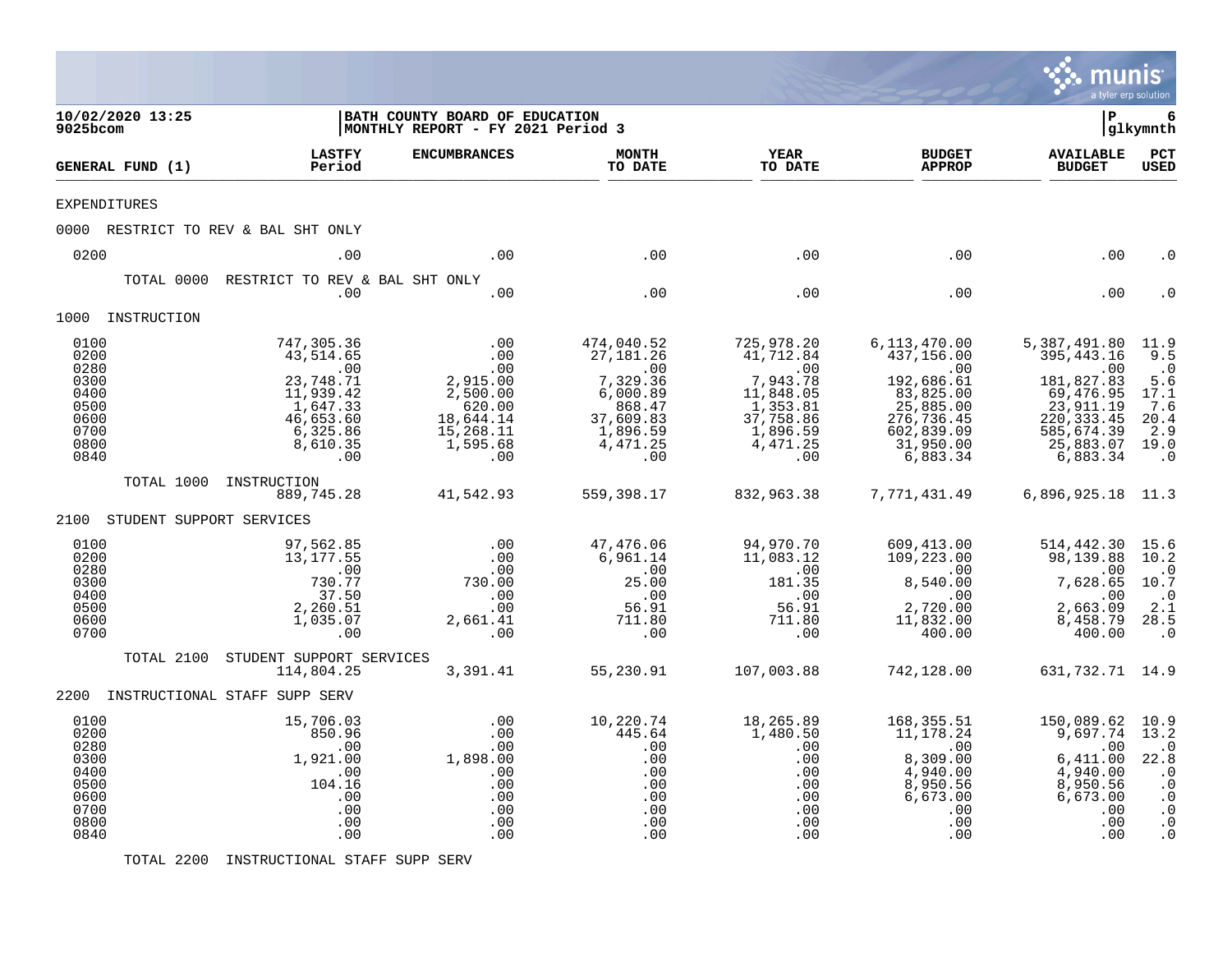**10/02/2020 13:25**
**9025bcom**

**BATH COUNTY BOARD OF EDUCATION**
**MONTHLY REPORT - FY 2021 Period 3**

**P 6**
**glkymnth**

| GENERAL FUND (1) | LASTFY Period | ENCUMBRANCES | MONTH TO DATE | YEAR TO DATE | BUDGET APPROP | AVAILABLE BUDGET | PCT USED |
|---|---|---|---|---|---|---|---|
| EXPENDITURES | | | | | | | |
| 0000 RESTRICT TO REV & BAL SHT ONLY | | | | | | | |
| 0200 | .00 | .00 | .00 | .00 | .00 | .00 | .0 |
| TOTAL 0000 RESTRICT TO REV & BAL SHT ONLY | .00 | .00 | .00 | .00 | .00 | .00 | .0 |
| 1000 INSTRUCTION | | | | | | | |
| 0100 | 747,305.36 | .00 | 474,040.52 | 725,978.20 | 6,113,470.00 | 5,387,491.80 | 11.9 |
| 0200 | 43,514.65 | .00 | 27,181.26 | 41,712.84 | 437,156.00 | 395,443.16 | 9.5 |
| 0280 | .00 | .00 | .00 | .00 | .00 | .00 | .0 |
| 0300 | 23,748.71 | 2,915.00 | 7,329.36 | 7,943.78 | 192,686.61 | 181,827.83 | 5.6 |
| 0400 | 11,939.42 | 2,500.00 | 6,000.89 | 11,848.05 | 83,825.00 | 69,476.95 | 17.1 |
| 0500 | 1,647.33 | 620.00 | 868.47 | 1,353.81 | 25,885.00 | 23,911.19 | 7.6 |
| 0600 | 46,653.60 | 18,644.14 | 37,609.83 | 37,758.86 | 276,736.45 | 220,333.45 | 20.4 |
| 0700 | 6,325.86 | 15,268.11 | 1,896.59 | 1,896.59 | 602,839.09 | 585,674.39 | 2.9 |
| 0800 | 8,610.35 | 1,595.68 | 4,471.25 | 4,471.25 | 31,950.00 | 25,883.07 | 19.0 |
| 0840 | .00 | .00 | .00 | .00 | 6,883.34 | 6,883.34 | .0 |
| TOTAL 1000 INSTRUCTION | 889,745.28 | 41,542.93 | 559,398.17 | 832,963.38 | 7,771,431.49 | 6,896,925.18 | 11.3 |
| 2100 STUDENT SUPPORT SERVICES | | | | | | | |
| 0100 | 97,562.85 | .00 | 47,476.06 | 94,970.70 | 609,413.00 | 514,442.30 | 15.6 |
| 0200 | 13,177.55 | .00 | 6,961.14 | 11,083.12 | 109,223.00 | 98,139.88 | 10.2 |
| 0280 | .00 | .00 | .00 | .00 | .00 | .00 | .0 |
| 0300 | 730.77 | 730.00 | 25.00 | 181.35 | 8,540.00 | 7,628.65 | 10.7 |
| 0400 | 37.50 | .00 | .00 | .00 | .00 | .00 | .0 |
| 0500 | 2,260.51 | .00 | 56.91 | 56.91 | 2,720.00 | 2,663.09 | 2.1 |
| 0600 | 1,035.07 | 2,661.41 | 711.80 | 711.80 | 11,832.00 | 8,458.79 | 28.5 |
| 0700 | .00 | .00 | .00 | .00 | 400.00 | 400.00 | .0 |
| TOTAL 2100 STUDENT SUPPORT SERVICES | 114,804.25 | 3,391.41 | 55,230.91 | 107,003.88 | 742,128.00 | 631,732.71 | 14.9 |
| 2200 INSTRUCTIONAL STAFF SUPP SERV | | | | | | | |
| 0100 | 15,706.03 | .00 | 10,220.74 | 18,265.89 | 168,355.51 | 150,089.62 | 10.9 |
| 0200 | 850.96 | .00 | 445.64 | 1,480.50 | 11,178.24 | 9,697.74 | 13.2 |
| 0280 | .00 | .00 | .00 | .00 | .00 | .00 | .0 |
| 0300 | 1,921.00 | 1,898.00 | .00 | .00 | 8,309.00 | 6,411.00 | 22.8 |
| 0400 | .00 | .00 | .00 | .00 | 4,940.00 | 4,940.00 | .0 |
| 0500 | 104.16 | .00 | .00 | .00 | 8,950.56 | 8,950.56 | .0 |
| 0600 | .00 | .00 | .00 | .00 | 6,673.00 | 6,673.00 | .0 |
| 0700 | .00 | .00 | .00 | .00 | .00 | .00 | .0 |
| 0800 | .00 | .00 | .00 | .00 | .00 | .00 | .0 |
| 0840 | .00 | .00 | .00 | .00 | .00 | .00 | .0 |
| TOTAL 2200 INSTRUCTIONAL STAFF SUPP SERV | | | | | | | |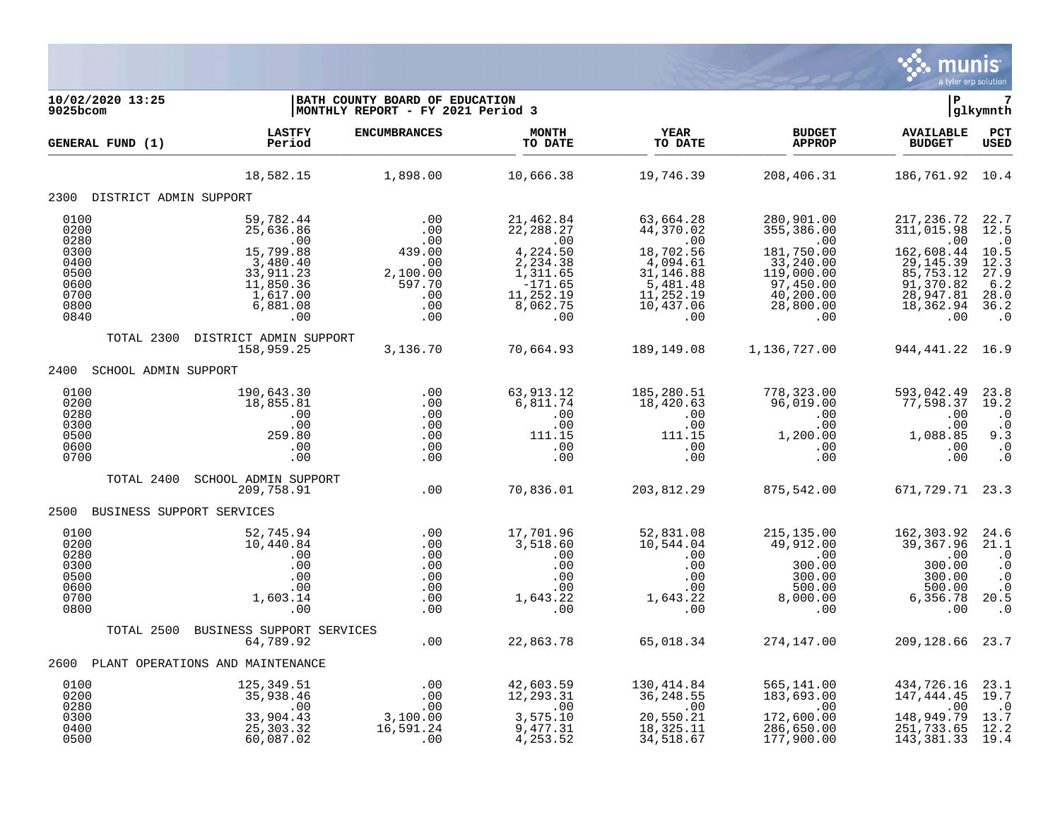**10/02/2020 13:25**
**9025bcom**

**BATH COUNTY BOARD OF EDUCATION**
**MONTHLY REPORT - FY 2021 Period 3**

P 7
glkymnth

| GENERAL FUND (1) | LASTFY Period | ENCUMBRANCES | MONTH TO DATE | YEAR TO DATE | BUDGET APPROP | AVAILABLE BUDGET | PCT USED |
|---|---|---|---|---|---|---|---|
| | 18,582.15 | 1,898.00 | 10,666.38 | 19,746.39 | 208,406.31 | 186,761.92 | 10.4 |
| **2300 DISTRICT ADMIN SUPPORT** | | | | | | | |
| 0100 | 59,782.44 | .00 | 21,462.84 | 63,664.28 | 280,901.00 | 217,236.72 | 22.7 |
| 0200 | 25,636.86 | .00 | 22,288.27 | 44,370.02 | 355,386.00 | 311,015.98 | 12.5 |
| 0280 | .00 | .00 | .00 | .00 | .00 | .00 | .0 |
| 0300 | 15,799.88 | 439.00 | 4,224.50 | 18,702.56 | 181,750.00 | 162,608.44 | 10.5 |
| 0400 | 3,480.40 | .00 | 2,234.38 | 4,094.61 | 33,240.00 | 29,145.39 | 12.3 |
| 0500 | 33,911.23 | 2,100.00 | 1,311.65 | 31,146.88 | 119,000.00 | 85,753.12 | 27.9 |
| 0600 | 11,850.36 | 597.70 | -171.65 | 5,481.48 | 97,450.00 | 91,370.82 | 6.2 |
| 0700 | 1,617.00 | .00 | 11,252.19 | 11,252.19 | 40,200.00 | 28,947.81 | 28.0 |
| 0800 | 6,881.08 | .00 | 8,062.75 | 10,437.06 | 28,800.00 | 18,362.94 | 36.2 |
| 0840 | .00 | .00 | .00 | .00 | .00 | .00 | .0 |
| TOTAL 2300 DISTRICT ADMIN SUPPORT | 158,959.25 | 3,136.70 | 70,664.93 | 189,149.08 | 1,136,727.00 | 944,441.22 | 16.9 |
| **2400 SCHOOL ADMIN SUPPORT** | | | | | | | |
| 0100 | 190,643.30 | .00 | 63,913.12 | 185,280.51 | 778,323.00 | 593,042.49 | 23.8 |
| 0200 | 18,855.81 | .00 | 6,811.74 | 18,420.63 | 96,019.00 | 77,598.37 | 19.2 |
| 0280 | .00 | .00 | .00 | .00 | .00 | .00 | .0 |
| 0300 | .00 | .00 | .00 | .00 | .00 | .00 | .0 |
| 0500 | 259.80 | .00 | 111.15 | 111.15 | 1,200.00 | 1,088.85 | 9.3 |
| 0600 | .00 | .00 | .00 | .00 | .00 | .00 | .0 |
| 0700 | .00 | .00 | .00 | .00 | .00 | .00 | .0 |
| TOTAL 2400 SCHOOL ADMIN SUPPORT | 209,758.91 | .00 | 70,836.01 | 203,812.29 | 875,542.00 | 671,729.71 | 23.3 |
| **2500 BUSINESS SUPPORT SERVICES** | | | | | | | |
| 0100 | 52,745.94 | .00 | 17,701.96 | 52,831.08 | 215,135.00 | 162,303.92 | 24.6 |
| 0200 | 10,440.84 | .00 | 3,518.60 | 10,544.04 | 49,912.00 | 39,367.96 | 21.1 |
| 0280 | .00 | .00 | .00 | .00 | .00 | .00 | .0 |
| 0300 | .00 | .00 | .00 | .00 | 300.00 | 300.00 | .0 |
| 0500 | .00 | .00 | .00 | .00 | 300.00 | 300.00 | .0 |
| 0600 | .00 | .00 | .00 | .00 | 500.00 | 500.00 | .0 |
| 0700 | 1,603.14 | .00 | 1,643.22 | 1,643.22 | 8,000.00 | 6,356.78 | 20.5 |
| 0800 | .00 | .00 | .00 | .00 | .00 | .00 | .0 |
| TOTAL 2500 BUSINESS SUPPORT SERVICES | 64,789.92 | .00 | 22,863.78 | 65,018.34 | 274,147.00 | 209,128.66 | 23.7 |
| **2600 PLANT OPERATIONS AND MAINTENANCE** | | | | | | | |
| 0100 | 125,349.51 | .00 | 42,603.59 | 130,414.84 | 565,141.00 | 434,726.16 | 23.1 |
| 0200 | 35,938.46 | .00 | 12,293.31 | 36,248.55 | 183,693.00 | 147,444.45 | 19.7 |
| 0280 | .00 | .00 | .00 | .00 | .00 | .00 | .0 |
| 0300 | 33,904.43 | 3,100.00 | 3,575.10 | 20,550.21 | 172,600.00 | 148,949.79 | 13.7 |
| 0400 | 25,303.32 | 16,591.24 | 9,477.31 | 18,325.11 | 286,650.00 | 251,733.65 | 12.2 |
| 0500 | 60,087.02 | .00 | 4,253.52 | 34,518.67 | 177,900.00 | 143,381.33 | 19.4 |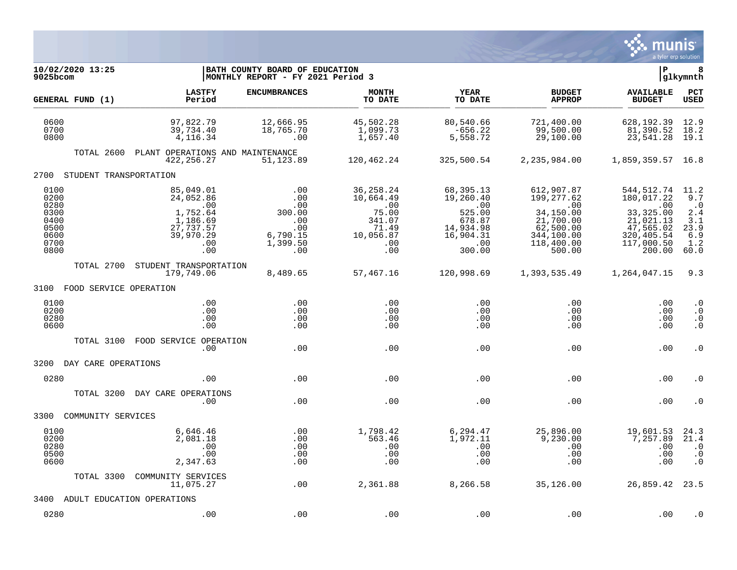10/02/2020 13:25 | BATH COUNTY BOARD OF EDUCATION | P 8
9025bcom | MONTHLY REPORT - FY 2021 Period 3 | glkymnth

| GENERAL FUND (1) | LASTFY Period | ENCUMBRANCES | MONTH TO DATE | YEAR TO DATE | BUDGET APPROP | AVAILABLE BUDGET | PCT USED |
|---|---|---|---|---|---|---|---|
| 0600 | 97,822.79 | 12,666.95 | 45,502.28 | 80,540.66 | 721,400.00 | 628,192.39 | 12.9 |
| 0700 | 39,734.40 | 18,765.70 | 1,099.73 | -656.22 | 99,500.00 | 81,390.52 | 18.2 |
| 0800 | 4,116.34 | .00 | 1,657.40 | 5,558.72 | 29,100.00 | 23,541.28 | 19.1 |
| TOTAL 2600 PLANT OPERATIONS AND MAINTENANCE | 422,256.27 | 51,123.89 | 120,462.24 | 325,500.54 | 2,235,984.00 | 1,859,359.57 | 16.8 |
| **2700 STUDENT TRANSPORTATION** | | | | | | | |
| 0100 | 85,049.01 | .00 | 36,258.24 | 68,395.13 | 612,907.87 | 544,512.74 | 11.2 |
| 0200 | 24,052.86 | .00 | 10,664.49 | 19,260.40 | 199,277.62 | 180,017.22 | 9.7 |
| 0280 | .00 | .00 | .00 | .00 | .00 | .00 | .0 |
| 0300 | 1,752.64 | 300.00 | 75.00 | 525.00 | 34,150.00 | 33,325.00 | 2.4 |
| 0400 | 1,186.69 | .00 | 341.07 | 678.87 | 21,700.00 | 21,021.13 | 3.1 |
| 0500 | 27,737.57 | .00 | 71.49 | 14,934.98 | 62,500.00 | 47,565.02 | 23.9 |
| 0600 | 39,970.29 | 6,790.15 | 10,056.87 | 16,904.31 | 344,100.00 | 320,405.54 | 6.9 |
| 0700 | .00 | 1,399.50 | .00 | .00 | 118,400.00 | 117,000.50 | 1.2 |
| 0800 | .00 | .00 | .00 | 300.00 | 500.00 | 200.00 | 60.0 |
| TOTAL 2700 STUDENT TRANSPORTATION | 179,749.06 | 8,489.65 | 57,467.16 | 120,998.69 | 1,393,535.49 | 1,264,047.15 | 9.3 |
| **3100 FOOD SERVICE OPERATION** | | | | | | | |
| 0100 | .00 | .00 | .00 | .00 | .00 | .00 | .0 |
| 0200 | .00 | .00 | .00 | .00 | .00 | .00 | .0 |
| 0280 | .00 | .00 | .00 | .00 | .00 | .00 | .0 |
| 0600 | .00 | .00 | .00 | .00 | .00 | .00 | .0 |
| TOTAL 3100 FOOD SERVICE OPERATION | .00 | .00 | .00 | .00 | .00 | .00 | .0 |
| **3200 DAY CARE OPERATIONS** | | | | | | | |
| 0280 | .00 | .00 | .00 | .00 | .00 | .00 | .0 |
| TOTAL 3200 DAY CARE OPERATIONS | .00 | .00 | .00 | .00 | .00 | .00 | .0 |
| **3300 COMMUNITY SERVICES** | | | | | | | |
| 0100 | 6,646.46 | .00 | 1,798.42 | 6,294.47 | 25,896.00 | 19,601.53 | 24.3 |
| 0200 | 2,081.18 | .00 | 563.46 | 1,972.11 | 9,230.00 | 7,257.89 | 21.4 |
| 0280 | .00 | .00 | .00 | .00 | .00 | .00 | .0 |
| 0500 | .00 | .00 | .00 | .00 | .00 | .00 | .0 |
| 0600 | 2,347.63 | .00 | .00 | .00 | .00 | .00 | .0 |
| TOTAL 3300 COMMUNITY SERVICES | 11,075.27 | .00 | 2,361.88 | 8,266.58 | 35,126.00 | 26,859.42 | 23.5 |
| **3400 ADULT EDUCATION OPERATIONS** | | | | | | | |
| 0280 | .00 | .00 | .00 | .00 | .00 | .00 | .0 |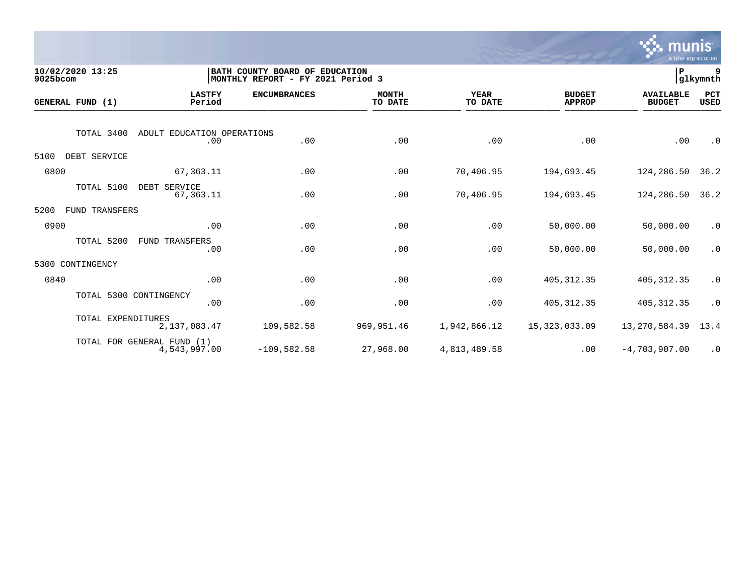10/02/2020 13:25
9025bcom

BATH COUNTY BOARD OF EDUCATION
MONTHLY REPORT - FY 2021 Period 3

P 9
glkymnth

| GENERAL FUND (1) | LASTFY Period | ENCUMBRANCES | MONTH TO DATE | YEAR TO DATE | BUDGET APPROP | AVAILABLE BUDGET | PCT USED |
|---|---|---|---|---|---|---|---|
| TOTAL 3400 ADULT EDUCATION OPERATIONS | .00 | .00 | .00 | .00 | .00 | .00 | .0 |
| 5100 DEBT SERVICE | | | | | | | |
| 0800 | 67,363.11 | .00 | .00 | 70,406.95 | 194,693.45 | 124,286.50 | 36.2 |
| TOTAL 5100 DEBT SERVICE | 67,363.11 | .00 | .00 | 70,406.95 | 194,693.45 | 124,286.50 | 36.2 |
| 5200 FUND TRANSFERS | | | | | | | |
| 0900 | .00 | .00 | .00 | .00 | 50,000.00 | 50,000.00 | .0 |
| TOTAL 5200 FUND TRANSFERS | .00 | .00 | .00 | .00 | 50,000.00 | 50,000.00 | .0 |
| 5300 CONTINGENCY | | | | | | | |
| 0840 | .00 | .00 | .00 | .00 | 405,312.35 | 405,312.35 | .0 |
| TOTAL 5300 CONTINGENCY | .00 | .00 | .00 | .00 | 405,312.35 | 405,312.35 | .0 |
| TOTAL EXPENDITURES | 2,137,083.47 | 109,582.58 | 969,951.46 | 1,942,866.12 | 15,323,033.09 | 13,270,584.39 | 13.4 |
| TOTAL FOR GENERAL FUND (1) | 4,543,997.00 | -109,582.58 | 27,968.00 | 4,813,489.58 | .00 | -4,703,907.00 | .0 |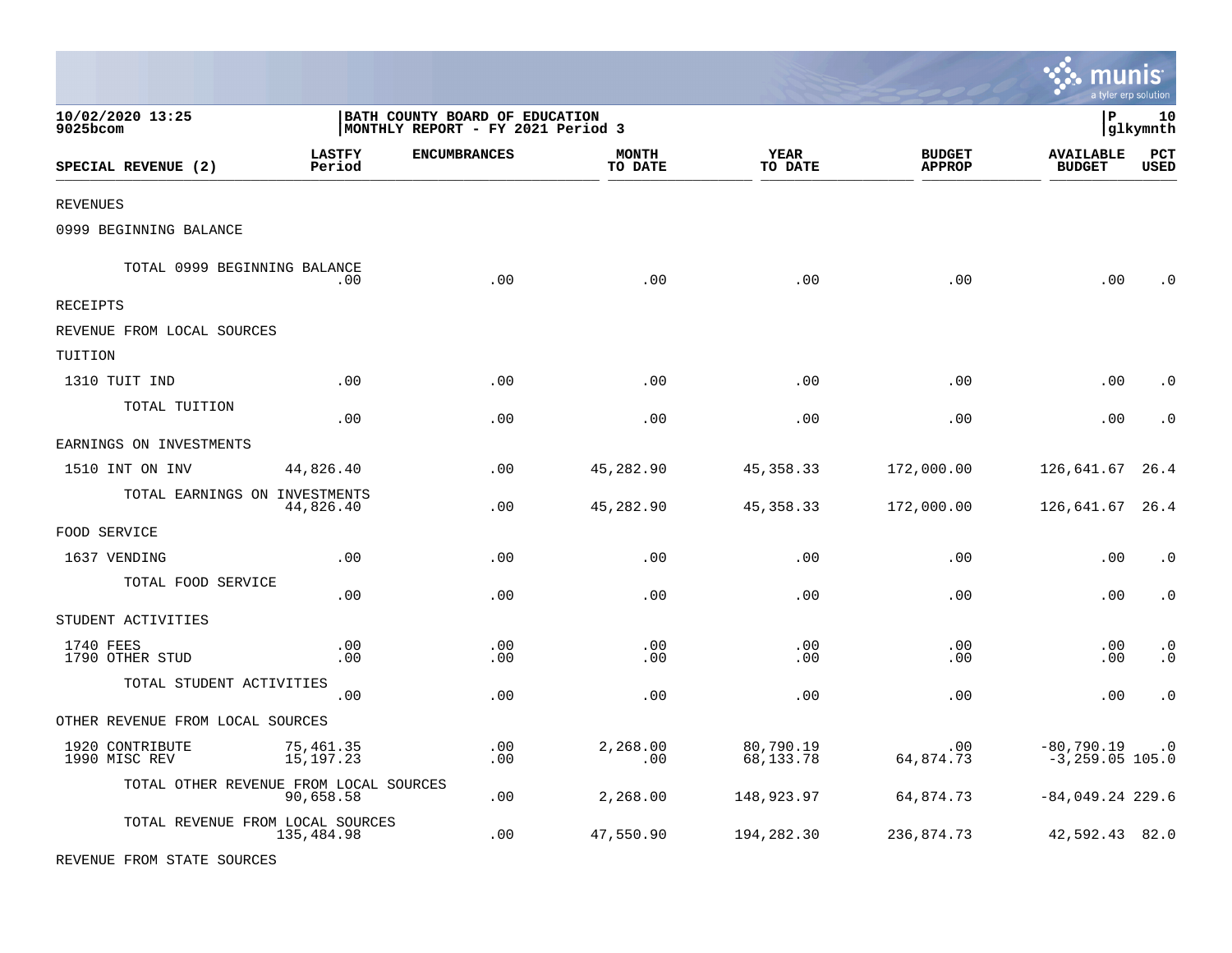10/02/2020 13:25
9025bcom

BATH COUNTY BOARD OF EDUCATION
MONTHLY REPORT - FY 2021 Period 3

P 10
glkymnth

| SPECIAL REVENUE (2) | LASTFY Period | ENCUMBRANCES | MONTH TO DATE | YEAR TO DATE | BUDGET APPROP | AVAILABLE BUDGET | PCT USED |
|---|---|---|---|---|---|---|---|
| REVENUES | | | | | | | |
| 0999 BEGINNING BALANCE | | | | | | | |
| TOTAL 0999 BEGINNING BALANCE | .00 | .00 | .00 | .00 | .00 | .00 | .0 |
| RECEIPTS | | | | | | | |
| REVENUE FROM LOCAL SOURCES | | | | | | | |
| TUITION | | | | | | | |
| 1310 TUIT IND | .00 | .00 | .00 | .00 | .00 | .00 | .0 |
| TOTAL TUITION | .00 | .00 | .00 | .00 | .00 | .00 | .0 |
| EARNINGS ON INVESTMENTS | | | | | | | |
| 1510 INT ON INV | 44,826.40 | .00 | 45,282.90 | 45,358.33 | 172,000.00 | 126,641.67 | 26.4 |
| TOTAL EARNINGS ON INVESTMENTS | 44,826.40 | .00 | 45,282.90 | 45,358.33 | 172,000.00 | 126,641.67 | 26.4 |
| FOOD SERVICE | | | | | | | |
| 1637 VENDING | .00 | .00 | .00 | .00 | .00 | .00 | .0 |
| TOTAL FOOD SERVICE | .00 | .00 | .00 | .00 | .00 | .00 | .0 |
| STUDENT ACTIVITIES | | | | | | | |
| 1740 FEES | .00 | .00 | .00 | .00 | .00 | .00 | .0 |
| 1790 OTHER STUD | .00 | .00 | .00 | .00 | .00 | .00 | .0 |
| TOTAL STUDENT ACTIVITIES | .00 | .00 | .00 | .00 | .00 | .00 | .0 |
| OTHER REVENUE FROM LOCAL SOURCES | | | | | | | |
| 1920 CONTRIBUTE | 75,461.35 | .00 | 2,268.00 | 80,790.19 | .00 | -80,790.19 | .0 |
| 1990 MISC REV | 15,197.23 | .00 | .00 | 68,133.78 | 64,874.73 | -3,259.05 | 105.0 |
| TOTAL OTHER REVENUE FROM LOCAL SOURCES | 90,658.58 | .00 | 2,268.00 | 148,923.97 | 64,874.73 | -84,049.24 | 229.6 |
| TOTAL REVENUE FROM LOCAL SOURCES | 135,484.98 | .00 | 47,550.90 | 194,282.30 | 236,874.73 | 42,592.43 | 82.0 |
| REVENUE FROM STATE SOURCES | | | | | | | |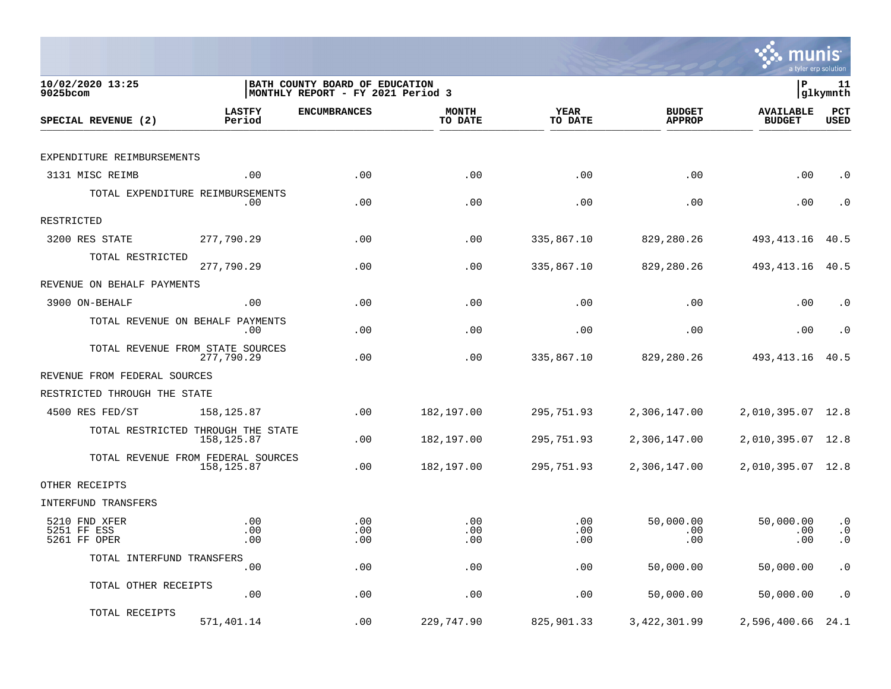**10/02/2020 13:25**
**9025bcom**

**BATH COUNTY BOARD OF EDUCATION**
**MONTHLY REPORT - FY 2021 Period 3**

**P 11**
**glkymnth**

| SPECIAL REVENUE (2) | LASTFY Period | ENCUMBRANCES | MONTH TO DATE | YEAR TO DATE | BUDGET APPROP | AVAILABLE BUDGET | PCT USED |
|---|---|---|---|---|---|---|---|
| EXPENDITURE REIMBURSEMENTS | | | | | | | |
| 3131 MISC REIMB | .00 | .00 | .00 | .00 | .00 | .00 | .0 |
| TOTAL EXPENDITURE REIMBURSEMENTS | .00 | .00 | .00 | .00 | .00 | .00 | .0 |
| RESTRICTED | | | | | | | |
| 3200 RES STATE | 277,790.29 | .00 | .00 | 335,867.10 | 829,280.26 | 493,413.16 | 40.5 |
| TOTAL RESTRICTED | 277,790.29 | .00 | .00 | 335,867.10 | 829,280.26 | 493,413.16 | 40.5 |
| REVENUE ON BEHALF PAYMENTS | | | | | | | |
| 3900 ON-BEHALF | .00 | .00 | .00 | .00 | .00 | .00 | .0 |
| TOTAL REVENUE ON BEHALF PAYMENTS | .00 | .00 | .00 | .00 | .00 | .00 | .0 |
| TOTAL REVENUE FROM STATE SOURCES | 277,790.29 | .00 | .00 | 335,867.10 | 829,280.26 | 493,413.16 | 40.5 |
| REVENUE FROM FEDERAL SOURCES | | | | | | | |
| RESTRICTED THROUGH THE STATE | | | | | | | |
| 4500 RES FED/ST | 158,125.87 | .00 | 182,197.00 | 295,751.93 | 2,306,147.00 | 2,010,395.07 | 12.8 |
| TOTAL RESTRICTED THROUGH THE STATE | 158,125.87 | .00 | 182,197.00 | 295,751.93 | 2,306,147.00 | 2,010,395.07 | 12.8 |
| TOTAL REVENUE FROM FEDERAL SOURCES | 158,125.87 | .00 | 182,197.00 | 295,751.93 | 2,306,147.00 | 2,010,395.07 | 12.8 |
| OTHER RECEIPTS | | | | | | | |
| INTERFUND TRANSFERS | | | | | | | |
| 5210 FND XFER | .00 | .00 | .00 | .00 | 50,000.00 | 50,000.00 | .0 |
| 5251 FF ESS | .00 | .00 | .00 | .00 | .00 | .00 | .0 |
| 5261 FF OPER | .00 | .00 | .00 | .00 | .00 | .00 | .0 |
| TOTAL INTERFUND TRANSFERS | .00 | .00 | .00 | .00 | 50,000.00 | 50,000.00 | .0 |
| TOTAL OTHER RECEIPTS | .00 | .00 | .00 | .00 | 50,000.00 | 50,000.00 | .0 |
| TOTAL RECEIPTS | 571,401.14 | .00 | 229,747.90 | 825,901.33 | 3,422,301.99 | 2,596,400.66 | 24.1 |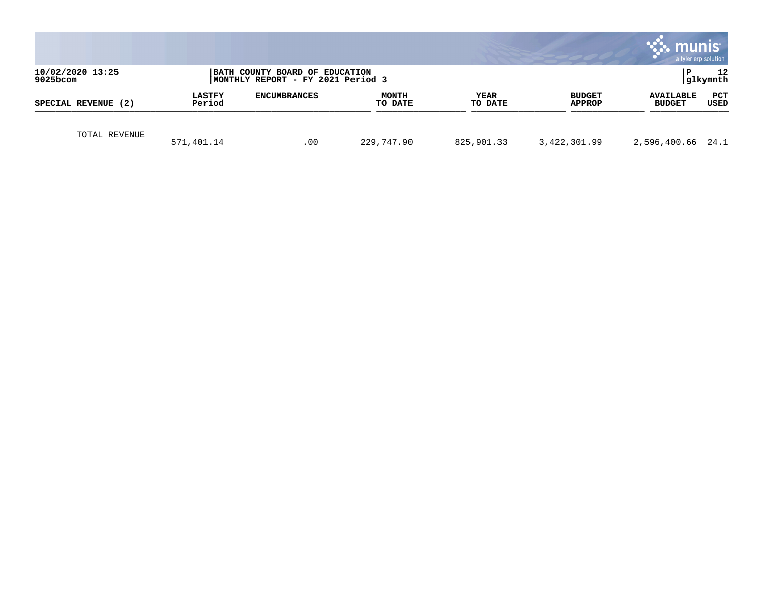10/02/2020 13:25
9025bcom

**BATH COUNTY BOARD OF EDUCATION**
**MONTHLY REPORT - FY 2021 Period 3**

P 12
glkymnth

| SPECIAL REVENUE (2) | LASTFY Period | ENCUMBRANCES | MONTH TO DATE | YEAR TO DATE | BUDGET APPROP | AVAILABLE BUDGET | PCT USED |
|---|---|---|---|---|---|---|---|
| TOTAL REVENUE | 571,401.14 | .00 | 229,747.90 | 825,901.33 | 3,422,301.99 | 2,596,400.66 | 24.1 |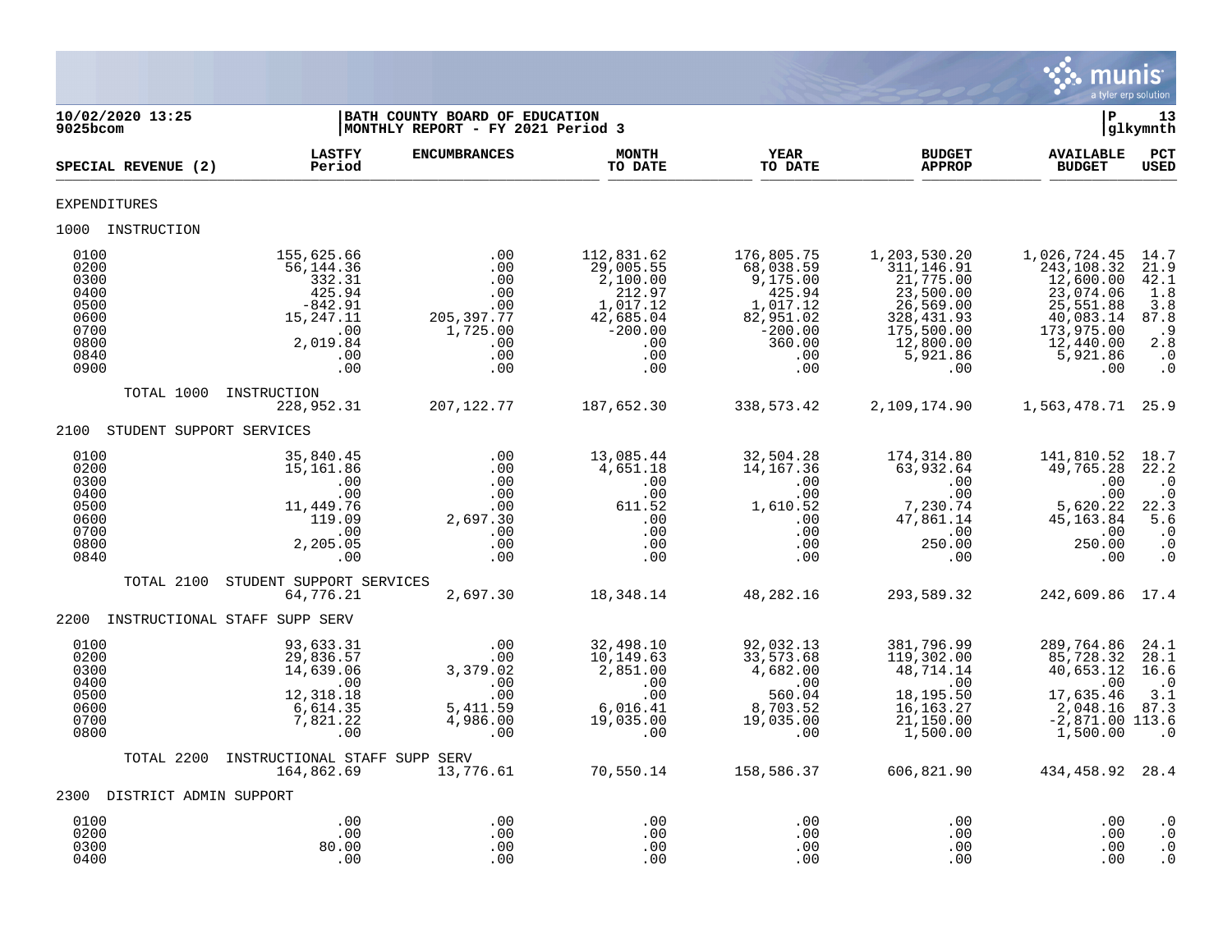**10/02/2020 13:25**
**9025bcom**

**BATH COUNTY BOARD OF EDUCATION**
**MONTHLY REPORT - FY 2021 Period 3**

**P 13**
**glkymnth**

| SPECIAL REVENUE (2) | LASTFY Period | ENCUMBRANCES | MONTH TO DATE | YEAR TO DATE | BUDGET APPROP | AVAILABLE BUDGET | PCT USED |
|---|---|---|---|---|---|---|---|
| EXPENDITURES | | | | | | | |
| 1000 INSTRUCTION | | | | | | | |
| 0100 | 155,625.66 | .00 | 112,831.62 | 176,805.75 | 1,203,530.20 | 1,026,724.45 | 14.7 |
| 0200 | 56,144.36 | .00 | 29,005.55 | 68,038.59 | 311,146.91 | 243,108.32 | 21.9 |
| 0300 | 332.31 | .00 | 2,100.00 | 9,175.00 | 21,775.00 | 12,600.00 | 42.1 |
| 0400 | 425.94 | .00 | 212.97 | 425.94 | 23,500.00 | 23,074.06 | 1.8 |
| 0500 | -842.91 | .00 | 1,017.12 | 1,017.12 | 26,569.00 | 25,551.88 | 3.8 |
| 0600 | 15,247.11 | 205,397.77 | 42,685.04 | 82,951.02 | 328,431.93 | 40,083.14 | 87.8 |
| 0700 | .00 | 1,725.00 | -200.00 | -200.00 | 175,500.00 | 173,975.00 | .9 |
| 0800 | 2,019.84 | .00 | .00 | 360.00 | 12,800.00 | 12,440.00 | 2.8 |
| 0840 | .00 | .00 | .00 | .00 | 5,921.86 | 5,921.86 | .0 |
| 0900 | .00 | .00 | .00 | .00 | .00 | .00 | .0 |
| TOTAL 1000 INSTRUCTION | 228,952.31 | 207,122.77 | 187,652.30 | 338,573.42 | 2,109,174.90 | 1,563,478.71 | 25.9 |
| 2100 STUDENT SUPPORT SERVICES | | | | | | | |
| 0100 | 35,840.45 | .00 | 13,085.44 | 32,504.28 | 174,314.80 | 141,810.52 | 18.7 |
| 0200 | 15,161.86 | .00 | 4,651.18 | 14,167.36 | 63,932.64 | 49,765.28 | 22.2 |
| 0300 | .00 | .00 | .00 | .00 | .00 | .00 | .0 |
| 0400 | .00 | .00 | .00 | .00 | .00 | .00 | .0 |
| 0500 | 11,449.76 | .00 | 611.52 | 1,610.52 | 7,230.74 | 5,620.22 | 22.3 |
| 0600 | 119.09 | 2,697.30 | .00 | .00 | 47,861.14 | 45,163.84 | 5.6 |
| 0700 | .00 | .00 | .00 | .00 | .00 | .00 | .0 |
| 0800 | 2,205.05 | .00 | .00 | .00 | 250.00 | 250.00 | .0 |
| 0840 | .00 | .00 | .00 | .00 | .00 | .00 | .0 |
| TOTAL 2100 STUDENT SUPPORT SERVICES | 64,776.21 | 2,697.30 | 18,348.14 | 48,282.16 | 293,589.32 | 242,609.86 | 17.4 |
| 2200 INSTRUCTIONAL STAFF SUPP SERV | | | | | | | |
| 0100 | 93,633.31 | .00 | 32,498.10 | 92,032.13 | 381,796.99 | 289,764.86 | 24.1 |
| 0200 | 29,836.57 | .00 | 10,149.63 | 33,573.68 | 119,302.00 | 85,728.32 | 28.1 |
| 0300 | 14,639.06 | 3,379.02 | 2,851.00 | 4,682.00 | 48,714.14 | 40,653.12 | 16.6 |
| 0400 | .00 | .00 | .00 | .00 | .00 | .00 | .0 |
| 0500 | 12,318.18 | .00 | .00 | 560.04 | 18,195.50 | 17,635.46 | 3.1 |
| 0600 | 6,614.35 | 5,411.59 | 6,016.41 | 8,703.52 | 16,163.27 | 2,048.16 | 87.3 |
| 0700 | 7,821.22 | 4,986.00 | 19,035.00 | 19,035.00 | 21,150.00 | -2,871.00 | 113.6 |
| 0800 | .00 | .00 | .00 | .00 | 1,500.00 | 1,500.00 | .0 |
| TOTAL 2200 INSTRUCTIONAL STAFF SUPP SERV | 164,862.69 | 13,776.61 | 70,550.14 | 158,586.37 | 606,821.90 | 434,458.92 | 28.4 |
| 2300 DISTRICT ADMIN SUPPORT | | | | | | | |
| 0100 | .00 | .00 | .00 | .00 | .00 | .00 | .0 |
| 0200 | .00 | .00 | .00 | .00 | .00 | .00 | .0 |
| 0300 | 80.00 | .00 | .00 | .00 | .00 | .00 | .0 |
| 0400 | .00 | .00 | .00 | .00 | .00 | .00 | .0 |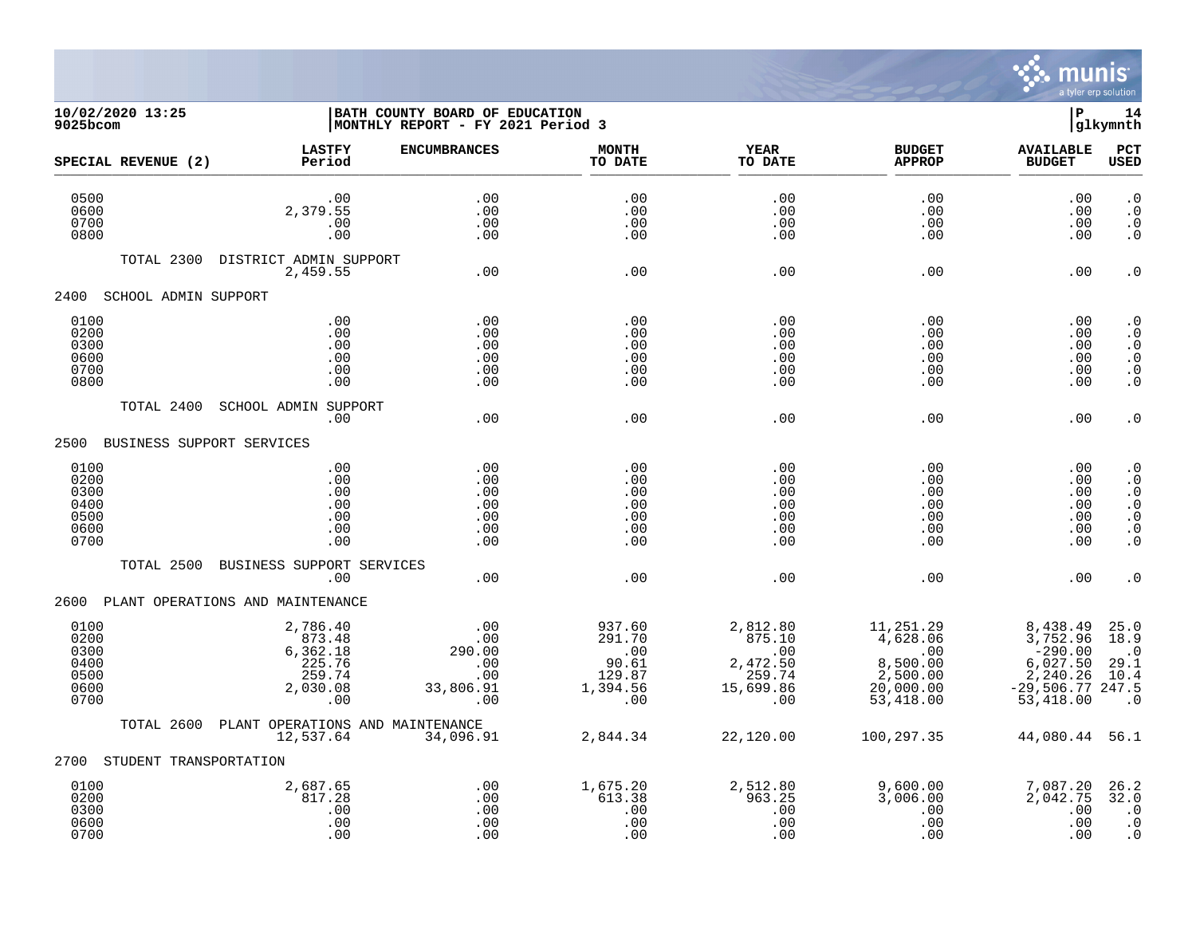BATH COUNTY BOARD OF EDUCATION
MONTHLY REPORT - FY 2021 Period 3

10/02/2020 13:25
9025bcom

| SPECIAL REVENUE (2) | LASTFY Period | ENCUMBRANCES | MONTH TO DATE | YEAR TO DATE | BUDGET APPROP | AVAILABLE BUDGET | PCT USED |
|---|---|---|---|---|---|---|---|
| 0500 | .00 | .00 | .00 | .00 | .00 | .00 | .0 |
| 0600 | 2,379.55 | .00 | .00 | .00 | .00 | .00 | .0 |
| 0700 | .00 | .00 | .00 | .00 | .00 | .00 | .0 |
| 0800 | .00 | .00 | .00 | .00 | .00 | .00 | .0 |
| TOTAL 2300 DISTRICT ADMIN SUPPORT | 2,459.55 | .00 | .00 | .00 | .00 | .00 | .0 |
| **2400 SCHOOL ADMIN SUPPORT** | | | | | | | |
| 0100 | .00 | .00 | .00 | .00 | .00 | .00 | .0 |
| 0200 | .00 | .00 | .00 | .00 | .00 | .00 | .0 |
| 0300 | .00 | .00 | .00 | .00 | .00 | .00 | .0 |
| 0600 | .00 | .00 | .00 | .00 | .00 | .00 | .0 |
| 0700 | .00 | .00 | .00 | .00 | .00 | .00 | .0 |
| 0800 | .00 | .00 | .00 | .00 | .00 | .00 | .0 |
| TOTAL 2400 SCHOOL ADMIN SUPPORT | .00 | .00 | .00 | .00 | .00 | .00 | .0 |
| **2500 BUSINESS SUPPORT SERVICES** | | | | | | | |
| 0100 | .00 | .00 | .00 | .00 | .00 | .00 | .0 |
| 0200 | .00 | .00 | .00 | .00 | .00 | .00 | .0 |
| 0300 | .00 | .00 | .00 | .00 | .00 | .00 | .0 |
| 0400 | .00 | .00 | .00 | .00 | .00 | .00 | .0 |
| 0500 | .00 | .00 | .00 | .00 | .00 | .00 | .0 |
| 0600 | .00 | .00 | .00 | .00 | .00 | .00 | .0 |
| 0700 | .00 | .00 | .00 | .00 | .00 | .00 | .0 |
| TOTAL 2500 BUSINESS SUPPORT SERVICES | .00 | .00 | .00 | .00 | .00 | .00 | .0 |
| **2600 PLANT OPERATIONS AND MAINTENANCE** | | | | | | | |
| 0100 | 2,786.40 | .00 | 937.60 | 2,812.80 | 11,251.29 | 8,438.49 | 25.0 |
| 0200 | 873.48 | .00 | 291.70 | 875.10 | 4,628.06 | 3,752.96 | 18.9 |
| 0300 | 6,362.18 | 290.00 | .00 | .00 | .00 | -290.00 | .0 |
| 0400 | 225.76 | .00 | 90.61 | 2,472.50 | 8,500.00 | 6,027.50 | 29.1 |
| 0500 | 259.74 | .00 | 129.87 | 259.74 | 2,500.00 | 2,240.26 | 10.4 |
| 0600 | 2,030.08 | 33,806.91 | 1,394.56 | 15,699.86 | 20,000.00 | -29,506.77 | 247.5 |
| 0700 | .00 | .00 | .00 | .00 | 53,418.00 | 53,418.00 | .0 |
| TOTAL 2600 PLANT OPERATIONS AND MAINTENANCE | 12,537.64 | 34,096.91 | 2,844.34 | 22,120.00 | 100,297.35 | 44,080.44 | 56.1 |
| **2700 STUDENT TRANSPORTATION** | | | | | | | |
| 0100 | 2,687.65 | .00 | 1,675.20 | 2,512.80 | 9,600.00 | 7,087.20 | 26.2 |
| 0200 | 817.28 | .00 | 613.38 | 963.25 | 3,006.00 | 2,042.75 | 32.0 |
| 0300 | .00 | .00 | .00 | .00 | .00 | .00 | .0 |
| 0600 | .00 | .00 | .00 | .00 | .00 | .00 | .0 |
| 0700 | .00 | .00 | .00 | .00 | .00 | .00 | .0 |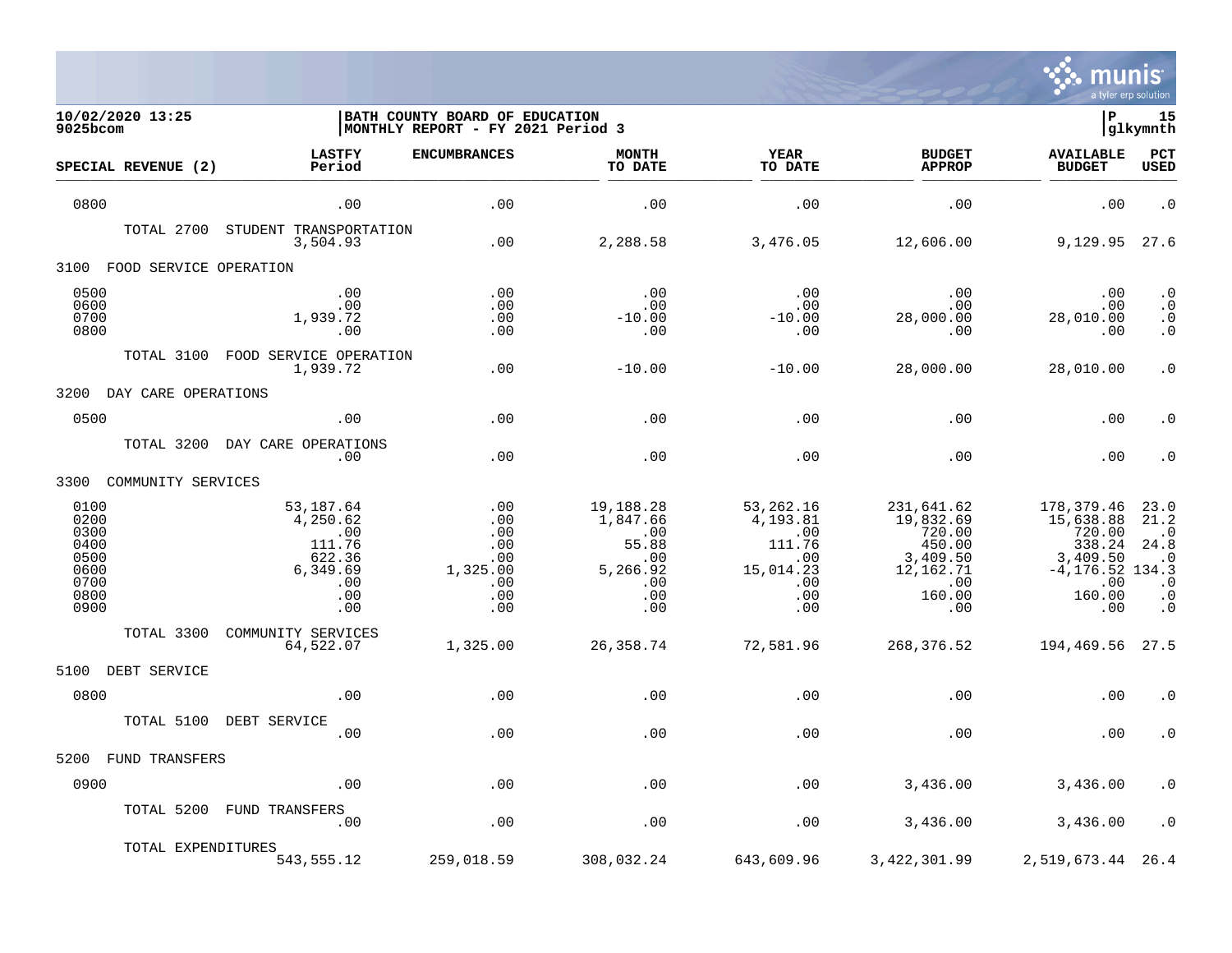10/02/2020 13:25 | BATH COUNTY BOARD OF EDUCATION
9025bcom | MONTHLY REPORT - FY 2021 Period 3

| SPECIAL REVENUE (2) | LASTFY Period | ENCUMBRANCES | MONTH TO DATE | YEAR TO DATE | BUDGET APPROP | AVAILABLE BUDGET | PCT USED |
|---|---|---|---|---|---|---|---|
| 0800 | .00 | .00 | .00 | .00 | .00 | .00 | .0 |
| TOTAL 2700 STUDENT TRANSPORTATION | 3,504.93 | .00 | 2,288.58 | 3,476.05 | 12,606.00 | 9,129.95 | 27.6 |
| **3100 FOOD SERVICE OPERATION** | | | | | | | |
| 0500 | .00 | .00 | .00 | .00 | .00 | .00 | .0 |
| 0600 | .00 | .00 | .00 | .00 | .00 | .00 | .0 |
| 0700 | 1,939.72 | .00 | -10.00 | -10.00 | 28,000.00 | 28,010.00 | .0 |
| 0800 | .00 | .00 | .00 | .00 | .00 | .00 | .0 |
| TOTAL 3100 FOOD SERVICE OPERATION | 1,939.72 | .00 | -10.00 | -10.00 | 28,000.00 | 28,010.00 | .0 |
| **3200 DAY CARE OPERATIONS** | | | | | | | |
| 0500 | .00 | .00 | .00 | .00 | .00 | .00 | .0 |
| TOTAL 3200 DAY CARE OPERATIONS | .00 | .00 | .00 | .00 | .00 | .00 | .0 |
| **3300 COMMUNITY SERVICES** | | | | | | | |
| 0100 | 53,187.64 | .00 | 19,188.28 | 53,262.16 | 231,641.62 | 178,379.46 | 23.0 |
| 0200 | 4,250.62 | .00 | 1,847.66 | 4,193.81 | 19,832.69 | 15,638.88 | 21.2 |
| 0300 | .00 | .00 | .00 | .00 | 720.00 | 720.00 | .0 |
| 0400 | 111.76 | .00 | 55.88 | 111.76 | 450.00 | 338.24 | 24.8 |
| 0500 | 622.36 | .00 | .00 | .00 | 3,409.50 | 3,409.50 | .0 |
| 0600 | 6,349.69 | 1,325.00 | 5,266.92 | 15,014.23 | 12,162.71 | -4,176.52 | 134.3 |
| 0700 | .00 | .00 | .00 | .00 | .00 | .00 | .0 |
| 0800 | .00 | .00 | .00 | .00 | 160.00 | 160.00 | .0 |
| 0900 | .00 | .00 | .00 | .00 | .00 | .00 | .0 |
| TOTAL 3300 COMMUNITY SERVICES | 64,522.07 | 1,325.00 | 26,358.74 | 72,581.96 | 268,376.52 | 194,469.56 | 27.5 |
| **5100 DEBT SERVICE** | | | | | | | |
| 0800 | .00 | .00 | .00 | .00 | .00 | .00 | .0 |
| TOTAL 5100 DEBT SERVICE | .00 | .00 | .00 | .00 | .00 | .00 | .0 |
| **5200 FUND TRANSFERS** | | | | | | | |
| 0900 | .00 | .00 | .00 | .00 | 3,436.00 | 3,436.00 | .0 |
| TOTAL 5200 FUND TRANSFERS | .00 | .00 | .00 | .00 | 3,436.00 | 3,436.00 | .0 |
| TOTAL EXPENDITURES | 543,555.12 | 259,018.59 | 308,032.24 | 643,609.96 | 3,422,301.99 | 2,519,673.44 | 26.4 |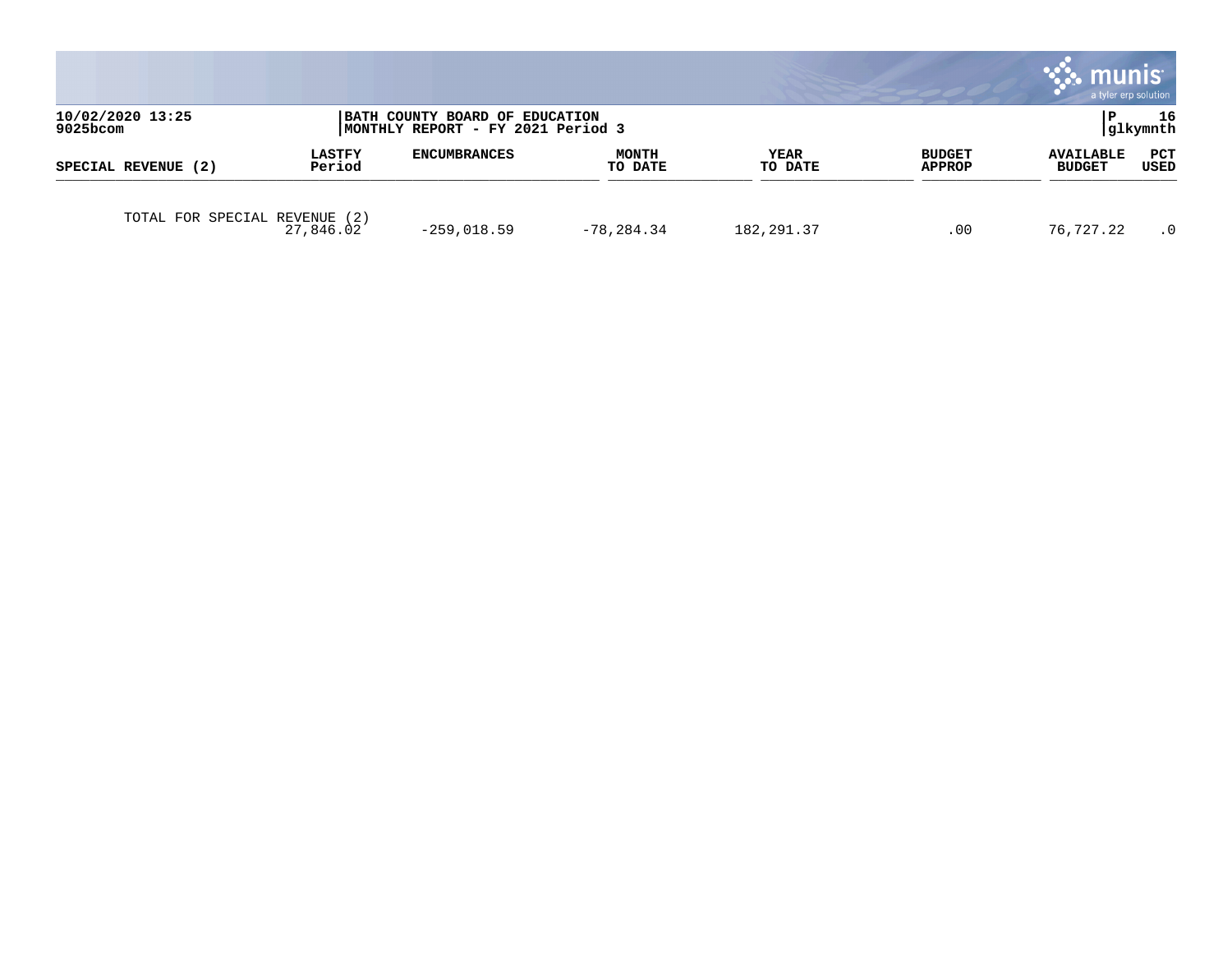| SPECIAL REVENUE (2) | LASTFY Period | ENCUMBRANCES | MONTH TO DATE | YEAR TO DATE | BUDGET APPROP | AVAILABLE BUDGET | PCT USED |
|---|---|---|---|---|---|---|---|
| TOTAL FOR SPECIAL REVENUE (2) | 27,846.02 | -259,018.59 | -78,284.34 | 182,291.37 | .00 | 76,727.22 | .0 |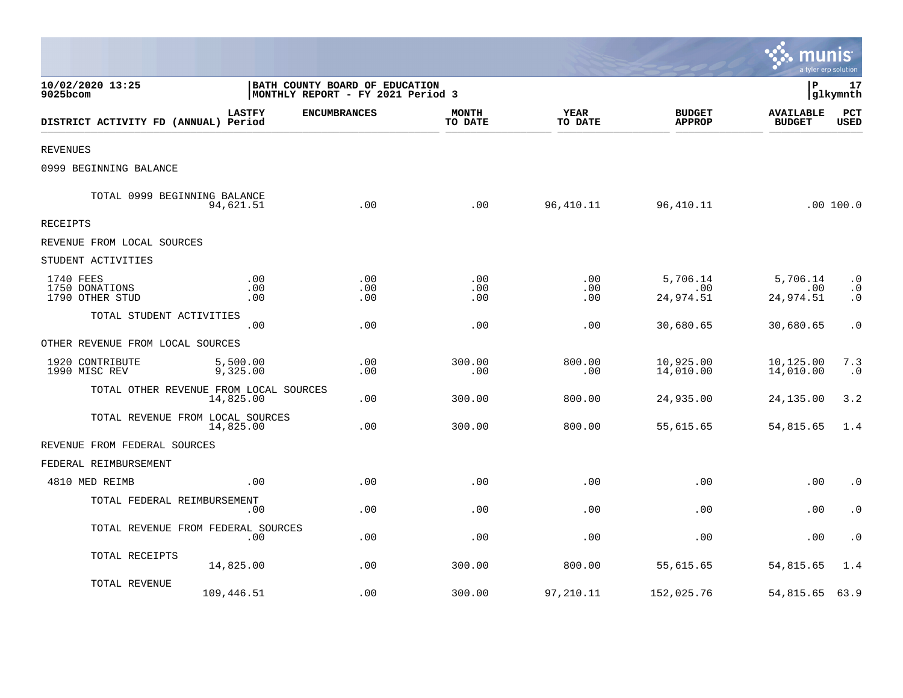10/02/2020 13:25
9025bcom

BATH COUNTY BOARD OF EDUCATION
MONTHLY REPORT - FY 2021 Period 3

P 17
glkymnth

| DISTRICT ACTIVITY FD (ANNUAL) | LASTFY Period | ENCUMBRANCES | MONTH TO DATE | YEAR TO DATE | BUDGET APPROP | AVAILABLE BUDGET | PCT USED |
|---|---|---|---|---|---|---|---|
| REVENUES | | | | | | | |
| 0999 BEGINNING BALANCE | | | | | | | |
| TOTAL 0999 BEGINNING BALANCE | 94,621.51 | .00 | .00 | 96,410.11 | 96,410.11 | .00 | 100.0 |
| RECEIPTS | | | | | | | |
| REVENUE FROM LOCAL SOURCES | | | | | | | |
| STUDENT ACTIVITIES | | | | | | | |
| 1740 FEES | .00 | .00 | .00 | .00 | 5,706.14 | 5,706.14 | .0 |
| 1750 DONATIONS | .00 | .00 | .00 | .00 | .00 | .00 | .0 |
| 1790 OTHER STUD | .00 | .00 | .00 | .00 | 24,974.51 | 24,974.51 | .0 |
| TOTAL STUDENT ACTIVITIES | .00 | .00 | .00 | .00 | 30,680.65 | 30,680.65 | .0 |
| OTHER REVENUE FROM LOCAL SOURCES | | | | | | | |
| 1920 CONTRIBUTE | 5,500.00 | .00 | 300.00 | 800.00 | 10,925.00 | 10,125.00 | 7.3 |
| 1990 MISC REV | 9,325.00 | .00 | .00 | .00 | 14,010.00 | 14,010.00 | .0 |
| TOTAL OTHER REVENUE FROM LOCAL SOURCES | 14,825.00 | .00 | 300.00 | 800.00 | 24,935.00 | 24,135.00 | 3.2 |
| TOTAL REVENUE FROM LOCAL SOURCES | 14,825.00 | .00 | 300.00 | 800.00 | 55,615.65 | 54,815.65 | 1.4 |
| REVENUE FROM FEDERAL SOURCES | | | | | | | |
| FEDERAL REIMBURSEMENT | | | | | | | |
| 4810 MED REIMB | .00 | .00 | .00 | .00 | .00 | .00 | .0 |
| TOTAL FEDERAL REIMBURSEMENT | .00 | .00 | .00 | .00 | .00 | .00 | .0 |
| TOTAL REVENUE FROM FEDERAL SOURCES | .00 | .00 | .00 | .00 | .00 | .00 | .0 |
| TOTAL RECEIPTS | 14,825.00 | .00 | 300.00 | 800.00 | 55,615.65 | 54,815.65 | 1.4 |
| TOTAL REVENUE | 109,446.51 | .00 | 300.00 | 97,210.11 | 152,025.76 | 54,815.65 | 63.9 |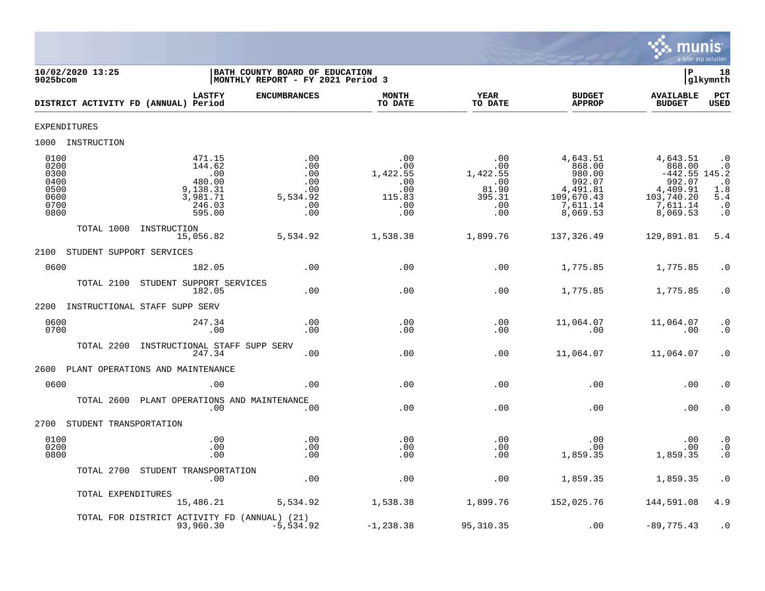10/02/2020 13:25
9025bcom

BATH COUNTY BOARD OF EDUCATION
MONTHLY REPORT - FY 2021 Period 3

| DISTRICT ACTIVITY FD (ANNUAL) | LASTFY Period | ENCUMBRANCES | MONTH TO DATE | YEAR TO DATE | BUDGET APPROP | AVAILABLE BUDGET | PCT USED |
|---|---|---|---|---|---|---|---|
| EXPENDITURES | | | | | | | |
| 1000 INSTRUCTION | | | | | | | |
| 0100 | 471.15 | .00 | .00 | .00 | 4,643.51 | 4,643.51 | .0 |
| 0200 | 144.62 | .00 | .00 | .00 | 868.00 | 868.00 | .0 |
| 0300 | .00 | .00 | 1,422.55 | 1,422.55 | 980.00 | -442.55 | 145.2 |
| 0400 | 480.00 | .00 | .00 | .00 | 992.07 | 992.07 | .0 |
| 0500 | 9,138.31 | .00 | .00 | 81.90 | 4,491.81 | 4,409.91 | 1.8 |
| 0600 | 3,981.71 | 5,534.92 | 115.83 | 395.31 | 109,670.43 | 103,740.20 | 5.4 |
| 0700 | 246.03 | .00 | .00 | .00 | 7,611.14 | 7,611.14 | .0 |
| 0800 | 595.00 | .00 | .00 | .00 | 8,069.53 | 8,069.53 | .0 |
| TOTAL 1000 INSTRUCTION | 15,056.82 | 5,534.92 | 1,538.38 | 1,899.76 | 137,326.49 | 129,891.81 | 5.4 |
| 2100 STUDENT SUPPORT SERVICES | | | | | | | |
| 0600 | 182.05 | .00 | .00 | .00 | 1,775.85 | 1,775.85 | .0 |
| TOTAL 2100 STUDENT SUPPORT SERVICES | 182.05 | .00 | .00 | .00 | 1,775.85 | 1,775.85 | .0 |
| 2200 INSTRUCTIONAL STAFF SUPP SERV | | | | | | | |
| 0600 | 247.34 | .00 | .00 | .00 | 11,064.07 | 11,064.07 | .0 |
| 0700 | .00 | .00 | .00 | .00 | .00 | .00 | .0 |
| TOTAL 2200 INSTRUCTIONAL STAFF SUPP SERV | 247.34 | .00 | .00 | .00 | 11,064.07 | 11,064.07 | .0 |
| 2600 PLANT OPERATIONS AND MAINTENANCE | | | | | | | |
| 0600 | .00 | .00 | .00 | .00 | .00 | .00 | .0 |
| TOTAL 2600 PLANT OPERATIONS AND MAINTENANCE | .00 | .00 | .00 | .00 | .00 | .00 | .0 |
| 2700 STUDENT TRANSPORTATION | | | | | | | |
| 0100 | .00 | .00 | .00 | .00 | .00 | .00 | .0 |
| 0200 | .00 | .00 | .00 | .00 | .00 | .00 | .0 |
| 0800 | .00 | .00 | .00 | .00 | 1,859.35 | 1,859.35 | .0 |
| TOTAL 2700 STUDENT TRANSPORTATION | .00 | .00 | .00 | .00 | 1,859.35 | 1,859.35 | .0 |
| TOTAL EXPENDITURES | 15,486.21 | 5,534.92 | 1,538.38 | 1,899.76 | 152,025.76 | 144,591.08 | 4.9 |
| TOTAL FOR DISTRICT ACTIVITY FD (ANNUAL) (21) | 93,960.30 | -5,534.92 | -1,238.38 | 95,310.35 | .00 | -89,775.43 | .0 |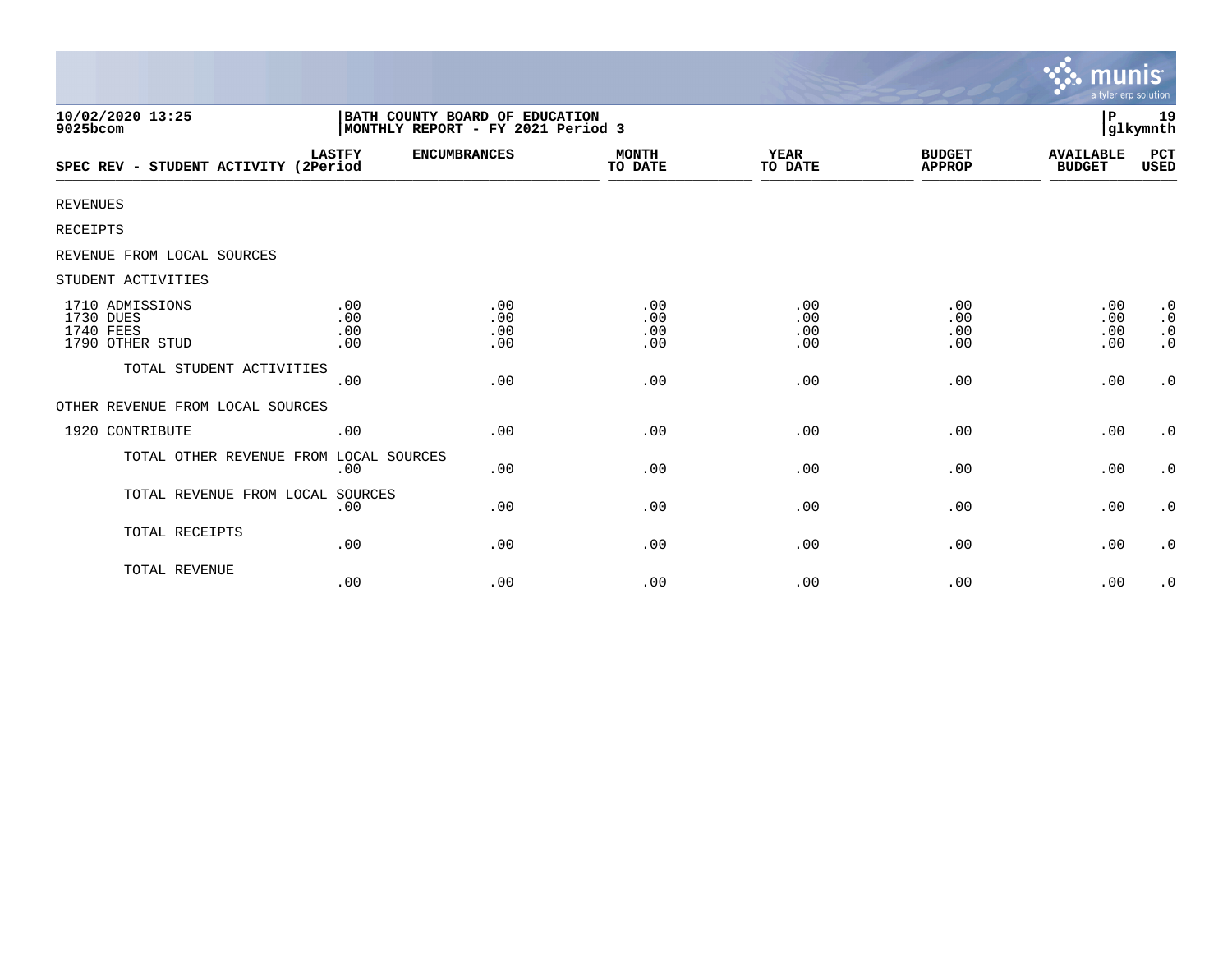**10/02/2020 13:25**
**9025bcom**

**BATH COUNTY BOARD OF EDUCATION**
**MONTHLY REPORT - FY 2021 Period 3**

**P 19**
**glkymnth**

| SPEC REV - STUDENT ACTIVITY | LASTFY (2Period | ENCUMBRANCES | MONTH TO DATE | YEAR TO DATE | BUDGET APPROP | AVAILABLE BUDGET | PCT USED |
|---|---|---|---|---|---|---|---|
| REVENUES | | | | | | | |
| RECEIPTS | | | | | | | |
| REVENUE FROM LOCAL SOURCES | | | | | | | |
| STUDENT ACTIVITIES | | | | | | | |
| 1710 ADMISSIONS | .00 | .00 | .00 | .00 | .00 | .00 | .0 |
| 1730 DUES | .00 | .00 | .00 | .00 | .00 | .00 | .0 |
| 1740 FEES | .00 | .00 | .00 | .00 | .00 | .00 | .0 |
| 1790 OTHER STUD | .00 | .00 | .00 | .00 | .00 | .00 | .0 |
| TOTAL STUDENT ACTIVITIES | .00 | .00 | .00 | .00 | .00 | .00 | .0 |
| OTHER REVENUE FROM LOCAL SOURCES | | | | | | | |
| 1920 CONTRIBUTE | .00 | .00 | .00 | .00 | .00 | .00 | .0 |
| TOTAL OTHER REVENUE FROM LOCAL SOURCES | .00 | .00 | .00 | .00 | .00 | .00 | .0 |
| TOTAL REVENUE FROM LOCAL SOURCES | .00 | .00 | .00 | .00 | .00 | .00 | .0 |
| TOTAL RECEIPTS | .00 | .00 | .00 | .00 | .00 | .00 | .0 |
| TOTAL REVENUE | .00 | .00 | .00 | .00 | .00 | .00 | .0 |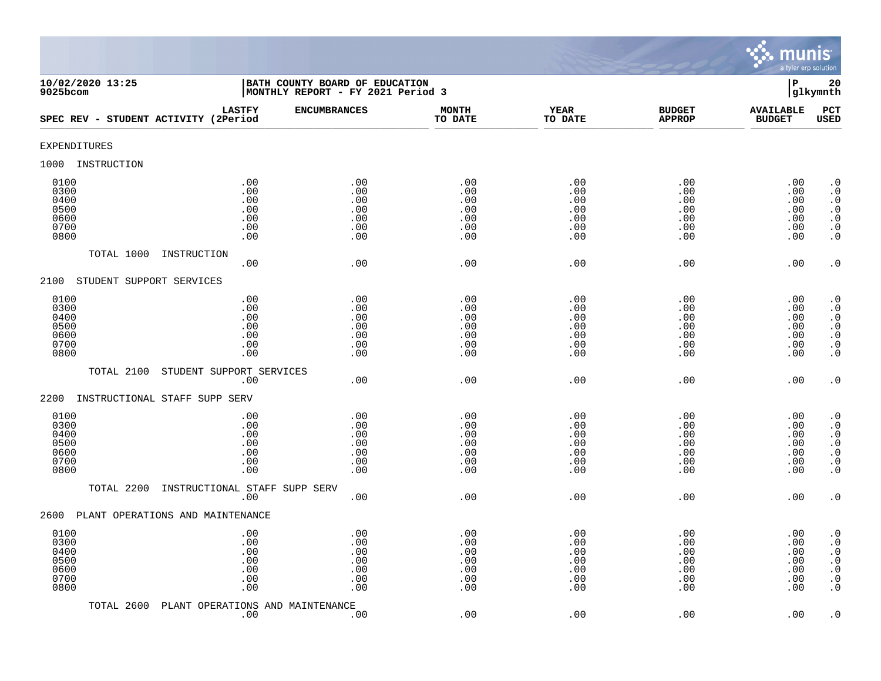10/02/2020 13:25
9025bcom

BATH COUNTY BOARD OF EDUCATION
MONTHLY REPORT - FY 2021 Period 3

P 20
glkymnth

| SPEC REV - STUDENT ACTIVITY | LASTFY (2Period | ENCUMBRANCES | MONTH TO DATE | YEAR TO DATE | BUDGET APPROP | AVAILABLE BUDGET | PCT USED |
|---|---|---|---|---|---|---|---|
| **EXPENDITURES** | | | | | | | |
| **1000 INSTRUCTION** | | | | | | | |
| 0100 | .00 | .00 | .00 | .00 | .00 | .00 | .0 |
| 0300 | .00 | .00 | .00 | .00 | .00 | .00 | .0 |
| 0400 | .00 | .00 | .00 | .00 | .00 | .00 | .0 |
| 0500 | .00 | .00 | .00 | .00 | .00 | .00 | .0 |
| 0600 | .00 | .00 | .00 | .00 | .00 | .00 | .0 |
| 0700 | .00 | .00 | .00 | .00 | .00 | .00 | .0 |
| 0800 | .00 | .00 | .00 | .00 | .00 | .00 | .0 |
| TOTAL 1000 INSTRUCTION | .00 | .00 | .00 | .00 | .00 | .00 | .0 |
| **2100 STUDENT SUPPORT SERVICES** | | | | | | | |
| 0100 | .00 | .00 | .00 | .00 | .00 | .00 | .0 |
| 0300 | .00 | .00 | .00 | .00 | .00 | .00 | .0 |
| 0400 | .00 | .00 | .00 | .00 | .00 | .00 | .0 |
| 0500 | .00 | .00 | .00 | .00 | .00 | .00 | .0 |
| 0600 | .00 | .00 | .00 | .00 | .00 | .00 | .0 |
| 0700 | .00 | .00 | .00 | .00 | .00 | .00 | .0 |
| 0800 | .00 | .00 | .00 | .00 | .00 | .00 | .0 |
| TOTAL 2100 STUDENT SUPPORT SERVICES | .00 | .00 | .00 | .00 | .00 | .00 | .0 |
| **2200 INSTRUCTIONAL STAFF SUPP SERV** | | | | | | | |
| 0100 | .00 | .00 | .00 | .00 | .00 | .00 | .0 |
| 0300 | .00 | .00 | .00 | .00 | .00 | .00 | .0 |
| 0400 | .00 | .00 | .00 | .00 | .00 | .00 | .0 |
| 0500 | .00 | .00 | .00 | .00 | .00 | .00 | .0 |
| 0600 | .00 | .00 | .00 | .00 | .00 | .00 | .0 |
| 0700 | .00 | .00 | .00 | .00 | .00 | .00 | .0 |
| 0800 | .00 | .00 | .00 | .00 | .00 | .00 | .0 |
| TOTAL 2200 INSTRUCTIONAL STAFF SUPP SERV | .00 | .00 | .00 | .00 | .00 | .00 | .0 |
| **2600 PLANT OPERATIONS AND MAINTENANCE** | | | | | | | |
| 0100 | .00 | .00 | .00 | .00 | .00 | .00 | .0 |
| 0300 | .00 | .00 | .00 | .00 | .00 | .00 | .0 |
| 0400 | .00 | .00 | .00 | .00 | .00 | .00 | .0 |
| 0500 | .00 | .00 | .00 | .00 | .00 | .00 | .0 |
| 0600 | .00 | .00 | .00 | .00 | .00 | .00 | .0 |
| 0700 | .00 | .00 | .00 | .00 | .00 | .00 | .0 |
| 0800 | .00 | .00 | .00 | .00 | .00 | .00 | .0 |
| TOTAL 2600 PLANT OPERATIONS AND MAINTENANCE | .00 | .00 | .00 | .00 | .00 | .00 | .0 |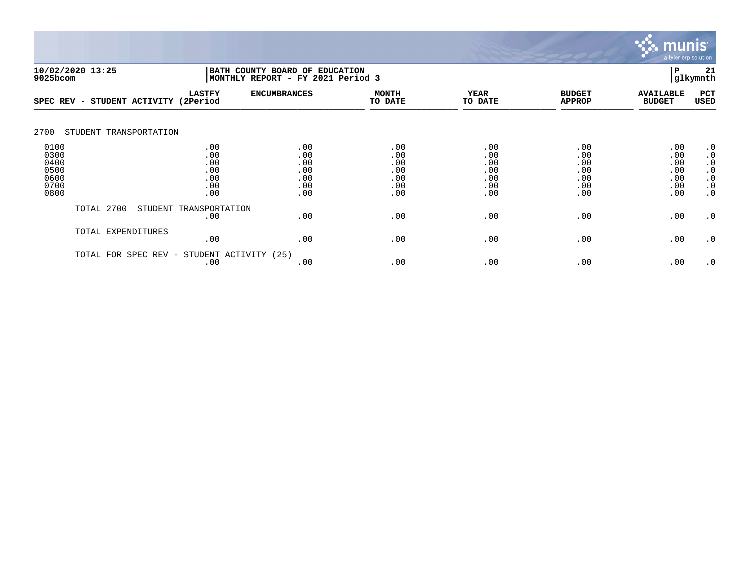10/02/2020 13:25
9025bcom

BATH COUNTY BOARD OF EDUCATION
MONTHLY REPORT - FY 2021 Period 3

P 21
glkymnth

| SPEC REV - STUDENT ACTIVITY | LASTFY (2Period | ENCUMBRANCES | MONTH TO DATE | YEAR TO DATE | BUDGET APPROP | AVAILABLE BUDGET | PCT USED |
|---|---|---|---|---|---|---|---|
| 2700 STUDENT TRANSPORTATION | | | | | | | |
| 0100 | .00 | .00 | .00 | .00 | .00 | .00 | .0 |
| 0300 | .00 | .00 | .00 | .00 | .00 | .00 | .0 |
| 0400 | .00 | .00 | .00 | .00 | .00 | .00 | .0 |
| 0500 | .00 | .00 | .00 | .00 | .00 | .00 | .0 |
| 0600 | .00 | .00 | .00 | .00 | .00 | .00 | .0 |
| 0700 | .00 | .00 | .00 | .00 | .00 | .00 | .0 |
| 0800 | .00 | .00 | .00 | .00 | .00 | .00 | .0 |
| TOTAL 2700 STUDENT TRANSPORTATION | .00 | .00 | .00 | .00 | .00 | .00 | .0 |
| TOTAL EXPENDITURES | .00 | .00 | .00 | .00 | .00 | .00 | .0 |
| TOTAL FOR SPEC REV - STUDENT ACTIVITY (25) | .00 | .00 | .00 | .00 | .00 | .00 | .0 |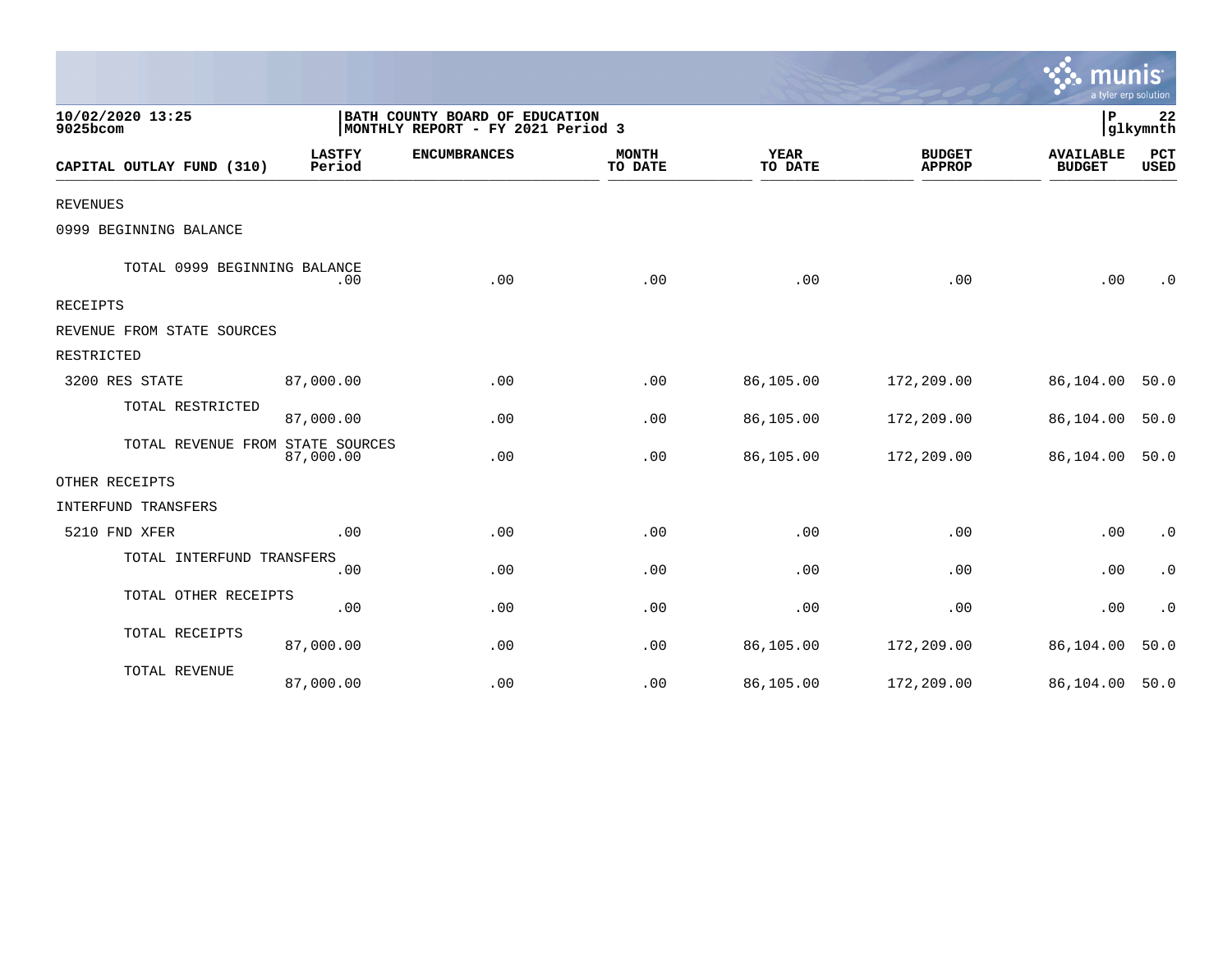10/02/2020 13:25
9025bcom

BATH COUNTY BOARD OF EDUCATION
MONTHLY REPORT - FY 2021 Period 3

P 22
glkymnth

| CAPITAL OUTLAY FUND (310) | LASTFY Period | ENCUMBRANCES | MONTH TO DATE | YEAR TO DATE | BUDGET APPROP | AVAILABLE BUDGET | PCT USED |
|---|---|---|---|---|---|---|---|
| REVENUES | | | | | | | |
| 0999 BEGINNING BALANCE | | | | | | | |
| TOTAL 0999 BEGINNING BALANCE | .00 | .00 | .00 | .00 | .00 | .00 | .0 |
| RECEIPTS | | | | | | | |
| REVENUE FROM STATE SOURCES | | | | | | | |
| RESTRICTED | | | | | | | |
| 3200 RES STATE | 87,000.00 | .00 | .00 | 86,105.00 | 172,209.00 | 86,104.00 | 50.0 |
| TOTAL RESTRICTED | 87,000.00 | .00 | .00 | 86,105.00 | 172,209.00 | 86,104.00 | 50.0 |
| TOTAL REVENUE FROM STATE SOURCES | 87,000.00 | .00 | .00 | 86,105.00 | 172,209.00 | 86,104.00 | 50.0 |
| OTHER RECEIPTS | | | | | | | |
| INTERFUND TRANSFERS | | | | | | | |
| 5210 FND XFER | .00 | .00 | .00 | .00 | .00 | .00 | .0 |
| TOTAL INTERFUND TRANSFERS | .00 | .00 | .00 | .00 | .00 | .00 | .0 |
| TOTAL OTHER RECEIPTS | .00 | .00 | .00 | .00 | .00 | .00 | .0 |
| TOTAL RECEIPTS | 87,000.00 | .00 | .00 | 86,105.00 | 172,209.00 | 86,104.00 | 50.0 |
| TOTAL REVENUE | 87,000.00 | .00 | .00 | 86,105.00 | 172,209.00 | 86,104.00 | 50.0 |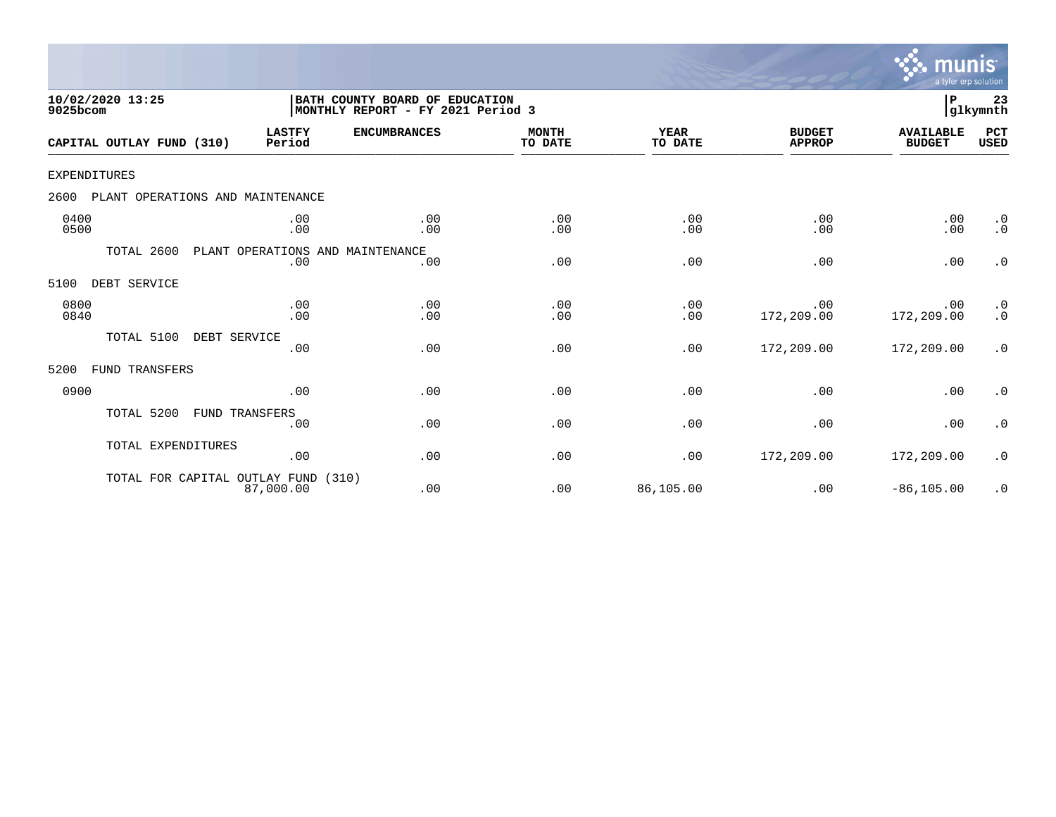**10/02/2020 13:25**
**9025bcom**

**BATH COUNTY BOARD OF EDUCATION**
**MONTHLY REPORT - FY 2021 Period 3**

**P 23**
**glkymnth**

| CAPITAL OUTLAY FUND (310) | LASTFY Period | ENCUMBRANCES | MONTH TO DATE | YEAR TO DATE | BUDGET APPROP | AVAILABLE BUDGET | PCT USED |
|---|---|---|---|---|---|---|---|
| EXPENDITURES | | | | | | | |
| 2600 PLANT OPERATIONS AND MAINTENANCE | | | | | | | |
| 0400 | .00 | .00 | .00 | .00 | .00 | .00 | .0 |
| 0500 | .00 | .00 | .00 | .00 | .00 | .00 | .0 |
| TOTAL 2600 PLANT OPERATIONS AND MAINTENANCE | .00 | .00 | .00 | .00 | .00 | .00 | .0 |
| 5100 DEBT SERVICE | | | | | | | |
| 0800 | .00 | .00 | .00 | .00 | .00 | .00 | .0 |
| 0840 | .00 | .00 | .00 | .00 | 172,209.00 | 172,209.00 | .0 |
| TOTAL 5100 DEBT SERVICE | .00 | .00 | .00 | .00 | 172,209.00 | 172,209.00 | .0 |
| 5200 FUND TRANSFERS | | | | | | | |
| 0900 | .00 | .00 | .00 | .00 | .00 | .00 | .0 |
| TOTAL 5200 FUND TRANSFERS | .00 | .00 | .00 | .00 | .00 | .00 | .0 |
| TOTAL EXPENDITURES | .00 | .00 | .00 | .00 | 172,209.00 | 172,209.00 | .0 |
| TOTAL FOR CAPITAL OUTLAY FUND (310) | 87,000.00 | .00 | .00 | 86,105.00 | .00 | -86,105.00 | .0 |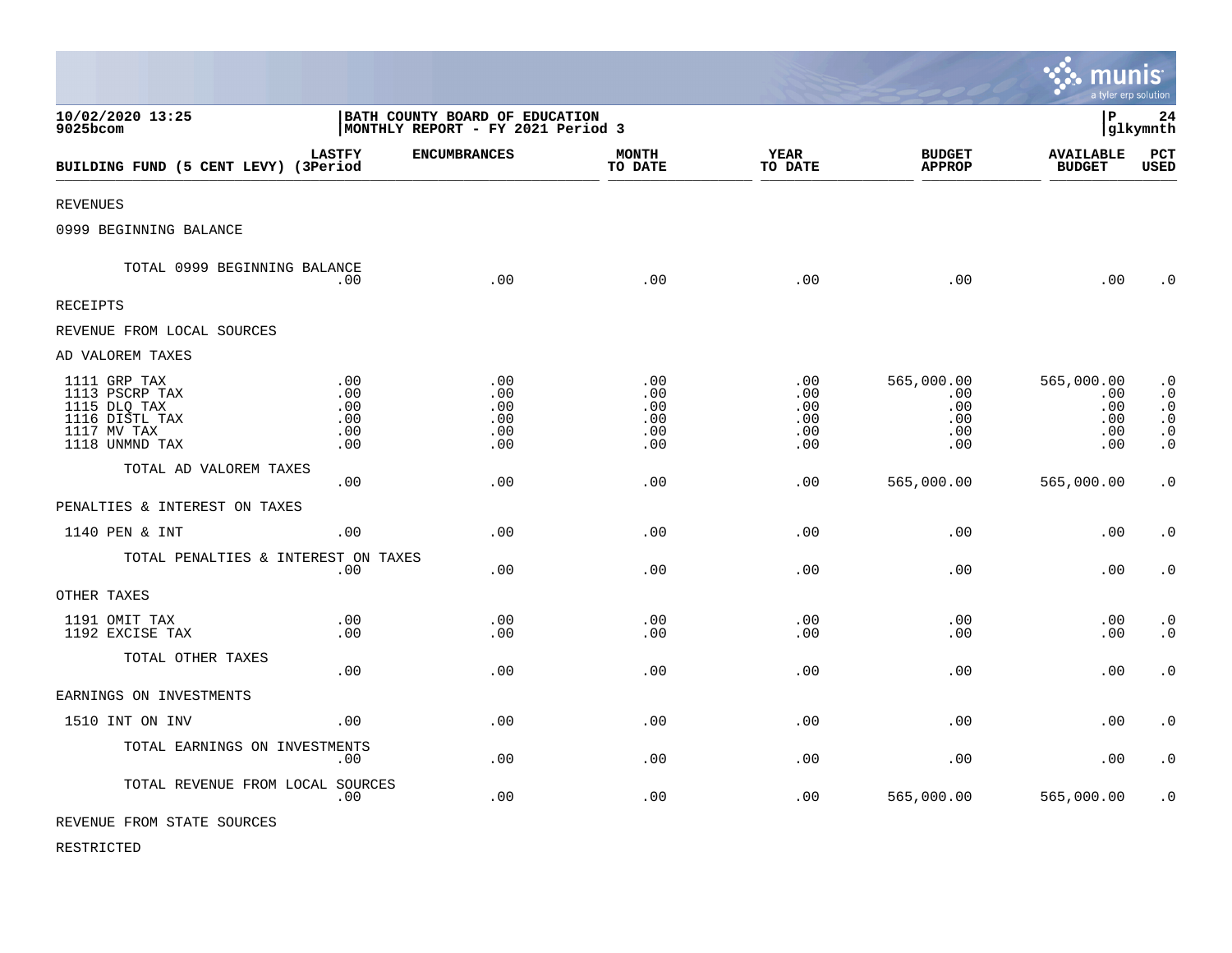10/02/2020 13:25
9025bcom

BATH COUNTY BOARD OF EDUCATION
MONTHLY REPORT - FY 2021 Period 3

P 24
glkymnth

| BUILDING FUND (5 CENT LEVY) | LASTFY (3Period | ENCUMBRANCES | MONTH TO DATE | YEAR TO DATE | BUDGET APPROP | AVAILABLE BUDGET | PCT USED |
|---|---|---|---|---|---|---|---|
| REVENUES | | | | | | | |
| 0999 BEGINNING BALANCE | | | | | | | |
| TOTAL 0999 BEGINNING BALANCE | .00 | .00 | .00 | .00 | .00 | .00 | .0 |
| RECEIPTS | | | | | | | |
| REVENUE FROM LOCAL SOURCES | | | | | | | |
| AD VALOREM TAXES | | | | | | | |
| 1111 GRP TAX | .00 | .00 | .00 | .00 | 565,000.00 | 565,000.00 | .0 |
| 1113 PSCRP TAX | .00 | .00 | .00 | .00 | .00 | .00 | .0 |
| 1115 DLQ TAX | .00 | .00 | .00 | .00 | .00 | .00 | .0 |
| 1116 DISTL TAX | .00 | .00 | .00 | .00 | .00 | .00 | .0 |
| 1117 MV TAX | .00 | .00 | .00 | .00 | .00 | .00 | .0 |
| 1118 UNMND TAX | .00 | .00 | .00 | .00 | .00 | .00 | .0 |
| TOTAL AD VALOREM TAXES | .00 | .00 | .00 | .00 | 565,000.00 | 565,000.00 | .0 |
| PENALTIES & INTEREST ON TAXES | | | | | | | |
| 1140 PEN & INT | .00 | .00 | .00 | .00 | .00 | .00 | .0 |
| TOTAL PENALTIES & INTEREST ON TAXES | .00 | .00 | .00 | .00 | .00 | .00 | .0 |
| OTHER TAXES | | | | | | | |
| 1191 OMIT TAX | .00 | .00 | .00 | .00 | .00 | .00 | .0 |
| 1192 EXCISE TAX | .00 | .00 | .00 | .00 | .00 | .00 | .0 |
| TOTAL OTHER TAXES | .00 | .00 | .00 | .00 | .00 | .00 | .0 |
| EARNINGS ON INVESTMENTS | | | | | | | |
| 1510 INT ON INV | .00 | .00 | .00 | .00 | .00 | .00 | .0 |
| TOTAL EARNINGS ON INVESTMENTS | .00 | .00 | .00 | .00 | .00 | .00 | .0 |
| TOTAL REVENUE FROM LOCAL SOURCES | .00 | .00 | .00 | .00 | 565,000.00 | 565,000.00 | .0 |
| REVENUE FROM STATE SOURCES | | | | | | | |
| RESTRICTED | | | | | | | |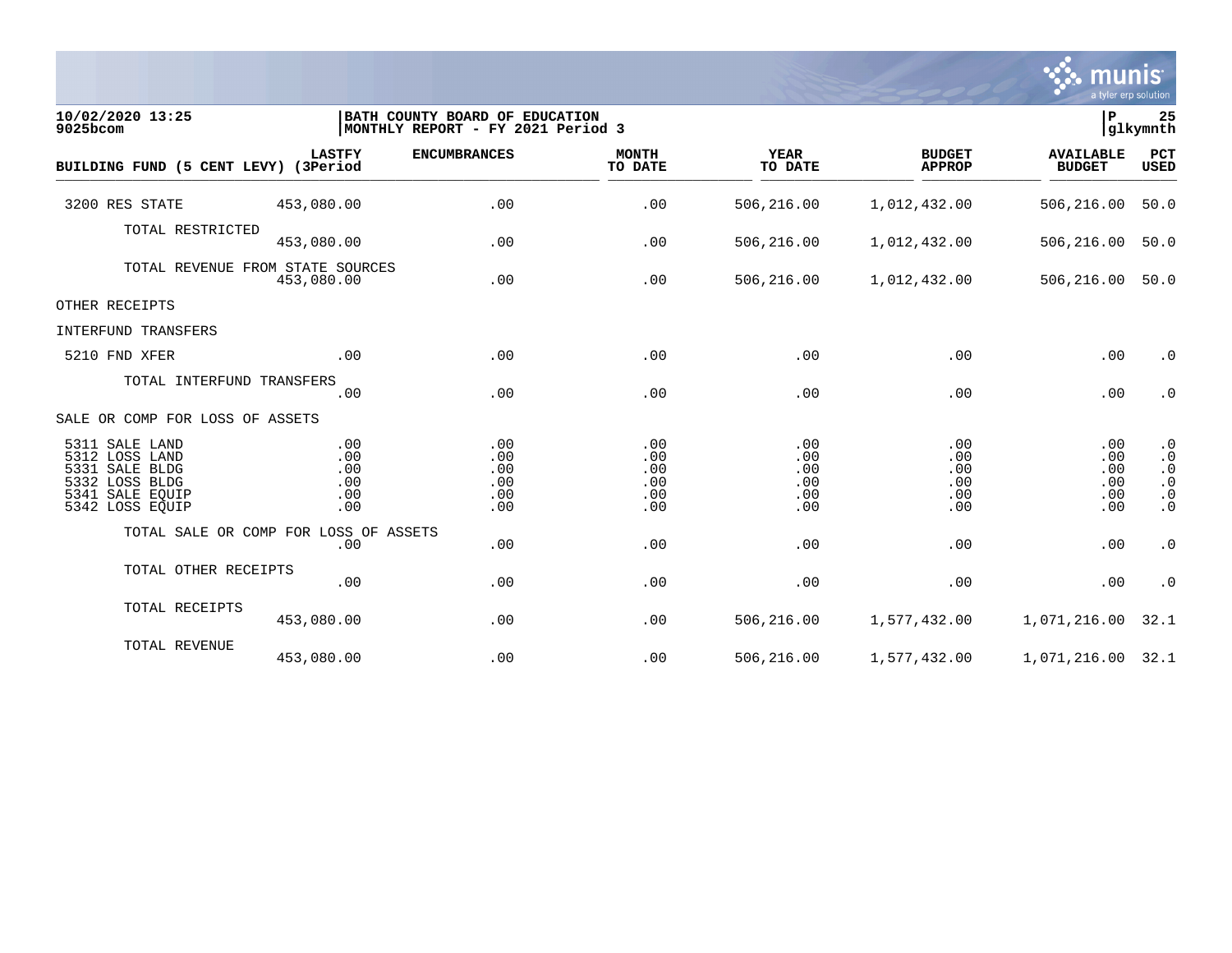**10/02/2020 13:25**
**9025bcom**

**BATH COUNTY BOARD OF EDUCATION**
**MONTHLY REPORT - FY 2021 Period 3**

| BUILDING FUND (5 CENT LEVY) | LASTFY (3Period | ENCUMBRANCES | MONTH TO DATE | YEAR TO DATE | BUDGET APPROP | AVAILABLE BUDGET | PCT USED |
|---|---|---|---|---|---|---|---|
| 3200 RES STATE | 453,080.00 | .00 | .00 | 506,216.00 | 1,012,432.00 | 506,216.00 | 50.0 |
| TOTAL RESTRICTED | 453,080.00 | .00 | .00 | 506,216.00 | 1,012,432.00 | 506,216.00 | 50.0 |
| TOTAL REVENUE FROM STATE SOURCES | 453,080.00 | .00 | .00 | 506,216.00 | 1,012,432.00 | 506,216.00 | 50.0 |
| OTHER RECEIPTS | | | | | | | |
| INTERFUND TRANSFERS | | | | | | | |
| 5210 FND XFER | .00 | .00 | .00 | .00 | .00 | .00 | .0 |
| TOTAL INTERFUND TRANSFERS | .00 | .00 | .00 | .00 | .00 | .00 | .0 |
| SALE OR COMP FOR LOSS OF ASSETS | | | | | | | |
| 5311 SALE LAND | .00 | .00 | .00 | .00 | .00 | .00 | .0 |
| 5312 LOSS LAND | .00 | .00 | .00 | .00 | .00 | .00 | .0 |
| 5331 SALE BLDG | .00 | .00 | .00 | .00 | .00 | .00 | .0 |
| 5332 LOSS BLDG | .00 | .00 | .00 | .00 | .00 | .00 | .0 |
| 5341 SALE EQUIP | .00 | .00 | .00 | .00 | .00 | .00 | .0 |
| 5342 LOSS EQUIP | .00 | .00 | .00 | .00 | .00 | .00 | .0 |
| TOTAL SALE OR COMP FOR LOSS OF ASSETS | .00 | .00 | .00 | .00 | .00 | .00 | .0 |
| TOTAL OTHER RECEIPTS | .00 | .00 | .00 | .00 | .00 | .00 | .0 |
| TOTAL RECEIPTS | 453,080.00 | .00 | .00 | 506,216.00 | 1,577,432.00 | 1,071,216.00 | 32.1 |
| TOTAL REVENUE | 453,080.00 | .00 | .00 | 506,216.00 | 1,577,432.00 | 1,071,216.00 | 32.1 |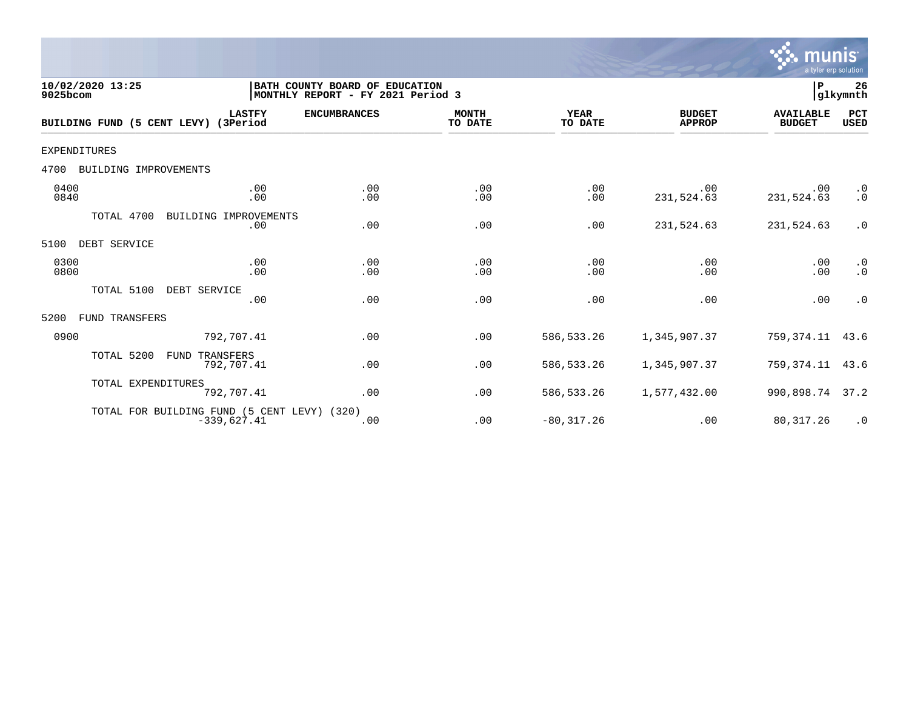10/02/2020 13:25
9025bcom

BATH COUNTY BOARD OF EDUCATION
MONTHLY REPORT - FY 2021 Period 3

P 26
glkymnth

| BUILDING FUND (5 CENT LEVY) | LASTFY (3Period | ENCUMBRANCES | MONTH TO DATE | YEAR TO DATE | BUDGET APPROP | AVAILABLE BUDGET | PCT USED |
|---|---|---|---|---|---|---|---|
| EXPENDITURES | | | | | | | |
| 4700 BUILDING IMPROVEMENTS | | | | | | | |
| 0400 | .00 | .00 | .00 | .00 | .00 | .00 | .0 |
| 0840 | .00 | .00 | .00 | .00 | 231,524.63 | 231,524.63 | .0 |
| TOTAL 4700 BUILDING IMPROVEMENTS | .00 | .00 | .00 | .00 | 231,524.63 | 231,524.63 | .0 |
| 5100 DEBT SERVICE | | | | | | | |
| 0300 | .00 | .00 | .00 | .00 | .00 | .00 | .0 |
| 0800 | .00 | .00 | .00 | .00 | .00 | .00 | .0 |
| TOTAL 5100 DEBT SERVICE | .00 | .00 | .00 | .00 | .00 | .00 | .0 |
| 5200 FUND TRANSFERS | | | | | | | |
| 0900 | 792,707.41 | .00 | .00 | 586,533.26 | 1,345,907.37 | 759,374.11 | 43.6 |
| TOTAL 5200 FUND TRANSFERS | 792,707.41 | .00 | .00 | 586,533.26 | 1,345,907.37 | 759,374.11 | 43.6 |
| TOTAL EXPENDITURES | 792,707.41 | .00 | .00 | 586,533.26 | 1,577,432.00 | 990,898.74 | 37.2 |
| TOTAL FOR BUILDING FUND (5 CENT LEVY) (320) | -339,627.41 | .00 | .00 | -80,317.26 | .00 | 80,317.26 | .0 |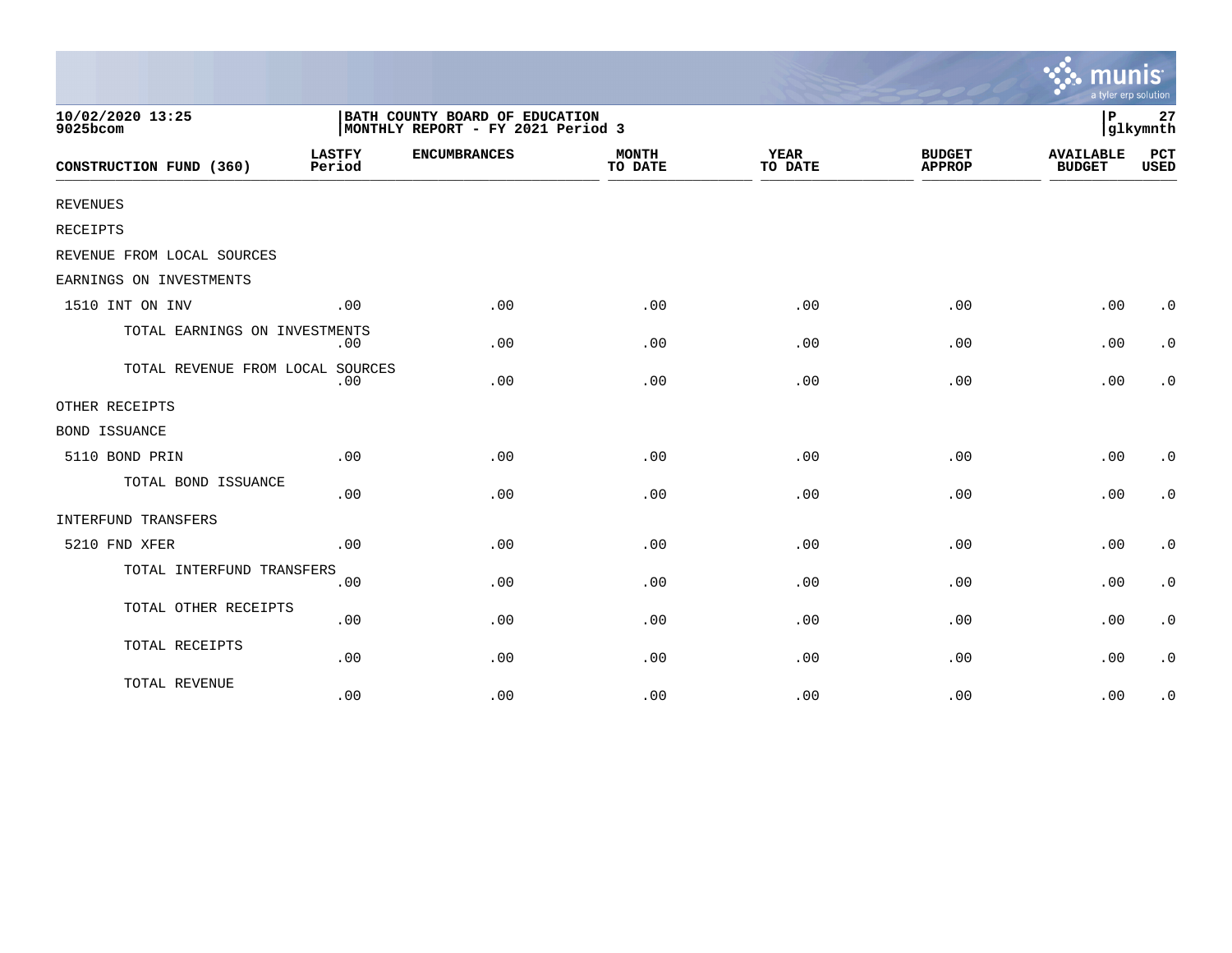10/02/2020 13:25
9025bcom

BATH COUNTY BOARD OF EDUCATION
MONTHLY REPORT - FY 2021 Period 3

P 27
glkymnth

| CONSTRUCTION FUND (360) | LASTFY Period | ENCUMBRANCES | MONTH TO DATE | YEAR TO DATE | BUDGET APPROP | AVAILABLE BUDGET | PCT USED |
|---|---|---|---|---|---|---|---|
| REVENUES | | | | | | | |
| RECEIPTS | | | | | | | |
| REVENUE FROM LOCAL SOURCES | | | | | | | |
| EARNINGS ON INVESTMENTS | | | | | | | |
| 1510 INT ON INV | .00 | .00 | .00 | .00 | .00 | .00 | .0 |
| TOTAL EARNINGS ON INVESTMENTS | .00 | .00 | .00 | .00 | .00 | .00 | .0 |
| TOTAL REVENUE FROM LOCAL SOURCES | .00 | .00 | .00 | .00 | .00 | .00 | .0 |
| OTHER RECEIPTS | | | | | | | |
| BOND ISSUANCE | | | | | | | |
| 5110 BOND PRIN | .00 | .00 | .00 | .00 | .00 | .00 | .0 |
| TOTAL BOND ISSUANCE | .00 | .00 | .00 | .00 | .00 | .00 | .0 |
| INTERFUND TRANSFERS | | | | | | | |
| 5210 FND XFER | .00 | .00 | .00 | .00 | .00 | .00 | .0 |
| TOTAL INTERFUND TRANSFERS | .00 | .00 | .00 | .00 | .00 | .00 | .0 |
| TOTAL OTHER RECEIPTS | .00 | .00 | .00 | .00 | .00 | .00 | .0 |
| TOTAL RECEIPTS | .00 | .00 | .00 | .00 | .00 | .00 | .0 |
| TOTAL REVENUE | .00 | .00 | .00 | .00 | .00 | .00 | .0 |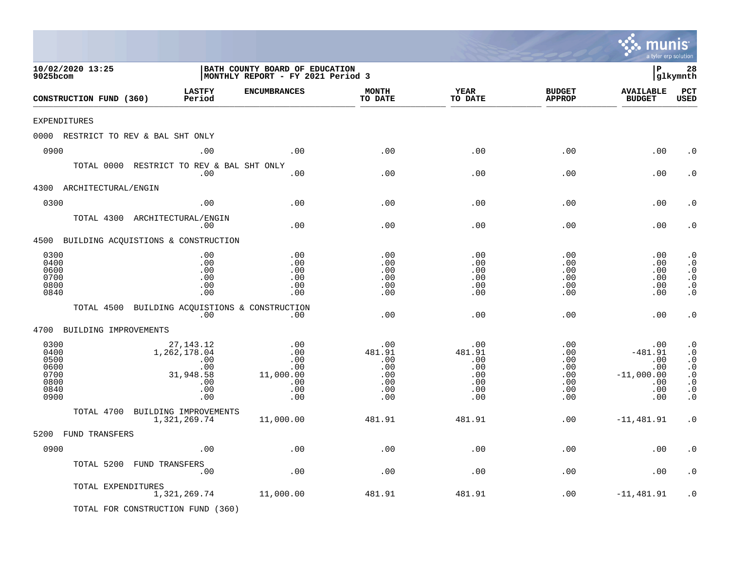10/02/2020 13:25 | BATH COUNTY BOARD OF EDUCATION | P 28
9025bcom | MONTHLY REPORT - FY 2021 Period 3 | glkymnth

| CONSTRUCTION FUND (360) | LASTFY Period | ENCUMBRANCES | MONTH TO DATE | YEAR TO DATE | BUDGET APPROP | AVAILABLE BUDGET | PCT USED |
|---|---|---|---|---|---|---|---|
| EXPENDITURES | | | | | | | |
| 0000 RESTRICT TO REV & BAL SHT ONLY | | | | | | | |
| 0900 | .00 | .00 | .00 | .00 | .00 | .00 | .0 |
| TOTAL 0000 RESTRICT TO REV & BAL SHT ONLY | .00 | .00 | .00 | .00 | .00 | .00 | .0 |
| 4300 ARCHITECTURAL/ENGIN | | | | | | | |
| 0300 | .00 | .00 | .00 | .00 | .00 | .00 | .0 |
| TOTAL 4300 ARCHITECTURAL/ENGIN | .00 | .00 | .00 | .00 | .00 | .00 | .0 |
| 4500 BUILDING ACQUISTIONS & CONSTRUCTION | | | | | | | |
| 0300 | .00 | .00 | .00 | .00 | .00 | .00 | .0 |
| 0400 | .00 | .00 | .00 | .00 | .00 | .00 | .0 |
| 0600 | .00 | .00 | .00 | .00 | .00 | .00 | .0 |
| 0700 | .00 | .00 | .00 | .00 | .00 | .00 | .0 |
| 0800 | .00 | .00 | .00 | .00 | .00 | .00 | .0 |
| 0840 | .00 | .00 | .00 | .00 | .00 | .00 | .0 |
| TOTAL 4500 BUILDING ACQUISTIONS & CONSTRUCTION | .00 | .00 | .00 | .00 | .00 | .00 | .0 |
| 4700 BUILDING IMPROVEMENTS | | | | | | | |
| 0300 | 27,143.12 | .00 | .00 | .00 | .00 | .00 | .0 |
| 0400 | 1,262,178.04 | .00 | 481.91 | 481.91 | .00 | -481.91 | .0 |
| 0500 | .00 | .00 | .00 | .00 | .00 | .00 | .0 |
| 0600 | .00 | .00 | .00 | .00 | .00 | .00 | .0 |
| 0700 | 31,948.58 | 11,000.00 | .00 | .00 | .00 | -11,000.00 | .0 |
| 0800 | .00 | .00 | .00 | .00 | .00 | .00 | .0 |
| 0840 | .00 | .00 | .00 | .00 | .00 | .00 | .0 |
| 0900 | .00 | .00 | .00 | .00 | .00 | .00 | .0 |
| TOTAL 4700 BUILDING IMPROVEMENTS | 1,321,269.74 | 11,000.00 | 481.91 | 481.91 | .00 | -11,481.91 | .0 |
| 5200 FUND TRANSFERS | | | | | | | |
| 0900 | .00 | .00 | .00 | .00 | .00 | .00 | .0 |
| TOTAL 5200 FUND TRANSFERS | .00 | .00 | .00 | .00 | .00 | .00 | .0 |
| TOTAL EXPENDITURES | 1,321,269.74 | 11,000.00 | 481.91 | 481.91 | .00 | -11,481.91 | .0 |

TOTAL FOR CONSTRUCTION FUND (360)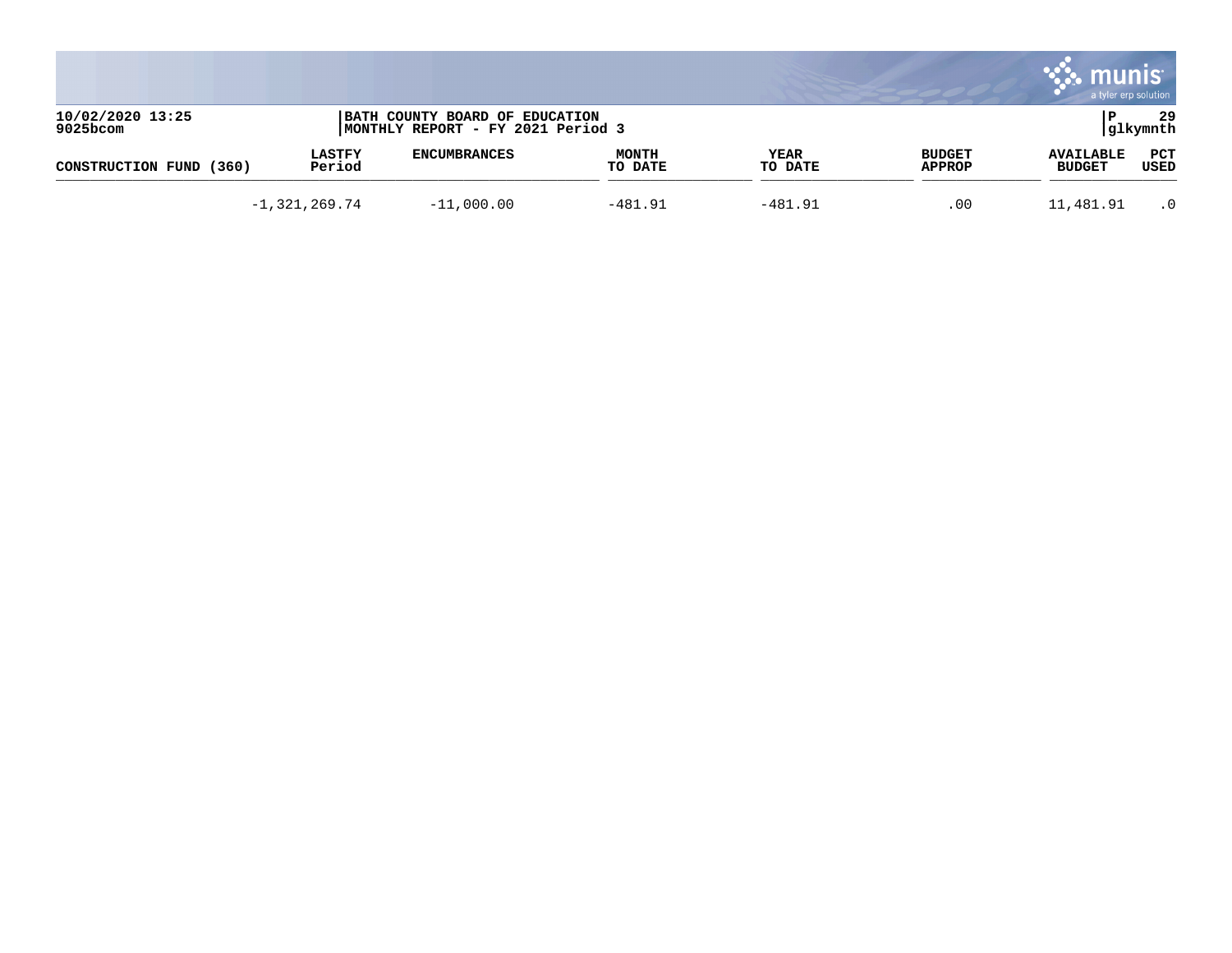10/02/2020 13:25
9025bcom

BATH COUNTY BOARD OF EDUCATION
MONTHLY REPORT - FY 2021 Period 3

P 29
glkymnth

| CONSTRUCTION FUND (360) | LASTFY Period | ENCUMBRANCES | MONTH TO DATE | YEAR TO DATE | BUDGET APPROP | AVAILABLE BUDGET | PCT USED |
|---|---|---|---|---|---|---|---|
| | -1,321,269.74 | -11,000.00 | -481.91 | -481.91 | .00 | 11,481.91 | .0 |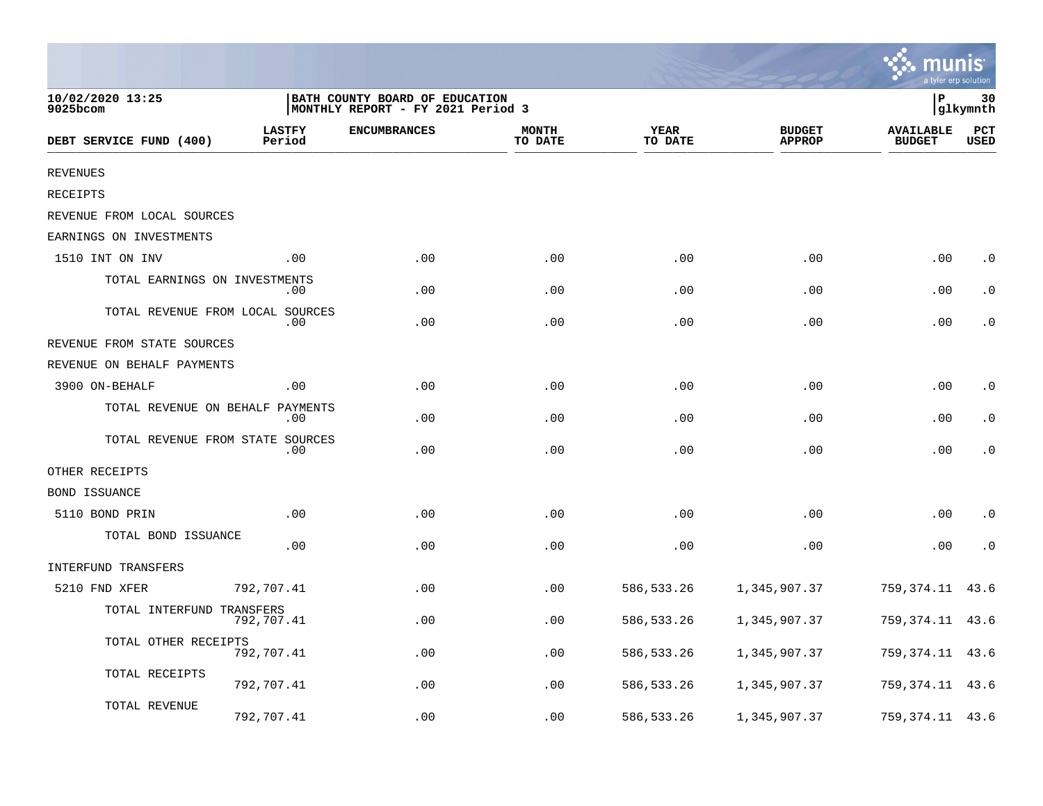10/02/2020 13:25
9025bcom

BATH COUNTY BOARD OF EDUCATION
MONTHLY REPORT - FY 2021 Period 3

P 30
glkymnth

| DEBT SERVICE FUND (400) | LASTFY Period | ENCUMBRANCES | MONTH TO DATE | YEAR TO DATE | BUDGET APPROP | AVAILABLE BUDGET | PCT USED |
|---|---|---|---|---|---|---|---|
| REVENUES | | | | | | | |
| RECEIPTS | | | | | | | |
| REVENUE FROM LOCAL SOURCES | | | | | | | |
| EARNINGS ON INVESTMENTS | | | | | | | |
| 1510 INT ON INV | .00 | .00 | .00 | .00 | .00 | .00 | .0 |
| TOTAL EARNINGS ON INVESTMENTS | .00 | .00 | .00 | .00 | .00 | .00 | .0 |
| TOTAL REVENUE FROM LOCAL SOURCES | .00 | .00 | .00 | .00 | .00 | .00 | .0 |
| REVENUE FROM STATE SOURCES | | | | | | | |
| REVENUE ON BEHALF PAYMENTS | | | | | | | |
| 3900 ON-BEHALF | .00 | .00 | .00 | .00 | .00 | .00 | .0 |
| TOTAL REVENUE ON BEHALF PAYMENTS | .00 | .00 | .00 | .00 | .00 | .00 | .0 |
| TOTAL REVENUE FROM STATE SOURCES | .00 | .00 | .00 | .00 | .00 | .00 | .0 |
| OTHER RECEIPTS | | | | | | | |
| BOND ISSUANCE | | | | | | | |
| 5110 BOND PRIN | .00 | .00 | .00 | .00 | .00 | .00 | .0 |
| TOTAL BOND ISSUANCE | .00 | .00 | .00 | .00 | .00 | .00 | .0 |
| INTERFUND TRANSFERS | | | | | | | |
| 5210 FND XFER | 792,707.41 | .00 | .00 | 586,533.26 | 1,345,907.37 | 759,374.11 | 43.6 |
| TOTAL INTERFUND TRANSFERS | 792,707.41 | .00 | .00 | 586,533.26 | 1,345,907.37 | 759,374.11 | 43.6 |
| TOTAL OTHER RECEIPTS | 792,707.41 | .00 | .00 | 586,533.26 | 1,345,907.37 | 759,374.11 | 43.6 |
| TOTAL RECEIPTS | 792,707.41 | .00 | .00 | 586,533.26 | 1,345,907.37 | 759,374.11 | 43.6 |
| TOTAL REVENUE | 792,707.41 | .00 | .00 | 586,533.26 | 1,345,907.37 | 759,374.11 | 43.6 |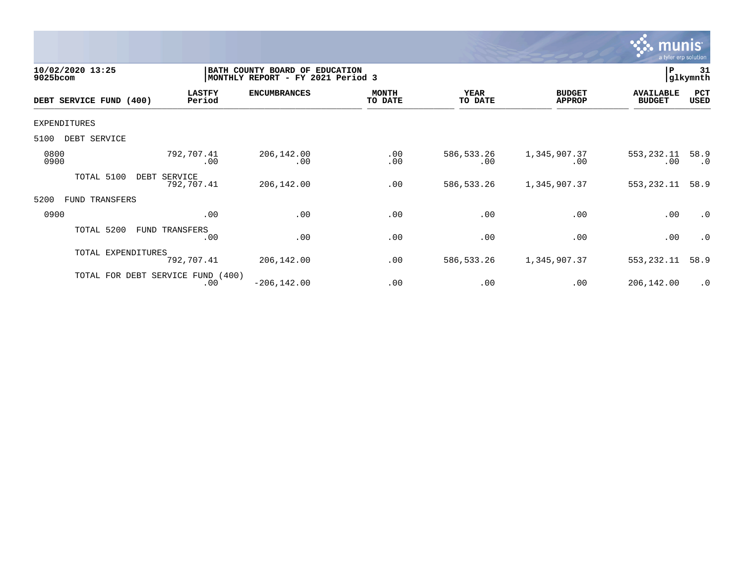10/02/2020 13:25
9025bcom

BATH COUNTY BOARD OF EDUCATION
MONTHLY REPORT - FY 2021 Period 3

P 31
glkymnth

| DEBT SERVICE FUND (400) | LASTFY Period | ENCUMBRANCES | MONTH TO DATE | YEAR TO DATE | BUDGET APPROP | AVAILABLE BUDGET | PCT USED |
|---|---|---|---|---|---|---|---|
| EXPENDITURES | | | | | | | |
| 5100 DEBT SERVICE | | | | | | | |
| 0800 | 792,707.41 | 206,142.00 | .00 | 586,533.26 | 1,345,907.37 | 553,232.11 | 58.9 |
| 0900 | .00 | .00 | .00 | .00 | .00 | .00 | .0 |
| TOTAL 5100 DEBT SERVICE | 792,707.41 | 206,142.00 | .00 | 586,533.26 | 1,345,907.37 | 553,232.11 | 58.9 |
| 5200 FUND TRANSFERS | | | | | | | |
| 0900 | .00 | .00 | .00 | .00 | .00 | .00 | .0 |
| TOTAL 5200 FUND TRANSFERS | .00 | .00 | .00 | .00 | .00 | .00 | .0 |
| TOTAL EXPENDITURES | 792,707.41 | 206,142.00 | .00 | 586,533.26 | 1,345,907.37 | 553,232.11 | 58.9 |
| TOTAL FOR DEBT SERVICE FUND (400) | .00 | -206,142.00 | .00 | .00 | .00 | 206,142.00 | .0 |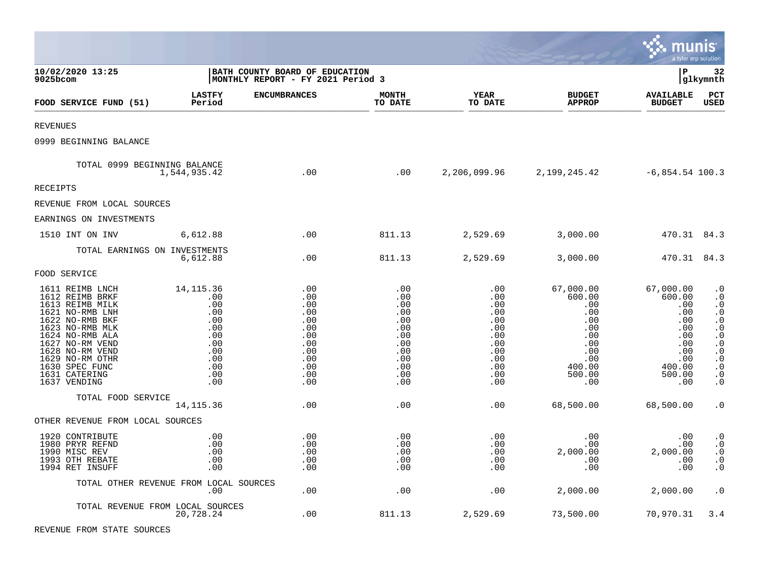**10/02/2020 13:25**
**9025bcom**

**BATH COUNTY BOARD OF EDUCATION**
**MONTHLY REPORT - FY 2021 Period 3**

**P 32**
**glkymnth**

| FOOD SERVICE FUND (51) | LASTFY Period | ENCUMBRANCES | MONTH TO DATE | YEAR TO DATE | BUDGET APPROP | AVAILABLE BUDGET | PCT USED |
|---|---|---|---|---|---|---|---|
| REVENUES | | | | | | | |
| 0999 BEGINNING BALANCE | | | | | | | |
| TOTAL 0999 BEGINNING BALANCE | 1,544,935.42 | .00 | .00 | 2,206,099.96 | 2,199,245.42 | -6,854.54 | 100.3 |
| RECEIPTS | | | | | | | |
| REVENUE FROM LOCAL SOURCES | | | | | | | |
| EARNINGS ON INVESTMENTS | | | | | | | |
| 1510 INT ON INV | 6,612.88 | .00 | 811.13 | 2,529.69 | 3,000.00 | 470.31 | 84.3 |
| TOTAL EARNINGS ON INVESTMENTS | 6,612.88 | .00 | 811.13 | 2,529.69 | 3,000.00 | 470.31 | 84.3 |
| FOOD SERVICE | | | | | | | |
| 1611 REIMB LNCH | 14,115.36 | .00 | .00 | .00 | 67,000.00 | 67,000.00 | .0 |
| 1612 REIMB BRKF | .00 | .00 | .00 | .00 | 600.00 | 600.00 | .0 |
| 1613 REIMB MILK | .00 | .00 | .00 | .00 | .00 | .00 | .0 |
| 1621 NO-RMB LNH | .00 | .00 | .00 | .00 | .00 | .00 | .0 |
| 1622 NO-RMB BKF | .00 | .00 | .00 | .00 | .00 | .00 | .0 |
| 1623 NO-RMB MLK | .00 | .00 | .00 | .00 | .00 | .00 | .0 |
| 1624 NO-RMB ALA | .00 | .00 | .00 | .00 | .00 | .00 | .0 |
| 1627 NO-RM VEND | .00 | .00 | .00 | .00 | .00 | .00 | .0 |
| 1628 NO-RM VEND | .00 | .00 | .00 | .00 | .00 | .00 | .0 |
| 1629 NO-RM OTHR | .00 | .00 | .00 | .00 | .00 | .00 | .0 |
| 1630 SPEC FUNC | .00 | .00 | .00 | .00 | 400.00 | 400.00 | .0 |
| 1631 CATERING | .00 | .00 | .00 | .00 | 500.00 | 500.00 | .0 |
| 1637 VENDING | .00 | .00 | .00 | .00 | .00 | .00 | .0 |
| TOTAL FOOD SERVICE | 14,115.36 | .00 | .00 | .00 | 68,500.00 | 68,500.00 | .0 |
| OTHER REVENUE FROM LOCAL SOURCES | | | | | | | |
| 1920 CONTRIBUTE | .00 | .00 | .00 | .00 | .00 | .00 | .0 |
| 1980 PRYR REFND | .00 | .00 | .00 | .00 | .00 | .00 | .0 |
| 1990 MISC REV | .00 | .00 | .00 | .00 | 2,000.00 | 2,000.00 | .0 |
| 1993 OTH REBATE | .00 | .00 | .00 | .00 | .00 | .00 | .0 |
| 1994 RET INSUFF | .00 | .00 | .00 | .00 | .00 | .00 | .0 |
| TOTAL OTHER REVENUE FROM LOCAL SOURCES | .00 | .00 | .00 | .00 | 2,000.00 | 2,000.00 | .0 |
| TOTAL REVENUE FROM LOCAL SOURCES | 20,728.24 | .00 | 811.13 | 2,529.69 | 73,500.00 | 70,970.31 | 3.4 |
| REVENUE FROM STATE SOURCES | | | | | | | |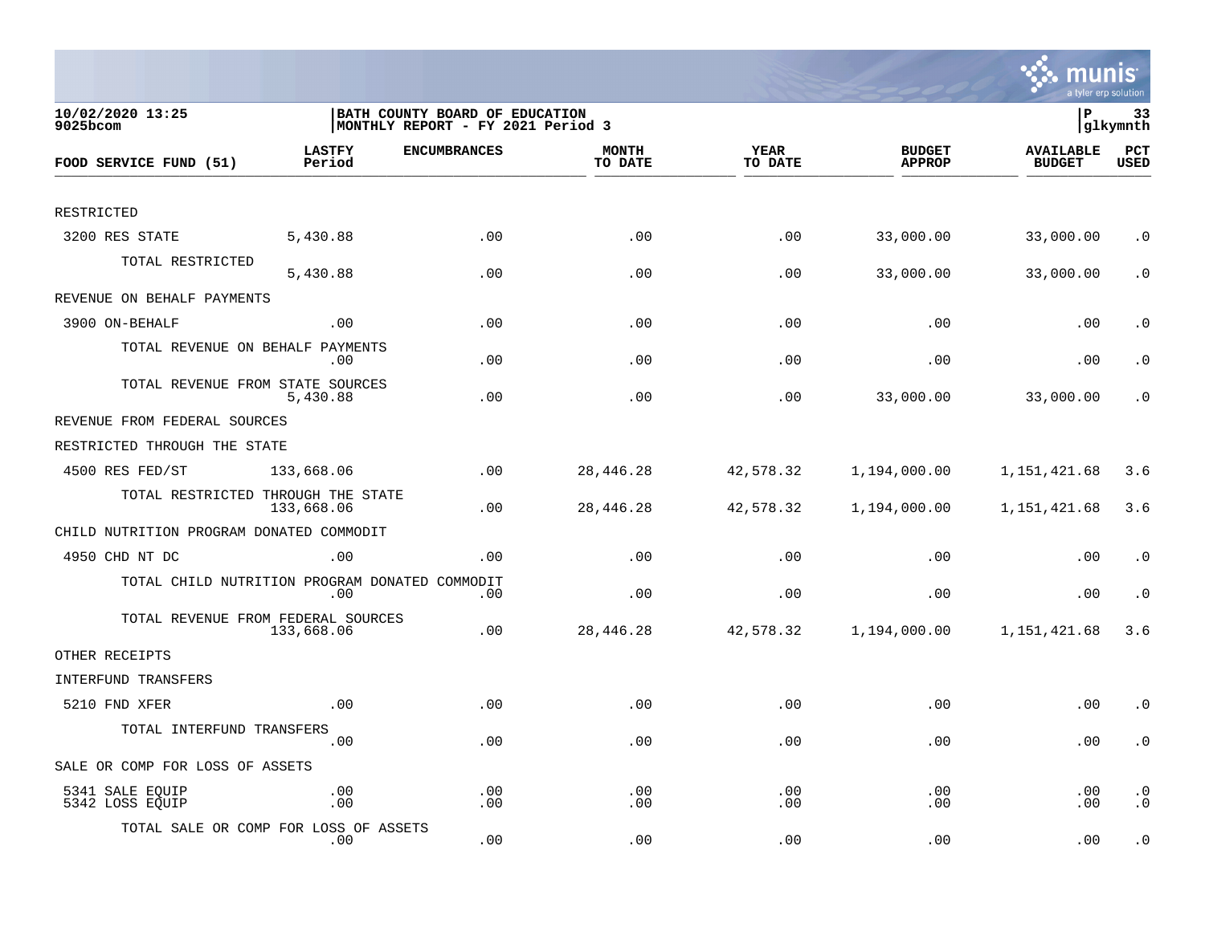10/02/2020 13:25
9025bcom

BATH COUNTY BOARD OF EDUCATION
MONTHLY REPORT - FY 2021 Period 3

glkymnth

| FOOD SERVICE FUND (51) | LASTFY Period | ENCUMBRANCES | MONTH TO DATE | YEAR TO DATE | BUDGET APPROP | AVAILABLE BUDGET | PCT USED |
|---|---|---|---|---|---|---|---|
| RESTRICTED | | | | | | | |
| 3200 RES STATE | 5,430.88 | .00 | .00 | .00 | 33,000.00 | 33,000.00 | .0 |
| TOTAL RESTRICTED | 5,430.88 | .00 | .00 | .00 | 33,000.00 | 33,000.00 | .0 |
| REVENUE ON BEHALF PAYMENTS | | | | | | | |
| 3900 ON-BEHALF | .00 | .00 | .00 | .00 | .00 | .00 | .0 |
| TOTAL REVENUE ON BEHALF PAYMENTS | .00 | .00 | .00 | .00 | .00 | .00 | .0 |
| TOTAL REVENUE FROM STATE SOURCES | 5,430.88 | .00 | .00 | .00 | 33,000.00 | 33,000.00 | .0 |
| REVENUE FROM FEDERAL SOURCES | | | | | | | |
| RESTRICTED THROUGH THE STATE | | | | | | | |
| 4500 RES FED/ST | 133,668.06 | .00 | 28,446.28 | 42,578.32 | 1,194,000.00 | 1,151,421.68 | 3.6 |
| TOTAL RESTRICTED THROUGH THE STATE | 133,668.06 | .00 | 28,446.28 | 42,578.32 | 1,194,000.00 | 1,151,421.68 | 3.6 |
| CHILD NUTRITION PROGRAM DONATED COMMODIT | | | | | | | |
| 4950 CHD NT DC | .00 | .00 | .00 | .00 | .00 | .00 | .0 |
| TOTAL CHILD NUTRITION PROGRAM DONATED COMMODIT | .00 | .00 | .00 | .00 | .00 | .00 | .0 |
| TOTAL REVENUE FROM FEDERAL SOURCES | 133,668.06 | .00 | 28,446.28 | 42,578.32 | 1,194,000.00 | 1,151,421.68 | 3.6 |
| OTHER RECEIPTS | | | | | | | |
| INTERFUND TRANSFERS | | | | | | | |
| 5210 FND XFER | .00 | .00 | .00 | .00 | .00 | .00 | .0 |
| TOTAL INTERFUND TRANSFERS | .00 | .00 | .00 | .00 | .00 | .00 | .0 |
| SALE OR COMP FOR LOSS OF ASSETS | | | | | | | |
| 5341 SALE EQUIP | .00 | .00 | .00 | .00 | .00 | .00 | .0 |
| 5342 LOSS EQUIP | .00 | .00 | .00 | .00 | .00 | .00 | .0 |
| TOTAL SALE OR COMP FOR LOSS OF ASSETS | .00 | .00 | .00 | .00 | .00 | .00 | .0 |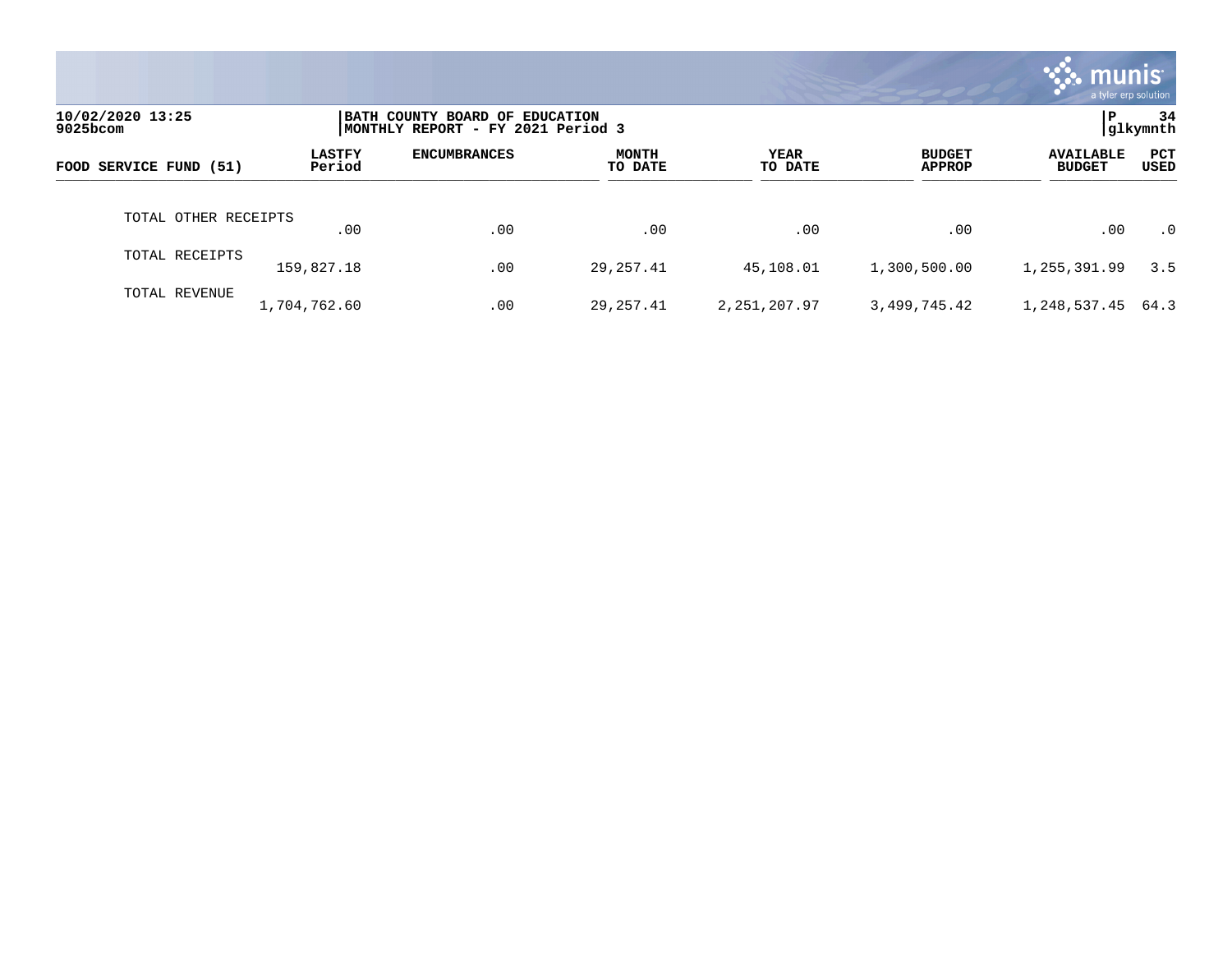10/02/2020 13:25
9025bcom

BATH COUNTY BOARD OF EDUCATION
MONTHLY REPORT - FY 2021 Period 3

P
glkymnth

| FOOD SERVICE FUND (51) | LASTFY Period | ENCUMBRANCES | MONTH TO DATE | YEAR TO DATE | BUDGET APPROP | AVAILABLE BUDGET | PCT USED |
|---|---|---|---|---|---|---|---|
| TOTAL OTHER RECEIPTS | .00 | .00 | .00 | .00 | .00 | .00 | .0 |
| TOTAL RECEIPTS | 159,827.18 | .00 | 29,257.41 | 45,108.01 | 1,300,500.00 | 1,255,391.99 | 3.5 |
| TOTAL REVENUE | 1,704,762.60 | .00 | 29,257.41 | 2,251,207.97 | 3,499,745.42 | 1,248,537.45 | 64.3 |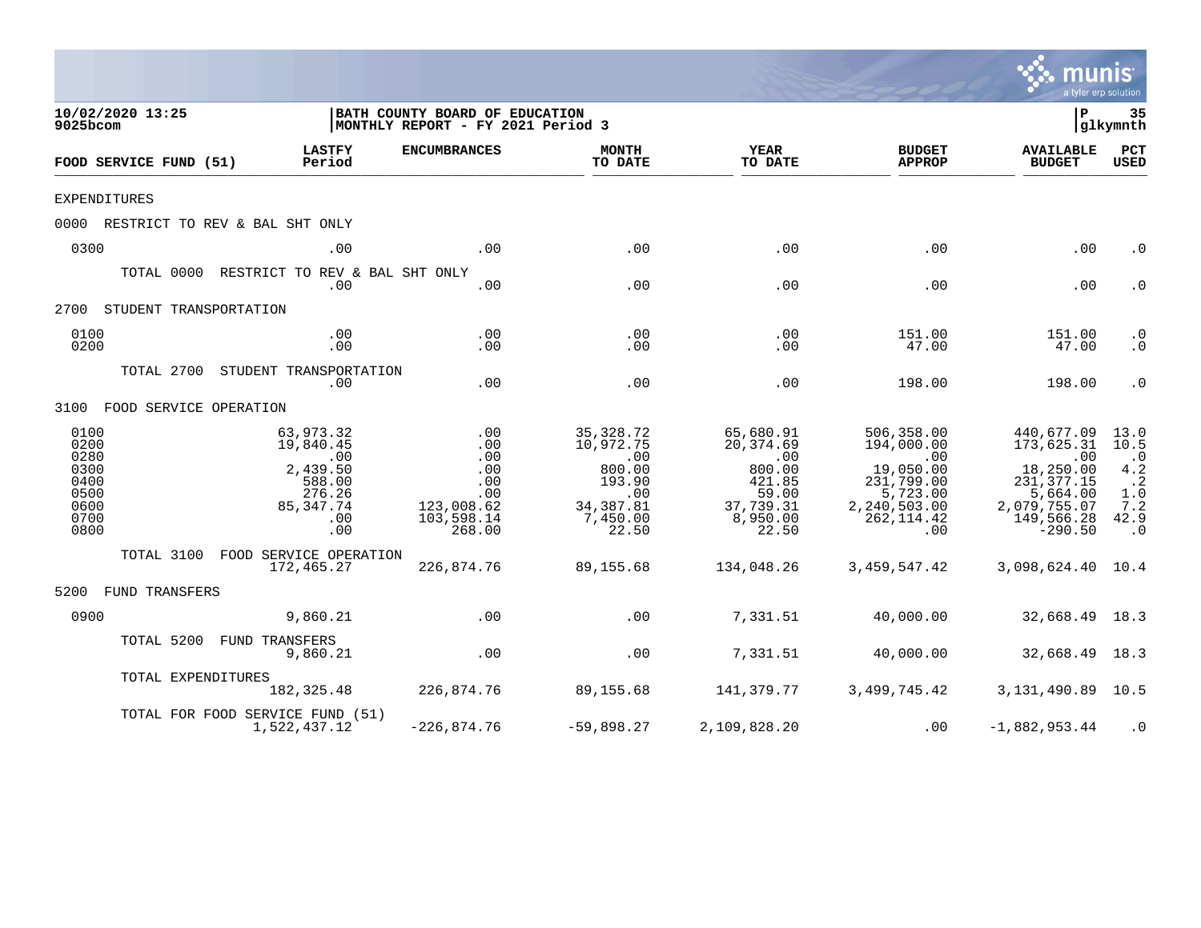10/02/2020 13:25 | BATH COUNTY BOARD OF EDUCATION | P 35
9025bcom | MONTHLY REPORT - FY 2021 Period 3 | glkymnth

| FOOD SERVICE FUND (51) | LASTFY Period | ENCUMBRANCES | MONTH TO DATE | YEAR TO DATE | BUDGET APPROP | AVAILABLE BUDGET | PCT USED |
|---|---|---|---|---|---|---|---|
| **EXPENDITURES** | | | | | | | |
| **0000 RESTRICT TO REV & BAL SHT ONLY** | | | | | | | |
| 0300 | .00 | .00 | .00 | .00 | .00 | .00 | .0 |
| TOTAL 0000 RESTRICT TO REV & BAL SHT ONLY | .00 | .00 | .00 | .00 | .00 | .00 | .0 |
| **2700 STUDENT TRANSPORTATION** | | | | | | | |
| 0100 | .00 | .00 | .00 | .00 | 151.00 | 151.00 | .0 |
| 0200 | .00 | .00 | .00 | .00 | 47.00 | 47.00 | .0 |
| TOTAL 2700 STUDENT TRANSPORTATION | .00 | .00 | .00 | .00 | 198.00 | 198.00 | .0 |
| **3100 FOOD SERVICE OPERATION** | | | | | | | |
| 0100 | 63,973.32 | .00 | 35,328.72 | 65,680.91 | 506,358.00 | 440,677.09 | 13.0 |
| 0200 | 19,840.45 | .00 | 10,972.75 | 20,374.69 | 194,000.00 | 173,625.31 | 10.5 |
| 0280 | .00 | .00 | .00 | .00 | .00 | .00 | .0 |
| 0300 | 2,439.50 | .00 | 800.00 | 800.00 | 19,050.00 | 18,250.00 | 4.2 |
| 0400 | 588.00 | .00 | 193.90 | 421.85 | 231,799.00 | 231,377.15 | .2 |
| 0500 | 276.26 | .00 | .00 | 59.00 | 5,723.00 | 5,664.00 | 1.0 |
| 0600 | 85,347.74 | 123,008.62 | 34,387.81 | 37,739.31 | 2,240,503.00 | 2,079,755.07 | 7.2 |
| 0700 | .00 | 103,598.14 | 7,450.00 | 8,950.00 | 262,114.42 | 149,566.28 | 42.9 |
| 0800 | .00 | 268.00 | 22.50 | 22.50 | .00 | -290.50 | .0 |
| TOTAL 3100 FOOD SERVICE OPERATION | 172,465.27 | 226,874.76 | 89,155.68 | 134,048.26 | 3,459,547.42 | 3,098,624.40 | 10.4 |
| **5200 FUND TRANSFERS** | | | | | | | |
| 0900 | 9,860.21 | .00 | .00 | 7,331.51 | 40,000.00 | 32,668.49 | 18.3 |
| TOTAL 5200 FUND TRANSFERS | 9,860.21 | .00 | .00 | 7,331.51 | 40,000.00 | 32,668.49 | 18.3 |
| TOTAL EXPENDITURES | 182,325.48 | 226,874.76 | 89,155.68 | 141,379.77 | 3,499,745.42 | 3,131,490.89 | 10.5 |
| TOTAL FOR FOOD SERVICE FUND (51) | 1,522,437.12 | -226,874.76 | -59,898.27 | 2,109,828.20 | .00 | -1,882,953.44 | .0 |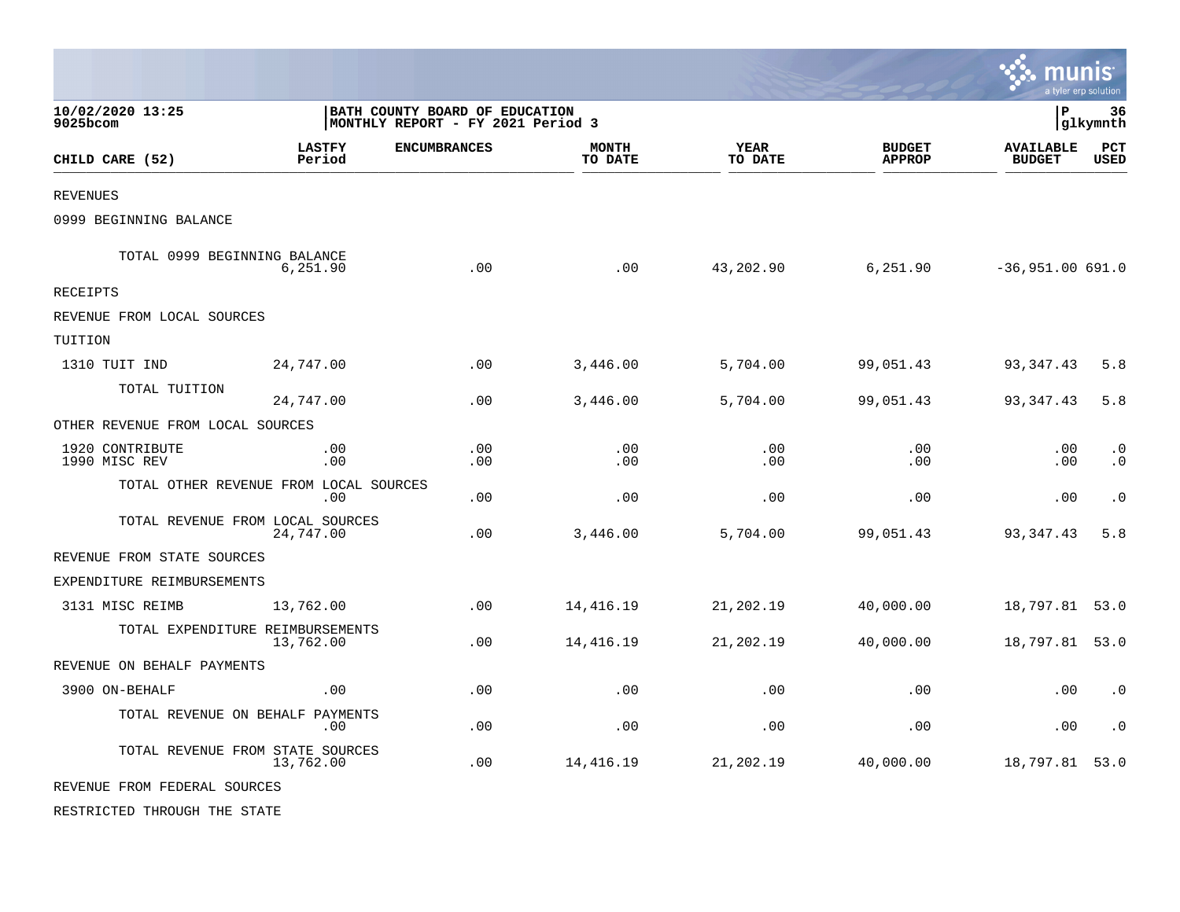10/02/2020 13:25 
9025bcom

**BATH COUNTY BOARD OF EDUCATION**
**MONTHLY REPORT - FY 2021 Period 3**

P 36
glkymnth

| CHILD CARE (52) | LASTFY Period | ENCUMBRANCES | MONTH TO DATE | YEAR TO DATE | BUDGET APPROP | AVAILABLE BUDGET | PCT USED |
|---|---|---|---|---|---|---|---|
| REVENUES | | | | | | | |
| 0999 BEGINNING BALANCE | | | | | | | |
| TOTAL 0999 BEGINNING BALANCE | 6,251.90 | .00 | .00 | 43,202.90 | 6,251.90 | -36,951.00 | 691.0 |
| RECEIPTS | | | | | | | |
| REVENUE FROM LOCAL SOURCES | | | | | | | |
| TUITION | | | | | | | |
| 1310 TUIT IND | 24,747.00 | .00 | 3,446.00 | 5,704.00 | 99,051.43 | 93,347.43 | 5.8 |
| TOTAL TUITION | 24,747.00 | .00 | 3,446.00 | 5,704.00 | 99,051.43 | 93,347.43 | 5.8 |
| OTHER REVENUE FROM LOCAL SOURCES | | | | | | | |
| 1920 CONTRIBUTE | .00 | .00 | .00 | .00 | .00 | .00 | .0 |
| 1990 MISC REV | .00 | .00 | .00 | .00 | .00 | .00 | .0 |
| TOTAL OTHER REVENUE FROM LOCAL SOURCES | .00 | .00 | .00 | .00 | .00 | .00 | .0 |
| TOTAL REVENUE FROM LOCAL SOURCES | 24,747.00 | .00 | 3,446.00 | 5,704.00 | 99,051.43 | 93,347.43 | 5.8 |
| REVENUE FROM STATE SOURCES | | | | | | | |
| EXPENDITURE REIMBURSEMENTS | | | | | | | |
| 3131 MISC REIMB | 13,762.00 | .00 | 14,416.19 | 21,202.19 | 40,000.00 | 18,797.81 | 53.0 |
| TOTAL EXPENDITURE REIMBURSEMENTS | 13,762.00 | .00 | 14,416.19 | 21,202.19 | 40,000.00 | 18,797.81 | 53.0 |
| REVENUE ON BEHALF PAYMENTS | | | | | | | |
| 3900 ON-BEHALF | .00 | .00 | .00 | .00 | .00 | .00 | .0 |
| TOTAL REVENUE ON BEHALF PAYMENTS | .00 | .00 | .00 | .00 | .00 | .00 | .0 |
| TOTAL REVENUE FROM STATE SOURCES | 13,762.00 | .00 | 14,416.19 | 21,202.19 | 40,000.00 | 18,797.81 | 53.0 |
| REVENUE FROM FEDERAL SOURCES | | | | | | | |
| RESTRICTED THROUGH THE STATE | | | | | | | |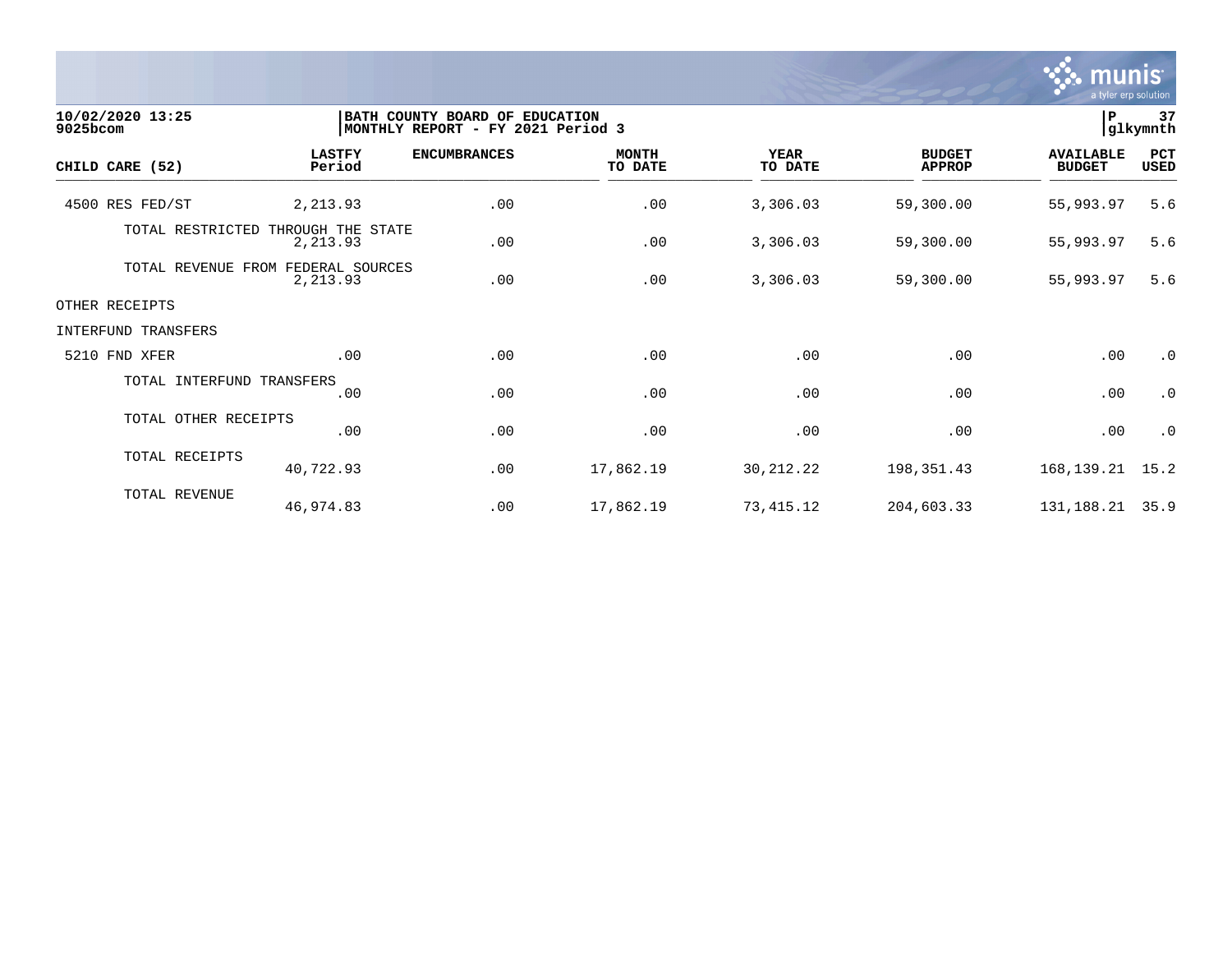10/02/2020 13:25
9025bcom

BATH COUNTY BOARD OF EDUCATION
MONTHLY REPORT - FY 2021 Period 3

P 37
glkymnth

| CHILD CARE (52) | LASTFY Period | ENCUMBRANCES | MONTH TO DATE | YEAR TO DATE | BUDGET APPROP | AVAILABLE BUDGET | PCT USED |
|---|---|---|---|---|---|---|---|
| 4500 RES FED/ST | 2,213.93 | .00 | .00 | 3,306.03 | 59,300.00 | 55,993.97 | 5.6 |
| TOTAL RESTRICTED THROUGH THE STATE | 2,213.93 | .00 | .00 | 3,306.03 | 59,300.00 | 55,993.97 | 5.6 |
| TOTAL REVENUE FROM FEDERAL SOURCES | 2,213.93 | .00 | .00 | 3,306.03 | 59,300.00 | 55,993.97 | 5.6 |
| OTHER RECEIPTS | | | | | | | |
| INTERFUND TRANSFERS | | | | | | | |
| 5210 FND XFER | .00 | .00 | .00 | .00 | .00 | .00 | .0 |
| TOTAL INTERFUND TRANSFERS | .00 | .00 | .00 | .00 | .00 | .00 | .0 |
| TOTAL OTHER RECEIPTS | .00 | .00 | .00 | .00 | .00 | .00 | .0 |
| TOTAL RECEIPTS | 40,722.93 | .00 | 17,862.19 | 30,212.22 | 198,351.43 | 168,139.21 | 15.2 |
| TOTAL REVENUE | 46,974.83 | .00 | 17,862.19 | 73,415.12 | 204,603.33 | 131,188.21 | 35.9 |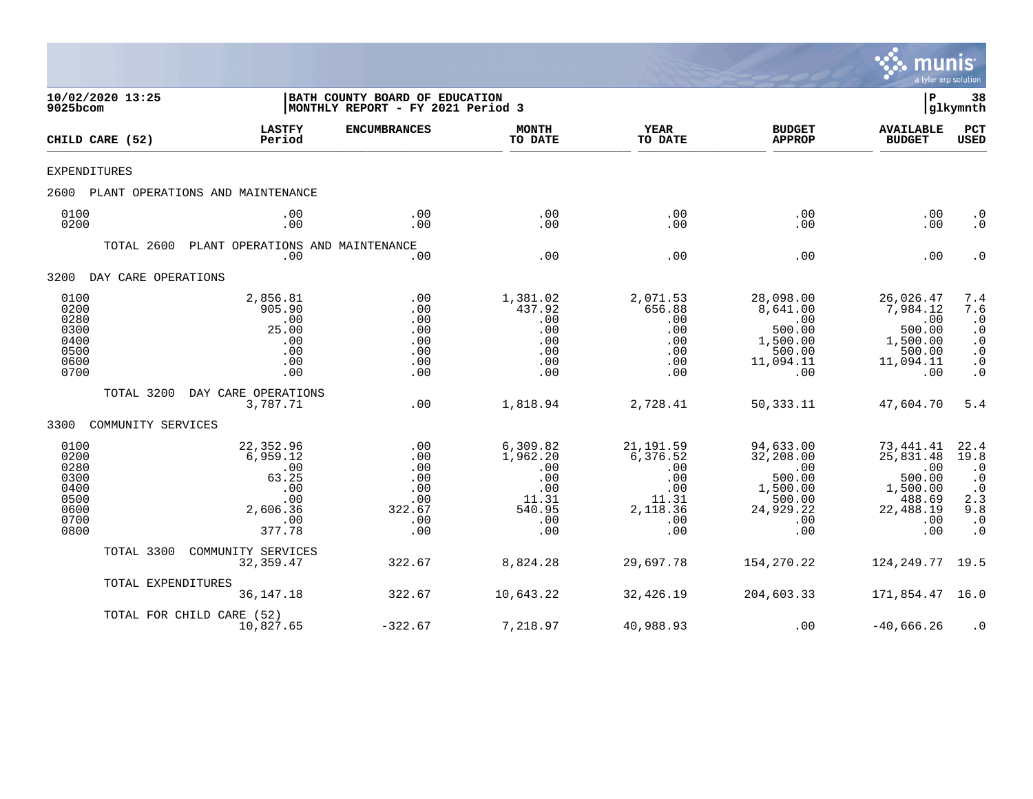10/02/2020 13:25
9025bcom

BATH COUNTY BOARD OF EDUCATION
MONTHLY REPORT - FY 2021 Period 3

P 38
glkymnth

| CHILD CARE (52) | LASTFY Period | ENCUMBRANCES | MONTH TO DATE | YEAR TO DATE | BUDGET APPROP | AVAILABLE BUDGET | PCT USED |
|---|---|---|---|---|---|---|---|
| EXPENDITURES | | | | | | | |
| 2600 PLANT OPERATIONS AND MAINTENANCE | | | | | | | |
| 0100 | .00 | .00 | .00 | .00 | .00 | .00 | .0 |
| 0200 | .00 | .00 | .00 | .00 | .00 | .00 | .0 |
| TOTAL 2600 PLANT OPERATIONS AND MAINTENANCE | .00 | .00 | .00 | .00 | .00 | .00 | .0 |
| 3200 DAY CARE OPERATIONS | | | | | | | |
| 0100 | 2,856.81 | .00 | 1,381.02 | 2,071.53 | 28,098.00 | 26,026.47 | 7.4 |
| 0200 | 905.90 | .00 | 437.92 | 656.88 | 8,641.00 | 7,984.12 | 7.6 |
| 0280 | .00 | .00 | .00 | .00 | .00 | .00 | .0 |
| 0300 | 25.00 | .00 | .00 | .00 | 500.00 | 500.00 | .0 |
| 0400 | .00 | .00 | .00 | .00 | 1,500.00 | 1,500.00 | .0 |
| 0500 | .00 | .00 | .00 | .00 | 500.00 | 500.00 | .0 |
| 0600 | .00 | .00 | .00 | .00 | 11,094.11 | 11,094.11 | .0 |
| 0700 | .00 | .00 | .00 | .00 | .00 | .00 | .0 |
| TOTAL 3200 DAY CARE OPERATIONS | 3,787.71 | .00 | 1,818.94 | 2,728.41 | 50,333.11 | 47,604.70 | 5.4 |
| 3300 COMMUNITY SERVICES | | | | | | | |
| 0100 | 22,352.96 | .00 | 6,309.82 | 21,191.59 | 94,633.00 | 73,441.41 | 22.4 |
| 0200 | 6,959.12 | .00 | 1,962.20 | 6,376.52 | 32,208.00 | 25,831.48 | 19.8 |
| 0280 | .00 | .00 | .00 | .00 | .00 | .00 | .0 |
| 0300 | 63.25 | .00 | .00 | .00 | 500.00 | 500.00 | .0 |
| 0400 | .00 | .00 | .00 | .00 | 1,500.00 | 1,500.00 | .0 |
| 0500 | .00 | .00 | 11.31 | 11.31 | 500.00 | 488.69 | 2.3 |
| 0600 | 2,606.36 | 322.67 | 540.95 | 2,118.36 | 24,929.22 | 22,488.19 | 9.8 |
| 0700 | .00 | .00 | .00 | .00 | .00 | .00 | .0 |
| 0800 | 377.78 | .00 | .00 | .00 | .00 | .00 | .0 |
| TOTAL 3300 COMMUNITY SERVICES | 32,359.47 | 322.67 | 8,824.28 | 29,697.78 | 154,270.22 | 124,249.77 | 19.5 |
| TOTAL EXPENDITURES | 36,147.18 | 322.67 | 10,643.22 | 32,426.19 | 204,603.33 | 171,854.47 | 16.0 |
| TOTAL FOR CHILD CARE (52) | 10,827.65 | -322.67 | 7,218.97 | 40,988.93 | .00 | -40,666.26 | .0 |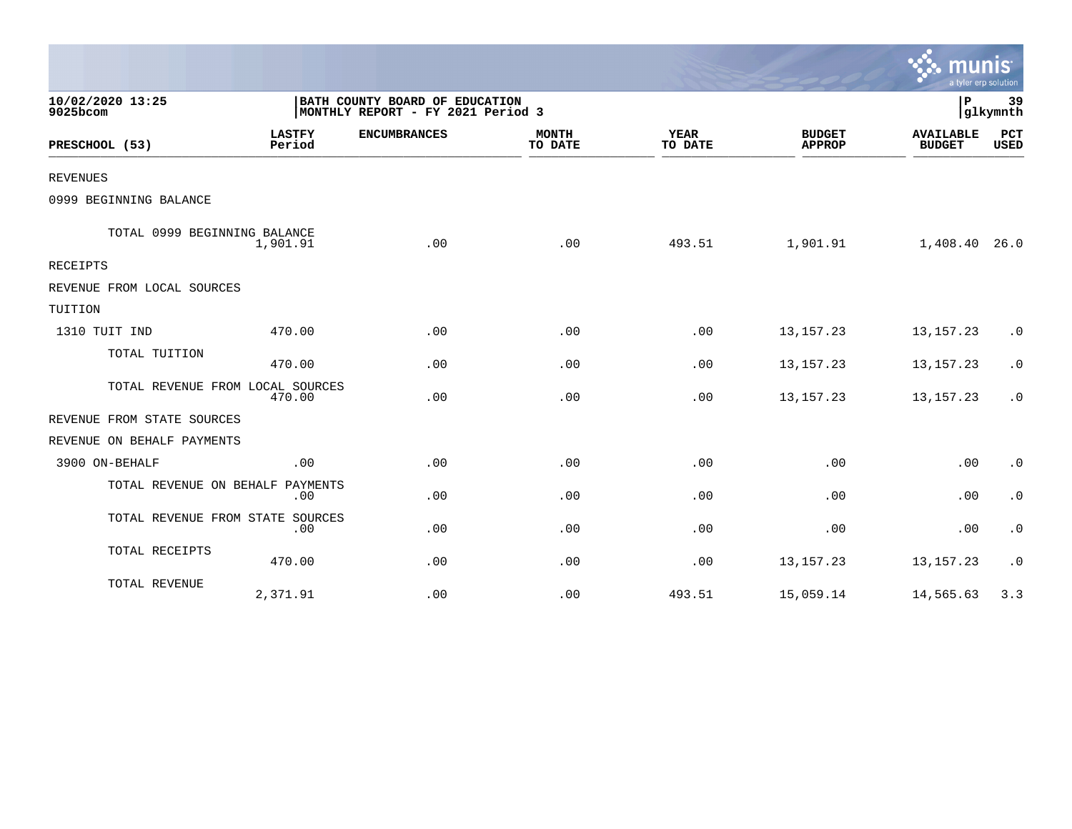**10/02/2020 13:25**
**9025bcom**

**BATH COUNTY BOARD OF EDUCATION**
**MONTHLY REPORT - FY 2021 Period 3**

**P 39**
**glkymnth**

| PRESCHOOL (53) | LASTFY Period | ENCUMBRANCES | MONTH TO DATE | YEAR TO DATE | BUDGET APPROP | AVAILABLE BUDGET | PCT USED |
|---|---|---|---|---|---|---|---|
| REVENUES | | | | | | | |
| 0999 BEGINNING BALANCE | | | | | | | |
| TOTAL 0999 BEGINNING BALANCE | 1,901.91 | .00 | .00 | 493.51 | 1,901.91 | 1,408.40 | 26.0 |
| RECEIPTS | | | | | | | |
| REVENUE FROM LOCAL SOURCES | | | | | | | |
| TUITION | | | | | | | |
| 1310 TUIT IND | 470.00 | .00 | .00 | .00 | 13,157.23 | 13,157.23 | .0 |
| TOTAL TUITION | 470.00 | .00 | .00 | .00 | 13,157.23 | 13,157.23 | .0 |
| TOTAL REVENUE FROM LOCAL SOURCES | 470.00 | .00 | .00 | .00 | 13,157.23 | 13,157.23 | .0 |
| REVENUE FROM STATE SOURCES | | | | | | | |
| REVENUE ON BEHALF PAYMENTS | | | | | | | |
| 3900 ON-BEHALF | .00 | .00 | .00 | .00 | .00 | .00 | .0 |
| TOTAL REVENUE ON BEHALF PAYMENTS | .00 | .00 | .00 | .00 | .00 | .00 | .0 |
| TOTAL REVENUE FROM STATE SOURCES | .00 | .00 | .00 | .00 | .00 | .00 | .0 |
| TOTAL RECEIPTS | 470.00 | .00 | .00 | .00 | 13,157.23 | 13,157.23 | .0 |
| TOTAL REVENUE | 2,371.91 | .00 | .00 | 493.51 | 15,059.14 | 14,565.63 | 3.3 |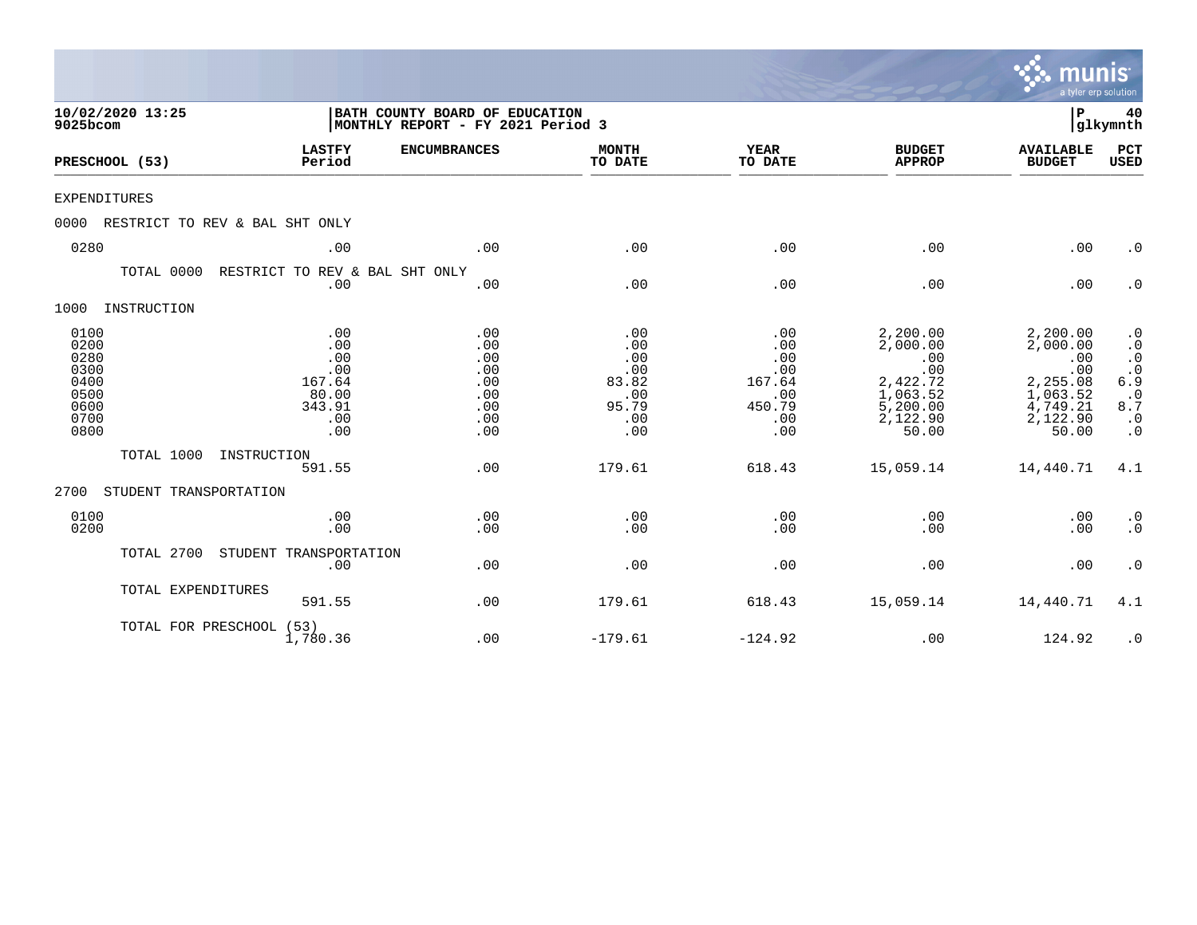10/02/2020 13:25
9025bcom

BATH COUNTY BOARD OF EDUCATION
MONTHLY REPORT - FY 2021 Period 3

P 40
glkymnth

| PRESCHOOL (53) | LASTFY Period | ENCUMBRANCES | MONTH TO DATE | YEAR TO DATE | BUDGET APPROP | AVAILABLE BUDGET | PCT USED |
|---|---|---|---|---|---|---|---|
| EXPENDITURES | | | | | | | |
| 0000 RESTRICT TO REV & BAL SHT ONLY | | | | | | | |
| 0280 | .00 | .00 | .00 | .00 | .00 | .00 | .0 |
| TOTAL 0000 RESTRICT TO REV & BAL SHT ONLY | .00 | .00 | .00 | .00 | .00 | .00 | .0 |
| 1000 INSTRUCTION | | | | | | | |
| 0100 | .00 | .00 | .00 | .00 | 2,200.00 | 2,200.00 | .0 |
| 0200 | .00 | .00 | .00 | .00 | 2,000.00 | 2,000.00 | .0 |
| 0280 | .00 | .00 | .00 | .00 | .00 | .00 | .0 |
| 0300 | .00 | .00 | .00 | .00 | .00 | .00 | .0 |
| 0400 | 167.64 | .00 | 83.82 | 167.64 | 2,422.72 | 2,255.08 | 6.9 |
| 0500 | 80.00 | .00 | .00 | .00 | 1,063.52 | 1,063.52 | .0 |
| 0600 | 343.91 | .00 | 95.79 | 450.79 | 5,200.00 | 4,749.21 | 8.7 |
| 0700 | .00 | .00 | .00 | .00 | 2,122.90 | 2,122.90 | .0 |
| 0800 | .00 | .00 | .00 | .00 | 50.00 | 50.00 | .0 |
| TOTAL 1000 INSTRUCTION | 591.55 | .00 | 179.61 | 618.43 | 15,059.14 | 14,440.71 | 4.1 |
| 2700 STUDENT TRANSPORTATION | | | | | | | |
| 0100 | .00 | .00 | .00 | .00 | .00 | .00 | .0 |
| 0200 | .00 | .00 | .00 | .00 | .00 | .00 | .0 |
| TOTAL 2700 STUDENT TRANSPORTATION | .00 | .00 | .00 | .00 | .00 | .00 | .0 |
| TOTAL EXPENDITURES | 591.55 | .00 | 179.61 | 618.43 | 15,059.14 | 14,440.71 | 4.1 |
| TOTAL FOR PRESCHOOL (53) | 1,780.36 | .00 | -179.61 | -124.92 | .00 | 124.92 | .0 |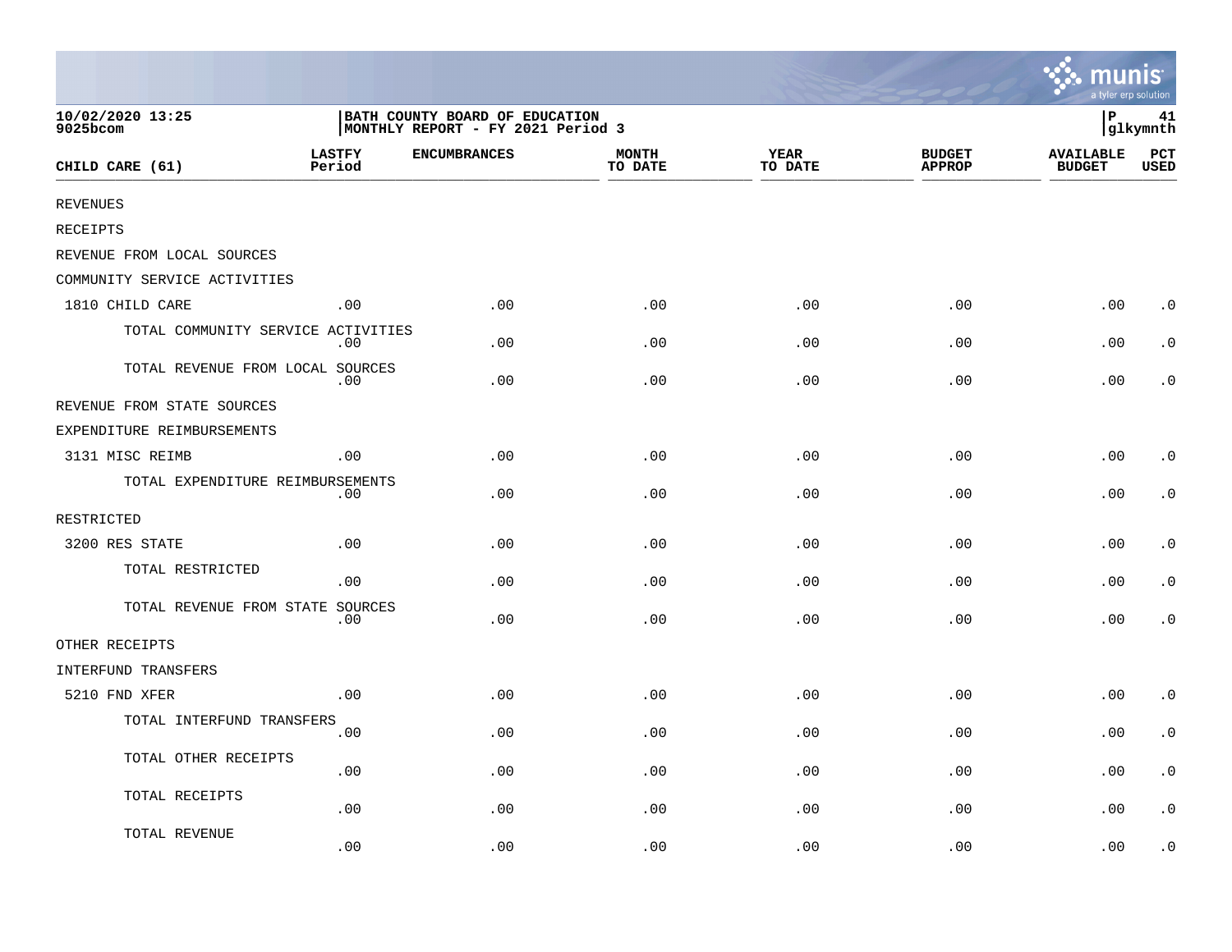BATH COUNTY BOARD OF EDUCATION
MONTHLY REPORT - FY 2021 Period 3

10/02/2020 13:25
9025bcom

| CHILD CARE (61) | LASTFY Period | ENCUMBRANCES | MONTH TO DATE | YEAR TO DATE | BUDGET APPROP | AVAILABLE BUDGET | PCT USED |
|---|---|---|---|---|---|---|---|
| REVENUES | | | | | | | |
| RECEIPTS | | | | | | | |
| REVENUE FROM LOCAL SOURCES | | | | | | | |
| COMMUNITY SERVICE ACTIVITIES | | | | | | | |
| 1810 CHILD CARE | .00 | .00 | .00 | .00 | .00 | .00 | .0 |
| TOTAL COMMUNITY SERVICE ACTIVITIES | .00 | .00 | .00 | .00 | .00 | .00 | .0 |
| TOTAL REVENUE FROM LOCAL SOURCES | .00 | .00 | .00 | .00 | .00 | .00 | .0 |
| REVENUE FROM STATE SOURCES | | | | | | | |
| EXPENDITURE REIMBURSEMENTS | | | | | | | |
| 3131 MISC REIMB | .00 | .00 | .00 | .00 | .00 | .00 | .0 |
| TOTAL EXPENDITURE REIMBURSEMENTS | .00 | .00 | .00 | .00 | .00 | .00 | .0 |
| RESTRICTED | | | | | | | |
| 3200 RES STATE | .00 | .00 | .00 | .00 | .00 | .00 | .0 |
| TOTAL RESTRICTED | .00 | .00 | .00 | .00 | .00 | .00 | .0 |
| TOTAL REVENUE FROM STATE SOURCES | .00 | .00 | .00 | .00 | .00 | .00 | .0 |
| OTHER RECEIPTS | | | | | | | |
| INTERFUND TRANSFERS | | | | | | | |
| 5210 FND XFER | .00 | .00 | .00 | .00 | .00 | .00 | .0 |
| TOTAL INTERFUND TRANSFERS | .00 | .00 | .00 | .00 | .00 | .00 | .0 |
| TOTAL OTHER RECEIPTS | .00 | .00 | .00 | .00 | .00 | .00 | .0 |
| TOTAL RECEIPTS | .00 | .00 | .00 | .00 | .00 | .00 | .0 |
| TOTAL REVENUE | .00 | .00 | .00 | .00 | .00 | .00 | .0 |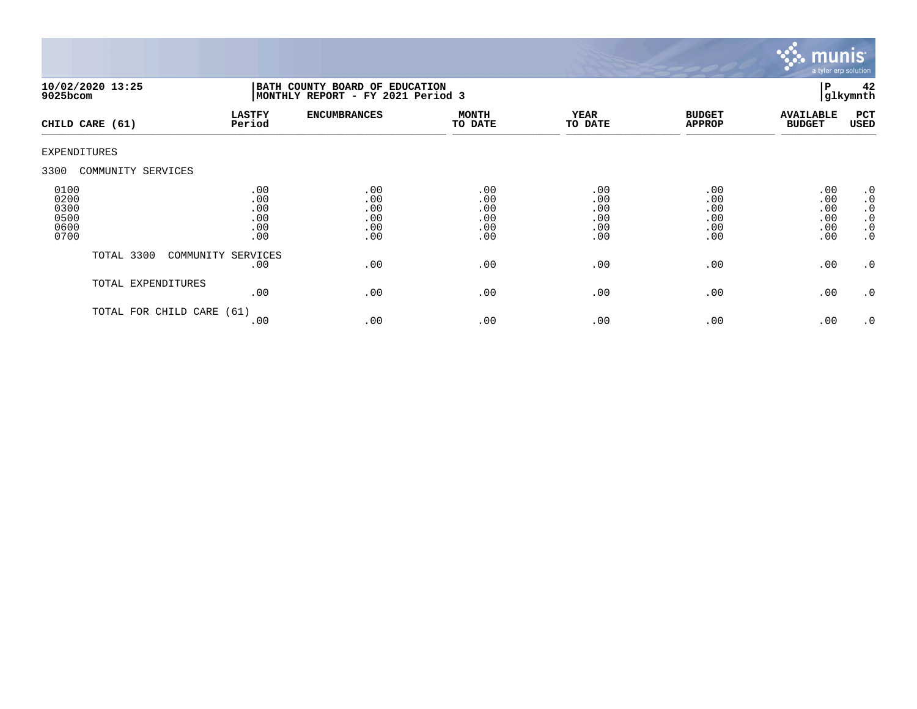**10/02/2020 13:25**
**9025bcom**

**BATH COUNTY BOARD OF EDUCATION**
**MONTHLY REPORT - FY 2021 Period 3**

**P 42**
**glkymnth**

| CHILD CARE (61) | LASTFY Period | ENCUMBRANCES | MONTH TO DATE | YEAR TO DATE | BUDGET APPROP | AVAILABLE BUDGET | PCT USED |
|---|---|---|---|---|---|---|---|
| EXPENDITURES | | | | | | | |
| 3300 COMMUNITY SERVICES | | | | | | | |
| 0100 | .00 | .00 | .00 | .00 | .00 | .00 | .0 |
| 0200 | .00 | .00 | .00 | .00 | .00 | .00 | .0 |
| 0300 | .00 | .00 | .00 | .00 | .00 | .00 | .0 |
| 0500 | .00 | .00 | .00 | .00 | .00 | .00 | .0 |
| 0600 | .00 | .00 | .00 | .00 | .00 | .00 | .0 |
| 0700 | .00 | .00 | .00 | .00 | .00 | .00 | .0 |
| TOTAL 3300 COMMUNITY SERVICES | .00 | .00 | .00 | .00 | .00 | .00 | .0 |
| TOTAL EXPENDITURES | .00 | .00 | .00 | .00 | .00 | .00 | .0 |
| TOTAL FOR CHILD CARE (61) | .00 | .00 | .00 | .00 | .00 | .00 | .0 |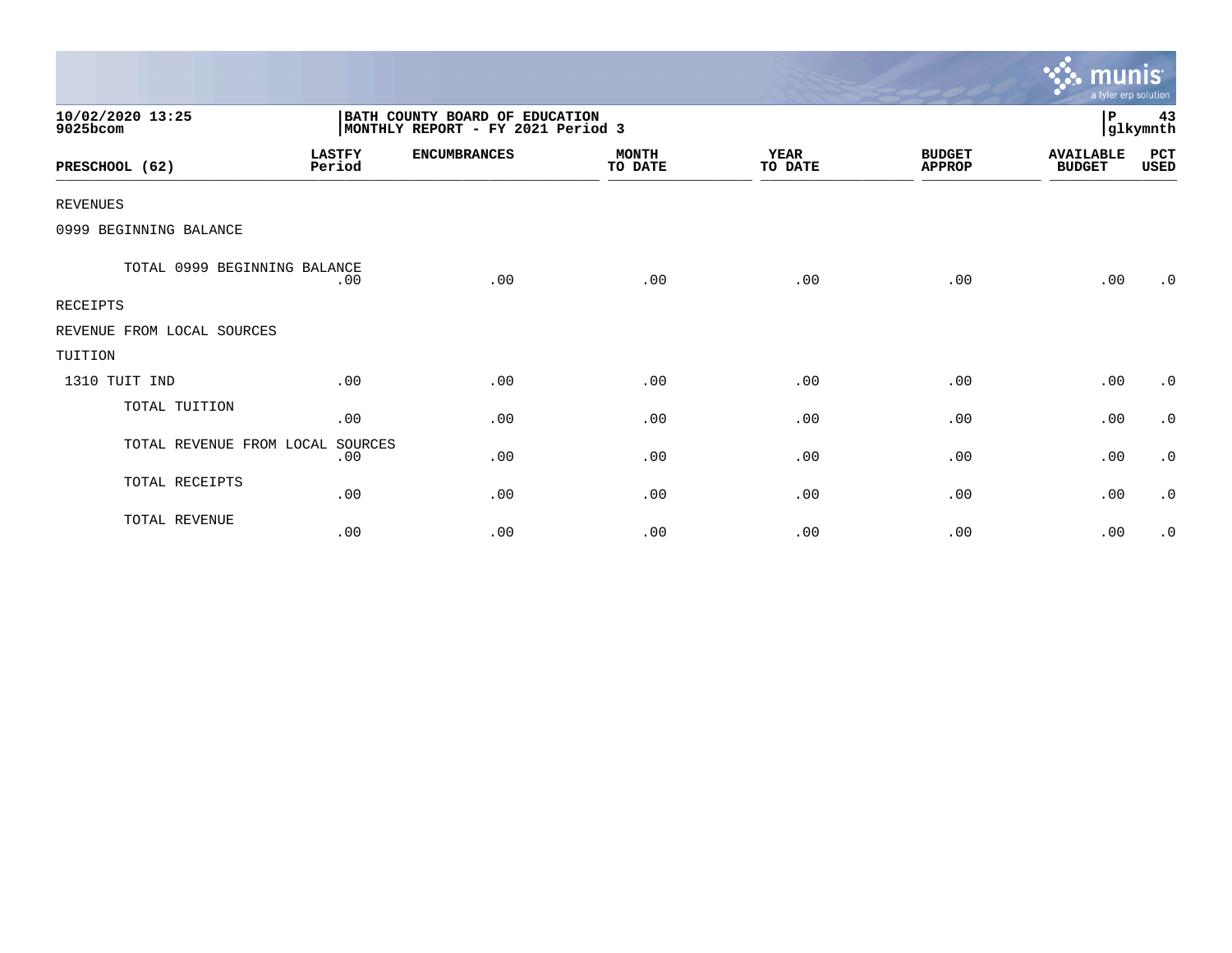10/02/2020 13:25
9025bcom

BATH COUNTY BOARD OF EDUCATION
MONTHLY REPORT - FY 2021 Period 3

P 43
glkymnth

| PRESCHOOL (62) | LASTFY Period | ENCUMBRANCES | MONTH TO DATE | YEAR TO DATE | BUDGET APPROP | AVAILABLE BUDGET | PCT USED |
|---|---|---|---|---|---|---|---|
| REVENUES | | | | | | | |
| 0999 BEGINNING BALANCE | | | | | | | |
| TOTAL 0999 BEGINNING BALANCE | .00 | .00 | .00 | .00 | .00 | .00 | .0 |
| RECEIPTS | | | | | | | |
| REVENUE FROM LOCAL SOURCES | | | | | | | |
| TUITION | | | | | | | |
| 1310 TUIT IND | .00 | .00 | .00 | .00 | .00 | .00 | .0 |
| TOTAL TUITION | .00 | .00 | .00 | .00 | .00 | .00 | .0 |
| TOTAL REVENUE FROM LOCAL SOURCES | .00 | .00 | .00 | .00 | .00 | .00 | .0 |
| TOTAL RECEIPTS | .00 | .00 | .00 | .00 | .00 | .00 | .0 |
| TOTAL REVENUE | .00 | .00 | .00 | .00 | .00 | .00 | .0 |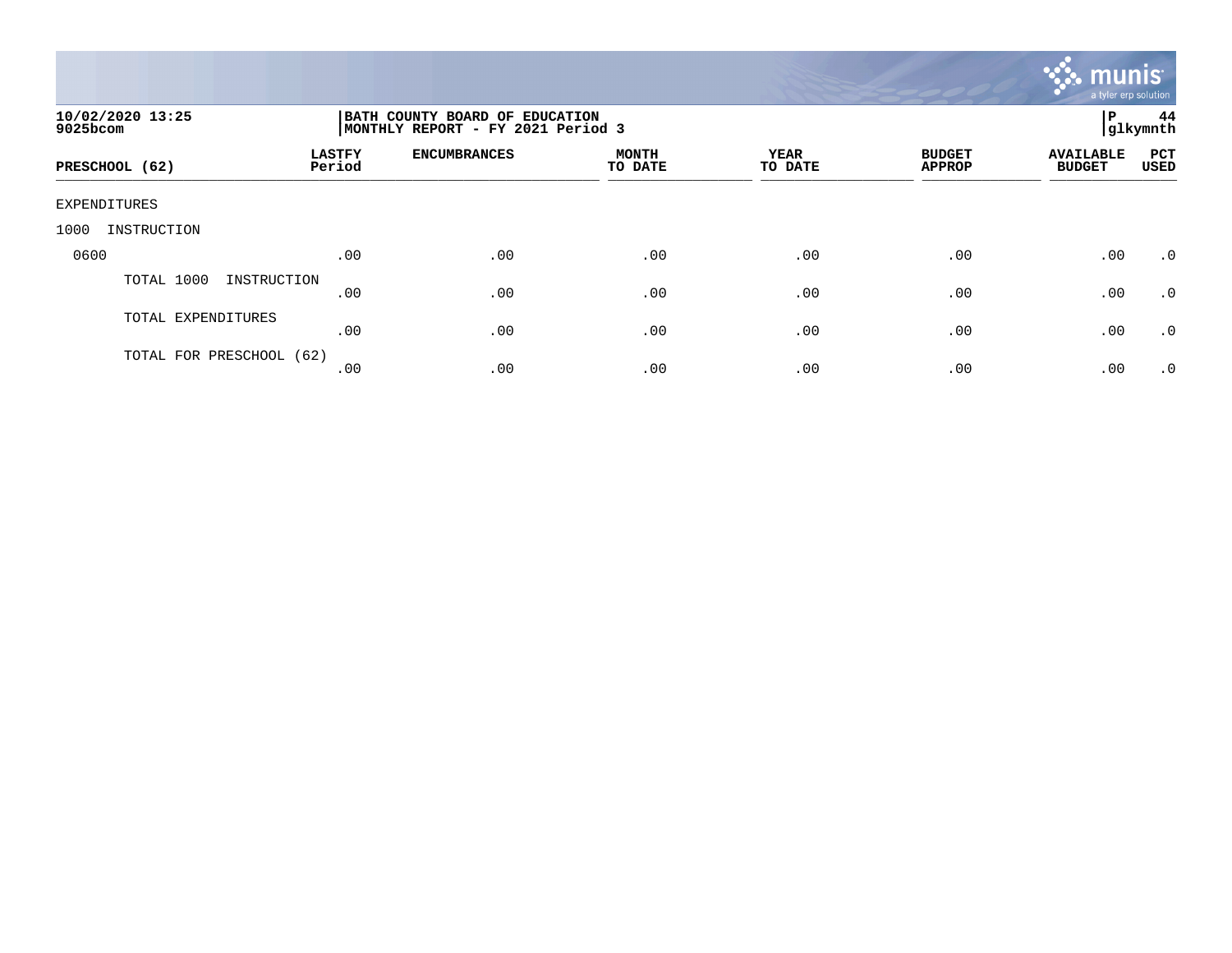10/02/2020 13:25
9025bcom

BATH COUNTY BOARD OF EDUCATION
MONTHLY REPORT - FY 2021 Period 3

P 44
glkymnth

| PRESCHOOL (62) | LASTFY Period | ENCUMBRANCES | MONTH TO DATE | YEAR TO DATE | BUDGET APPROP | AVAILABLE BUDGET | PCT USED |
|---|---|---|---|---|---|---|---|
| EXPENDITURES | | | | | | | |
| 1000 INSTRUCTION | | | | | | | |
| 0600 | .00 | .00 | .00 | .00 | .00 | .00 | .0 |
| TOTAL 1000 INSTRUCTION | .00 | .00 | .00 | .00 | .00 | .00 | .0 |
| TOTAL EXPENDITURES | .00 | .00 | .00 | .00 | .00 | .00 | .0 |
| TOTAL FOR PRESCHOOL (62) | .00 | .00 | .00 | .00 | .00 | .00 | .0 |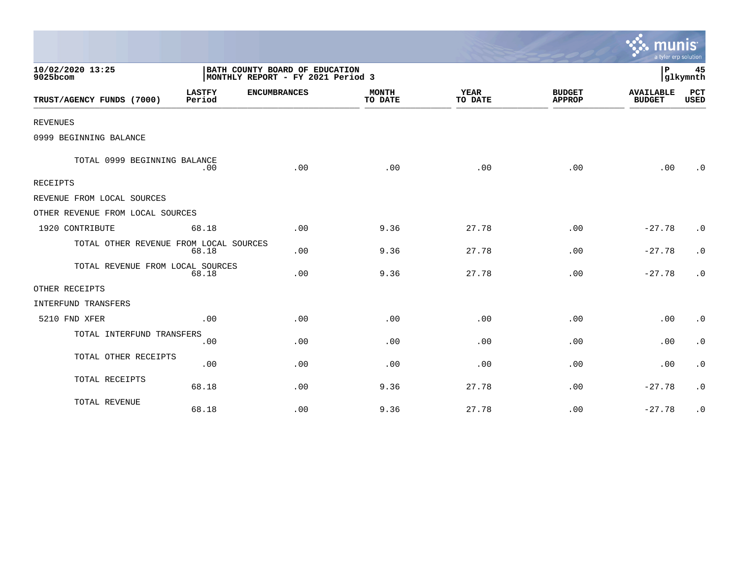10/02/2020 13:25
9025bcom

BATH COUNTY BOARD OF EDUCATION
MONTHLY REPORT - FY 2021 Period 3

P 45
glkymnth

| TRUST/AGENCY FUNDS (7000) | LASTFY Period | ENCUMBRANCES | MONTH TO DATE | YEAR TO DATE | BUDGET APPROP | AVAILABLE BUDGET | PCT USED |
|---|---|---|---|---|---|---|---|
| REVENUES | | | | | | | |
| 0999 BEGINNING BALANCE | | | | | | | |
| TOTAL 0999 BEGINNING BALANCE | .00 | .00 | .00 | .00 | .00 | .00 | .0 |
| RECEIPTS | | | | | | | |
| REVENUE FROM LOCAL SOURCES | | | | | | | |
| OTHER REVENUE FROM LOCAL SOURCES | | | | | | | |
| 1920 CONTRIBUTE | 68.18 | .00 | 9.36 | 27.78 | .00 | -27.78 | .0 |
| TOTAL OTHER REVENUE FROM LOCAL SOURCES | 68.18 | .00 | 9.36 | 27.78 | .00 | -27.78 | .0 |
| TOTAL REVENUE FROM LOCAL SOURCES | 68.18 | .00 | 9.36 | 27.78 | .00 | -27.78 | .0 |
| OTHER RECEIPTS | | | | | | | |
| INTERFUND TRANSFERS | | | | | | | |
| 5210 FND XFER | .00 | .00 | .00 | .00 | .00 | .00 | .0 |
| TOTAL INTERFUND TRANSFERS | .00 | .00 | .00 | .00 | .00 | .00 | .0 |
| TOTAL OTHER RECEIPTS | .00 | .00 | .00 | .00 | .00 | .00 | .0 |
| TOTAL RECEIPTS | 68.18 | .00 | 9.36 | 27.78 | .00 | -27.78 | .0 |
| TOTAL REVENUE | 68.18 | .00 | 9.36 | 27.78 | .00 | -27.78 | .0 |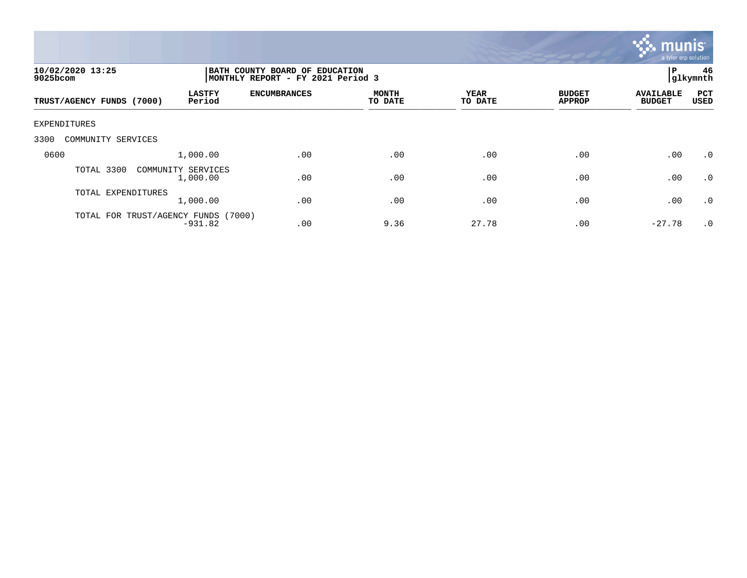**10/02/2020 13:25**
**9025bcom**

**BATH COUNTY BOARD OF EDUCATION**
**MONTHLY REPORT - FY 2021 Period 3**

**P 46**
**glkymnth**

| TRUST/AGENCY FUNDS (7000) | LASTFY Period | ENCUMBRANCES | MONTH TO DATE | YEAR TO DATE | BUDGET APPROP | AVAILABLE BUDGET | PCT USED |
|---|---|---|---|---|---|---|---|
| EXPENDITURES | | | | | | | |
| 3300 COMMUNITY SERVICES | | | | | | | |
| 0600 | 1,000.00 | .00 | .00 | .00 | .00 | .00 | .0 |
| TOTAL 3300 COMMUNITY SERVICES | 1,000.00 | .00 | .00 | .00 | .00 | .00 | .0 |
| TOTAL EXPENDITURES | 1,000.00 | .00 | .00 | .00 | .00 | .00 | .0 |
| TOTAL FOR TRUST/AGENCY FUNDS (7000) | -931.82 | .00 | 9.36 | 27.78 | .00 | -27.78 | .0 |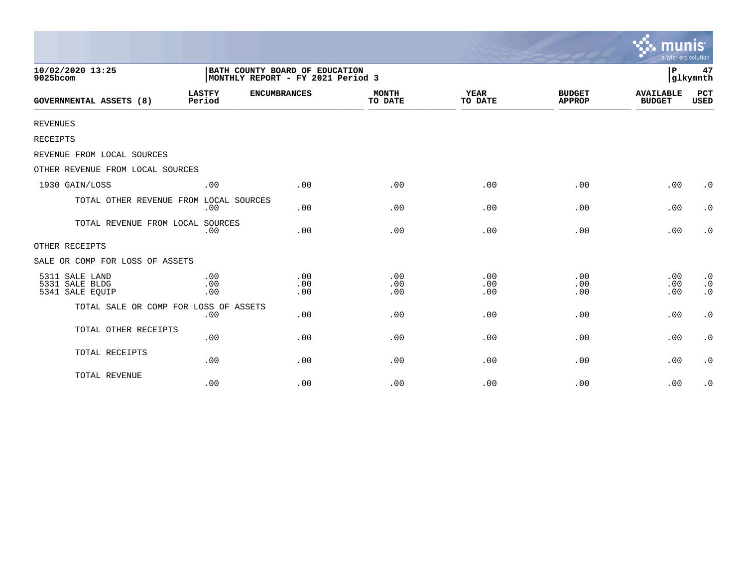**10/02/2020 13:25**
**9025bcom**

**BATH COUNTY BOARD OF EDUCATION**
**MONTHLY REPORT - FY 2021 Period 3**

**P 47**
**glkymnth**

| GOVERNMENTAL ASSETS (8) | LASTFY Period | ENCUMBRANCES | MONTH TO DATE | YEAR TO DATE | BUDGET APPROP | AVAILABLE BUDGET | PCT USED |
|---|---|---|---|---|---|---|---|
| REVENUES | | | | | | | |
| RECEIPTS | | | | | | | |
| REVENUE FROM LOCAL SOURCES | | | | | | | |
| OTHER REVENUE FROM LOCAL SOURCES | | | | | | | |
| 1930 GAIN/LOSS | .00 | .00 | .00 | .00 | .00 | .00 | .0 |
| TOTAL OTHER REVENUE FROM LOCAL SOURCES | .00 | .00 | .00 | .00 | .00 | .00 | .0 |
| TOTAL REVENUE FROM LOCAL SOURCES | .00 | .00 | .00 | .00 | .00 | .00 | .0 |
| OTHER RECEIPTS | | | | | | | |
| SALE OR COMP FOR LOSS OF ASSETS | | | | | | | |
| 5311 SALE LAND | .00 | .00 | .00 | .00 | .00 | .00 | .0 |
| 5331 SALE BLDG | .00 | .00 | .00 | .00 | .00 | .00 | .0 |
| 5341 SALE EQUIP | .00 | .00 | .00 | .00 | .00 | .00 | .0 |
| TOTAL SALE OR COMP FOR LOSS OF ASSETS | .00 | .00 | .00 | .00 | .00 | .00 | .0 |
| TOTAL OTHER RECEIPTS | .00 | .00 | .00 | .00 | .00 | .00 | .0 |
| TOTAL RECEIPTS | .00 | .00 | .00 | .00 | .00 | .00 | .0 |
| TOTAL REVENUE | .00 | .00 | .00 | .00 | .00 | .00 | .0 |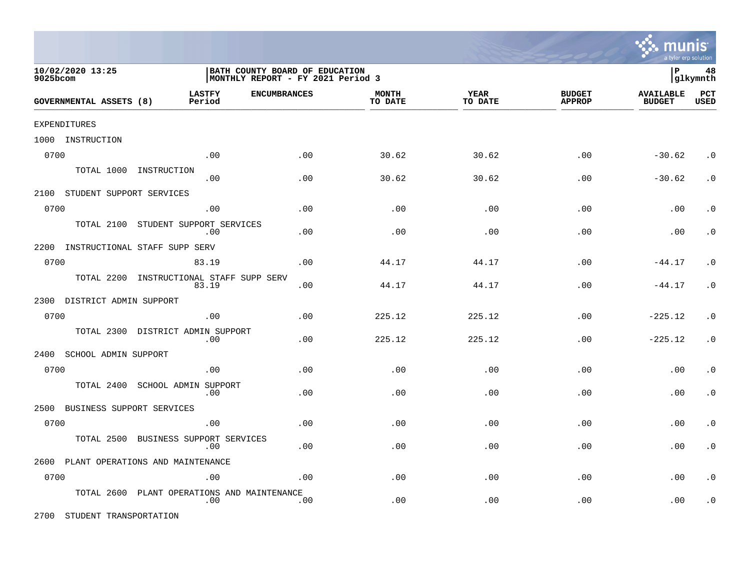BATH COUNTY BOARD OF EDUCATION
MONTHLY REPORT - FY 2021 Period 3

10/02/2020 13:25
9025bcom

| GOVERNMENTAL ASSETS (8) | LASTFY Period | ENCUMBRANCES | MONTH TO DATE | YEAR TO DATE | BUDGET APPROP | AVAILABLE BUDGET | PCT USED |
|---|---|---|---|---|---|---|---|
| EXPENDITURES | | | | | | | |
| 1000 INSTRUCTION | | | | | | | |
| 0700 | .00 | .00 | 30.62 | 30.62 | .00 | -30.62 | .0 |
| TOTAL 1000 INSTRUCTION | .00 | .00 | 30.62 | 30.62 | .00 | -30.62 | .0 |
| 2100 STUDENT SUPPORT SERVICES | | | | | | | |
| 0700 | .00 | .00 | .00 | .00 | .00 | .00 | .0 |
| TOTAL 2100 STUDENT SUPPORT SERVICES | .00 | .00 | .00 | .00 | .00 | .00 | .0 |
| 2200 INSTRUCTIONAL STAFF SUPP SERV | | | | | | | |
| 0700 | 83.19 | .00 | 44.17 | 44.17 | .00 | -44.17 | .0 |
| TOTAL 2200 INSTRUCTIONAL STAFF SUPP SERV | 83.19 | .00 | 44.17 | 44.17 | .00 | -44.17 | .0 |
| 2300 DISTRICT ADMIN SUPPORT | | | | | | | |
| 0700 | .00 | .00 | 225.12 | 225.12 | .00 | -225.12 | .0 |
| TOTAL 2300 DISTRICT ADMIN SUPPORT | .00 | .00 | 225.12 | 225.12 | .00 | -225.12 | .0 |
| 2400 SCHOOL ADMIN SUPPORT | | | | | | | |
| 0700 | .00 | .00 | .00 | .00 | .00 | .00 | .0 |
| TOTAL 2400 SCHOOL ADMIN SUPPORT | .00 | .00 | .00 | .00 | .00 | .00 | .0 |
| 2500 BUSINESS SUPPORT SERVICES | | | | | | | |
| 0700 | .00 | .00 | .00 | .00 | .00 | .00 | .0 |
| TOTAL 2500 BUSINESS SUPPORT SERVICES | .00 | .00 | .00 | .00 | .00 | .00 | .0 |
| 2600 PLANT OPERATIONS AND MAINTENANCE | | | | | | | |
| 0700 | .00 | .00 | .00 | .00 | .00 | .00 | .0 |
| TOTAL 2600 PLANT OPERATIONS AND MAINTENANCE | .00 | .00 | .00 | .00 | .00 | .00 | .0 |
| 2700 STUDENT TRANSPORTATION | | | | | | | |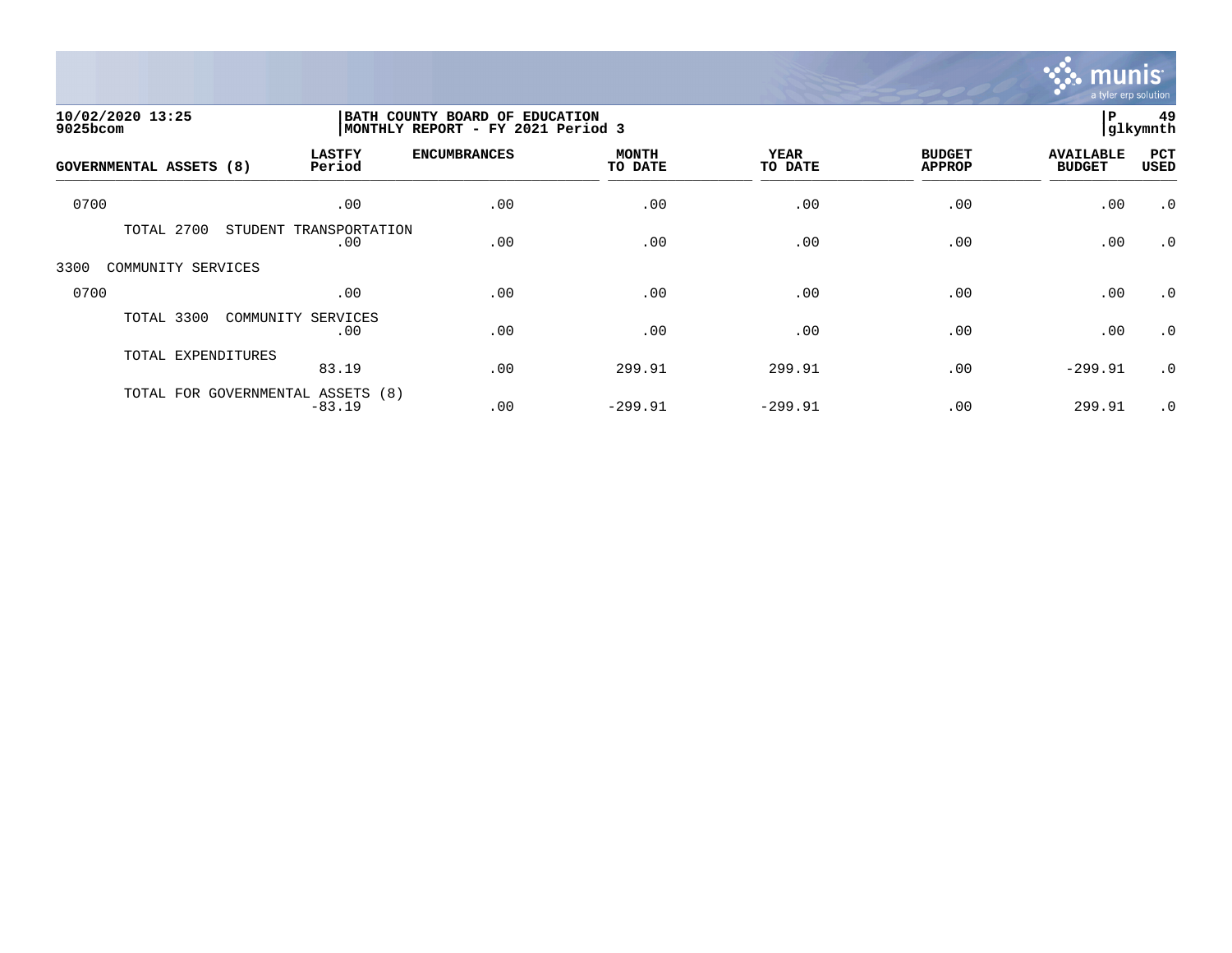**10/02/2020 13:25**
**9025bcom**

**BATH COUNTY BOARD OF EDUCATION**
**MONTHLY REPORT - FY 2021 Period 3**

**P 49**
**glkymnth**

| GOVERNMENTAL ASSETS (8) | LASTFY Period | ENCUMBRANCES | MONTH TO DATE | YEAR TO DATE | BUDGET APPROP | AVAILABLE BUDGET | PCT USED |
|---|---|---|---|---|---|---|---|
| 0700 | .00 | .00 | .00 | .00 | .00 | .00 | .0 |
| TOTAL 2700 STUDENT TRANSPORTATION | .00 | .00 | .00 | .00 | .00 | .00 | .0 |
| 3300 COMMUNITY SERVICES | | | | | | | |
| 0700 | .00 | .00 | .00 | .00 | .00 | .00 | .0 |
| TOTAL 3300 COMMUNITY SERVICES | .00 | .00 | .00 | .00 | .00 | .00 | .0 |
| TOTAL EXPENDITURES | 83.19 | .00 | 299.91 | 299.91 | .00 | -299.91 | .0 |
| TOTAL FOR GOVERNMENTAL ASSETS (8) | -83.19 | .00 | -299.91 | -299.91 | .00 | 299.91 | .0 |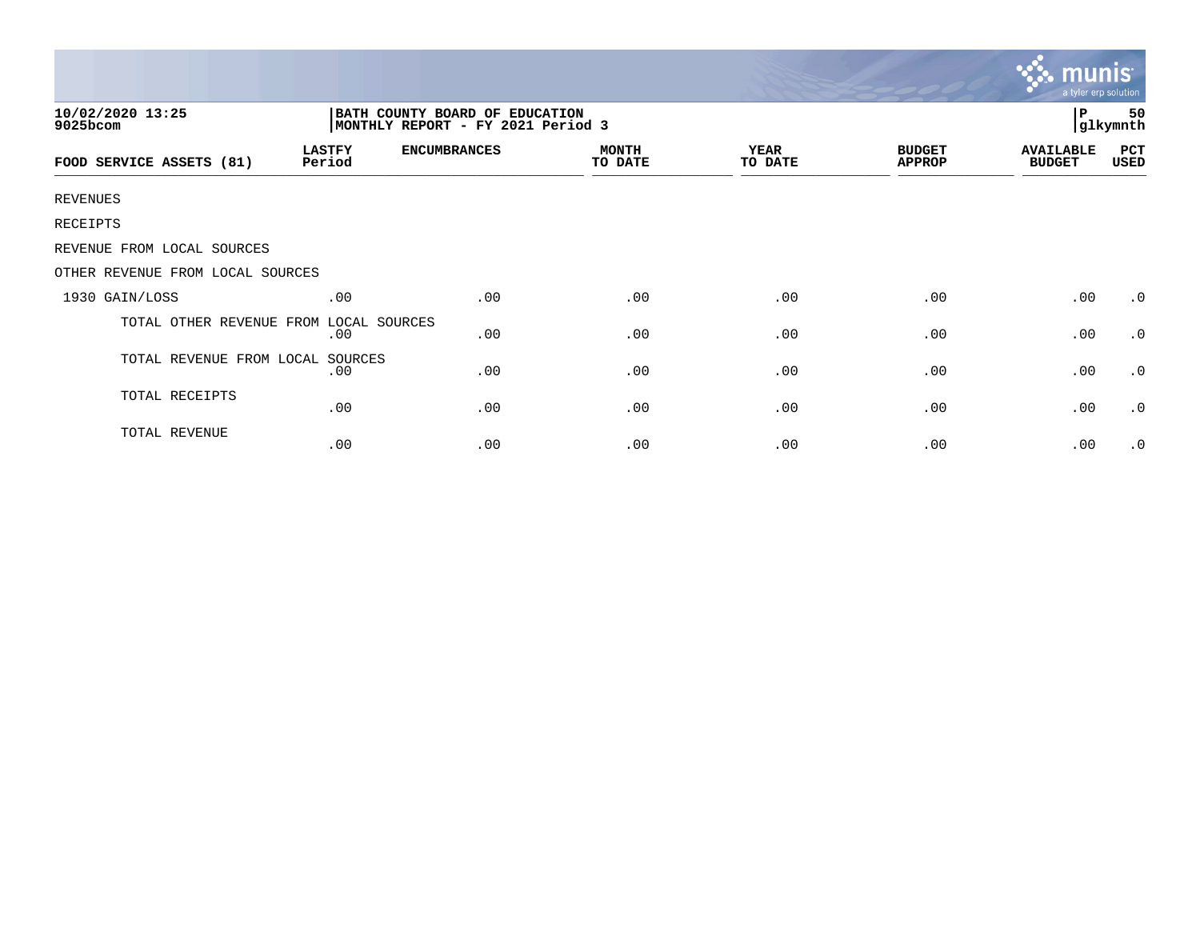10/02/2020 13:25
9025bcom

BATH COUNTY BOARD OF EDUCATION
MONTHLY REPORT - FY 2021 Period 3

P 50
glkymnth

| FOOD SERVICE ASSETS (81) | LASTFY Period | ENCUMBRANCES | MONTH TO DATE | YEAR TO DATE | BUDGET APPROP | AVAILABLE BUDGET | PCT USED |
|---|---|---|---|---|---|---|---|
| REVENUES | | | | | | | |
| RECEIPTS | | | | | | | |
| REVENUE FROM LOCAL SOURCES | | | | | | | |
| OTHER REVENUE FROM LOCAL SOURCES | | | | | | | |
| 1930 GAIN/LOSS | .00 | .00 | .00 | .00 | .00 | .00 | .0 |
| TOTAL OTHER REVENUE FROM LOCAL SOURCES | .00 | .00 | .00 | .00 | .00 | .00 | .0 |
| TOTAL REVENUE FROM LOCAL SOURCES | .00 | .00 | .00 | .00 | .00 | .00 | .0 |
| TOTAL RECEIPTS | .00 | .00 | .00 | .00 | .00 | .00 | .0 |
| TOTAL REVENUE | .00 | .00 | .00 | .00 | .00 | .00 | .0 |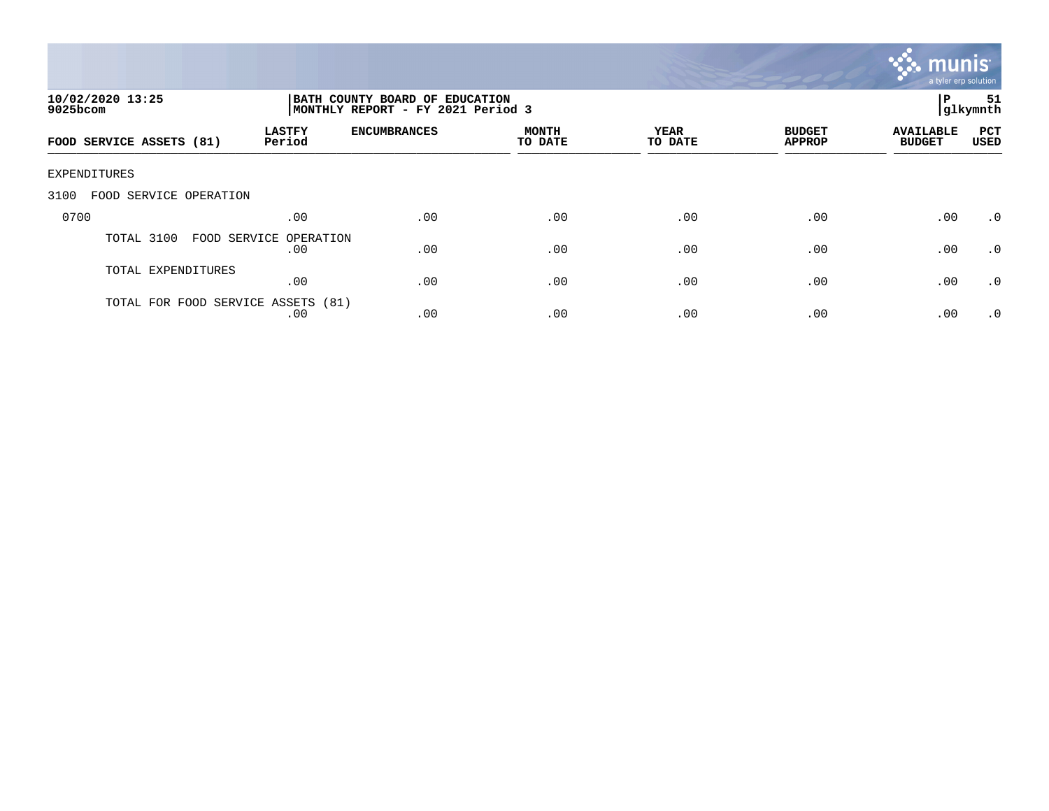**10/02/2020 13:25**
**9025bcom**

**BATH COUNTY BOARD OF EDUCATION**
**MONTHLY REPORT - FY 2021 Period 3**

**P 51**
**glkymnth**

| FOOD SERVICE ASSETS (81) | LASTFY Period | ENCUMBRANCES | MONTH TO DATE | YEAR TO DATE | BUDGET APPROP | AVAILABLE BUDGET | PCT USED |
|---|---|---|---|---|---|---|---|
| EXPENDITURES | | | | | | | |
| 3100 FOOD SERVICE OPERATION | | | | | | | |
| 0700 | .00 | .00 | .00 | .00 | .00 | .00 | .0 |
| TOTAL 3100 FOOD SERVICE OPERATION | .00 | .00 | .00 | .00 | .00 | .00 | .0 |
| TOTAL EXPENDITURES | .00 | .00 | .00 | .00 | .00 | .00 | .0 |
| TOTAL FOR FOOD SERVICE ASSETS (81) | .00 | .00 | .00 | .00 | .00 | .00 | .0 |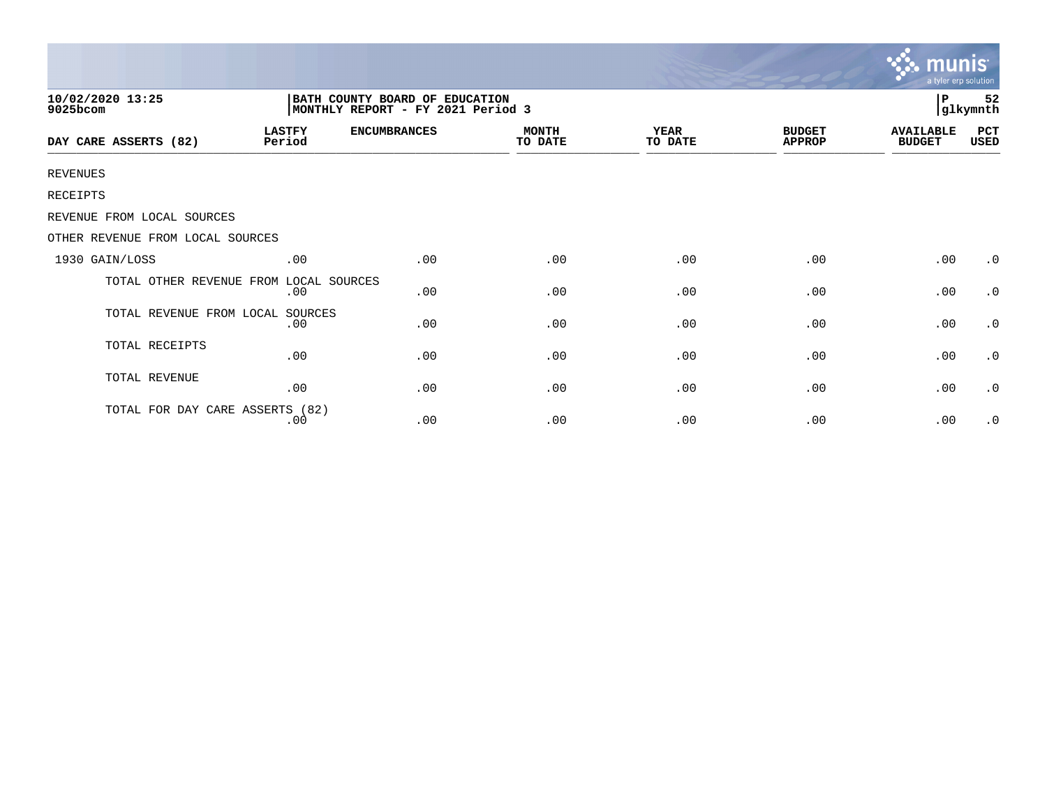10/02/2020 13:25
9025bcom

BATH COUNTY BOARD OF EDUCATION
MONTHLY REPORT - FY 2021 Period 3

P 52
glkymnth

| DAY CARE ASSERTS (82) | LASTFY Period | ENCUMBRANCES | MONTH TO DATE | YEAR TO DATE | BUDGET APPROP | AVAILABLE BUDGET | PCT USED |
|---|---|---|---|---|---|---|---|
| REVENUES | | | | | | | |
| RECEIPTS | | | | | | | |
| REVENUE FROM LOCAL SOURCES | | | | | | | |
| OTHER REVENUE FROM LOCAL SOURCES | | | | | | | |
| 1930 GAIN/LOSS | .00 | .00 | .00 | .00 | .00 | .00 | .0 |
| TOTAL OTHER REVENUE FROM LOCAL SOURCES | .00 | .00 | .00 | .00 | .00 | .00 | .0 |
| TOTAL REVENUE FROM LOCAL SOURCES | .00 | .00 | .00 | .00 | .00 | .00 | .0 |
| TOTAL RECEIPTS | .00 | .00 | .00 | .00 | .00 | .00 | .0 |
| TOTAL REVENUE | .00 | .00 | .00 | .00 | .00 | .00 | .0 |
| TOTAL FOR DAY CARE ASSERTS (82) | .00 | .00 | .00 | .00 | .00 | .00 | .0 |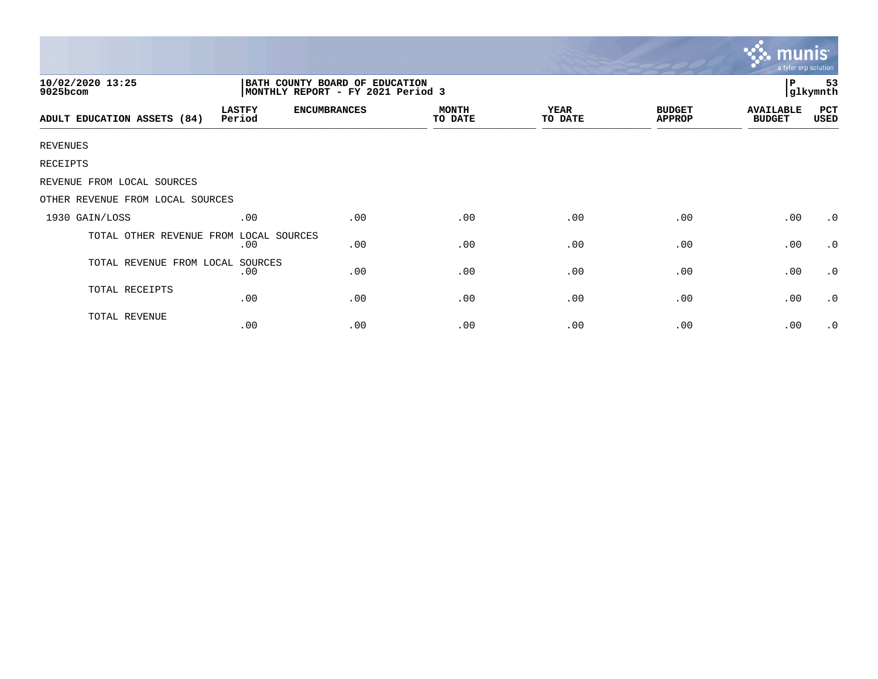10/02/2020 13:25
9025bcom

BATH COUNTY BOARD OF EDUCATION
MONTHLY REPORT - FY 2021 Period 3

P 53
glkymnth

| ADULT EDUCATION ASSETS (84) | LASTFY Period | ENCUMBRANCES | MONTH TO DATE | YEAR TO DATE | BUDGET APPROP | AVAILABLE BUDGET | PCT USED |
|---|---|---|---|---|---|---|---|
| REVENUES | | | | | | | |
| RECEIPTS | | | | | | | |
| REVENUE FROM LOCAL SOURCES | | | | | | | |
| OTHER REVENUE FROM LOCAL SOURCES | | | | | | | |
| 1930 GAIN/LOSS | .00 | .00 | .00 | .00 | .00 | .00 | .0 |
| TOTAL OTHER REVENUE FROM LOCAL SOURCES | .00 | .00 | .00 | .00 | .00 | .00 | .0 |
| TOTAL REVENUE FROM LOCAL SOURCES | .00 | .00 | .00 | .00 | .00 | .00 | .0 |
| TOTAL RECEIPTS | .00 | .00 | .00 | .00 | .00 | .00 | .0 |
| TOTAL REVENUE | .00 | .00 | .00 | .00 | .00 | .00 | .0 |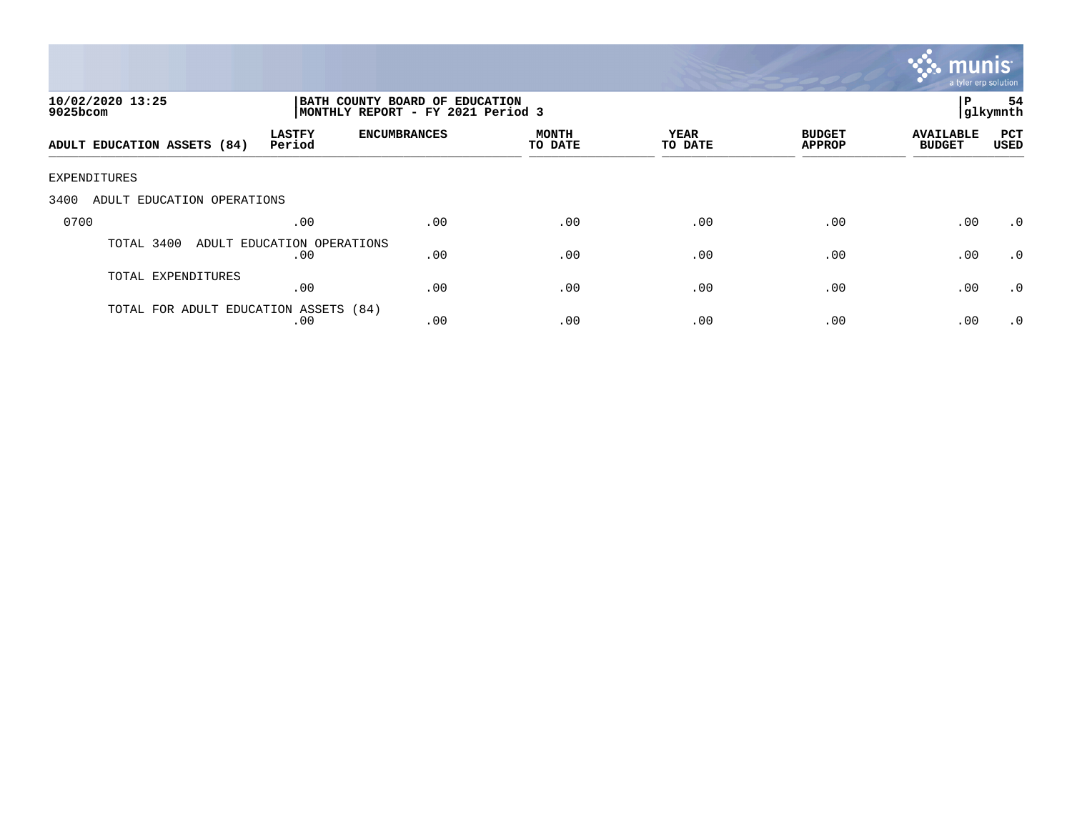10/02/2020 13:25
9025bcom

BATH COUNTY BOARD OF EDUCATION
MONTHLY REPORT - FY 2021 Period 3

P 54
glkymnth

| ADULT EDUCATION ASSETS (84) | LASTFY Period | ENCUMBRANCES | MONTH TO DATE | YEAR TO DATE | BUDGET APPROP | AVAILABLE BUDGET | PCT USED |
|---|---|---|---|---|---|---|---|
| EXPENDITURES | | | | | | | |
| 3400 ADULT EDUCATION OPERATIONS | | | | | | | |
| 0700 | .00 | .00 | .00 | .00 | .00 | .00 | .0 |
| TOTAL 3400 ADULT EDUCATION OPERATIONS | .00 | .00 | .00 | .00 | .00 | .00 | .0 |
| TOTAL EXPENDITURES | .00 | .00 | .00 | .00 | .00 | .00 | .0 |
| TOTAL FOR ADULT EDUCATION ASSETS (84) | .00 | .00 | .00 | .00 | .00 | .00 | .0 |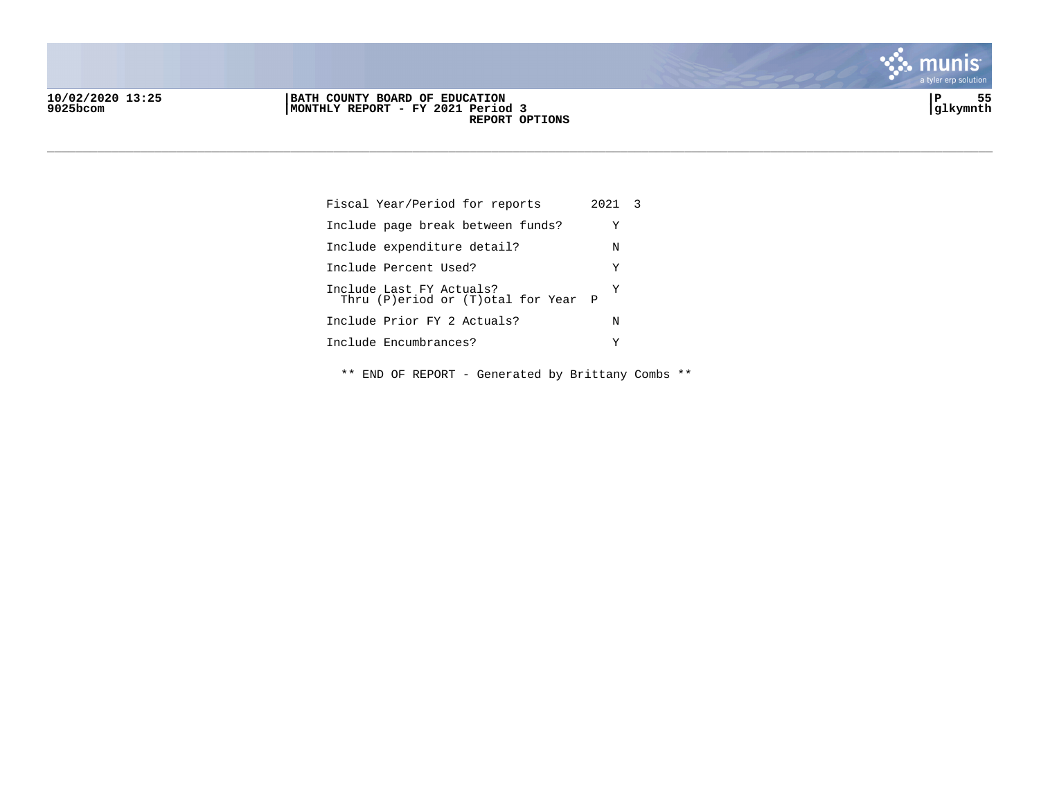**BATH COUNTY BOARD OF EDUCATION**
**MONTHLY REPORT - FY 2021 Period 3**
**REPORT OPTIONS**

| | |
|---|---|
| Fiscal Year/Period for reports | 2021 3 |
| Include page break between funds? | Y |
| Include expenditure detail? | N |
| Include Percent Used? | Y |
| Include Last FY Actuals? | Y |
| Thru (P)eriod or (T)otal for Year | P |
| Include Prior FY 2 Actuals? | N |
| Include Encumbrances? | Y |

** END OF REPORT - Generated by Brittany Combs **